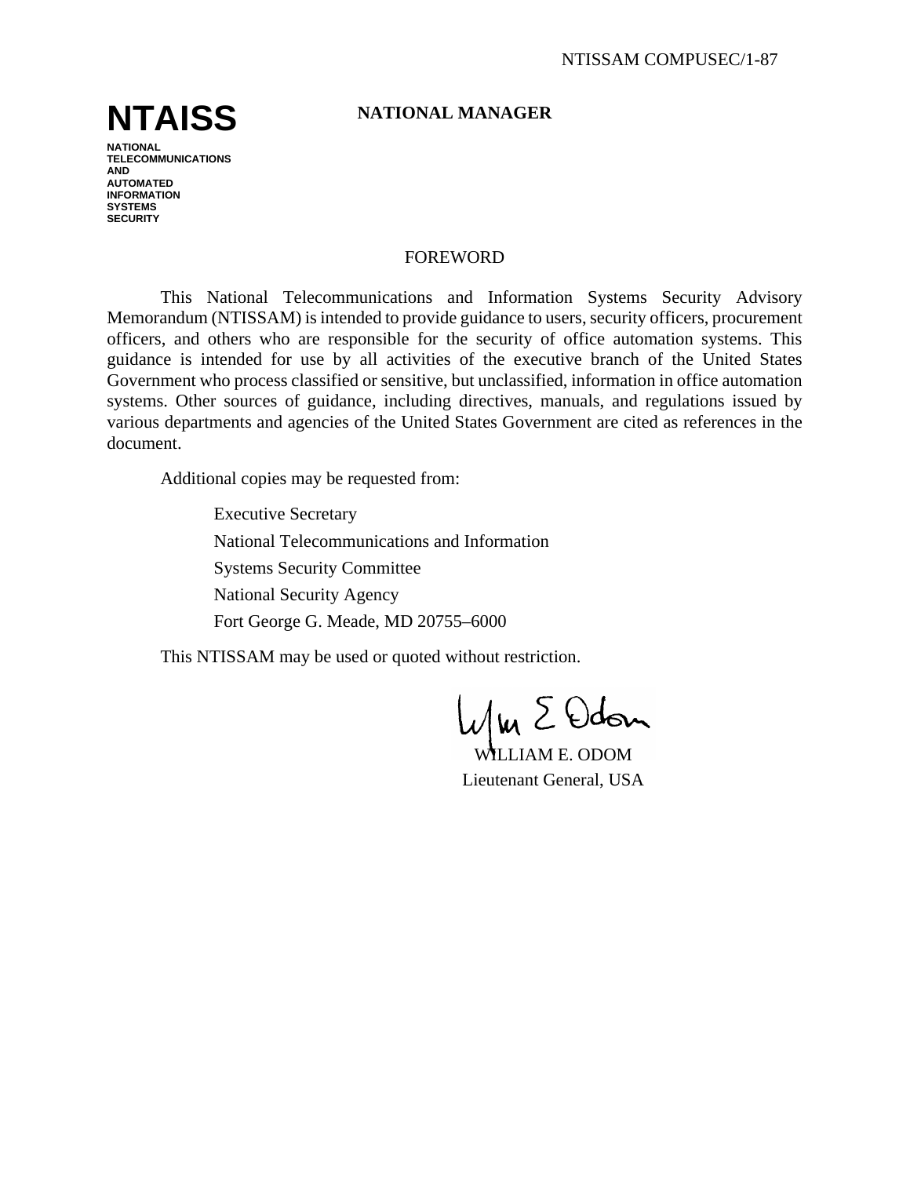NTISSAM COMPUSEC/1-87

# NTAISS

**NATIONAL TELECOMMUNICATIONS AND AUTOMATED INFORMATION SYSTEMS SECURITY**

**NATIONAL MANAGER**

## FOREWORD

This National Telecommunications and Information Systems Security Advisory Memorandum (NTISSAM) is intended to provide guidance to users, security officers, procurement officers, and others who are responsible for the security of office automation systems. This guidance is intended for use by all activities of the executive branch of the United States Government who process classified or sensitive, but unclassified, information in office automation systems. Other sources of guidance, including directives, manuals, and regulations issued by various departments and agencies of the United States Government are cited as references in the document.

Additional copies may be requested from:

Executive Secretary
National Telecommunications and Information
Systems Security Committee
National Security Agency
Fort George G. Meade, MD 20755–6000

This NTISSAM may be used or quoted without restriction.

WILLIAM E. ODOM
Lieutenant General, USA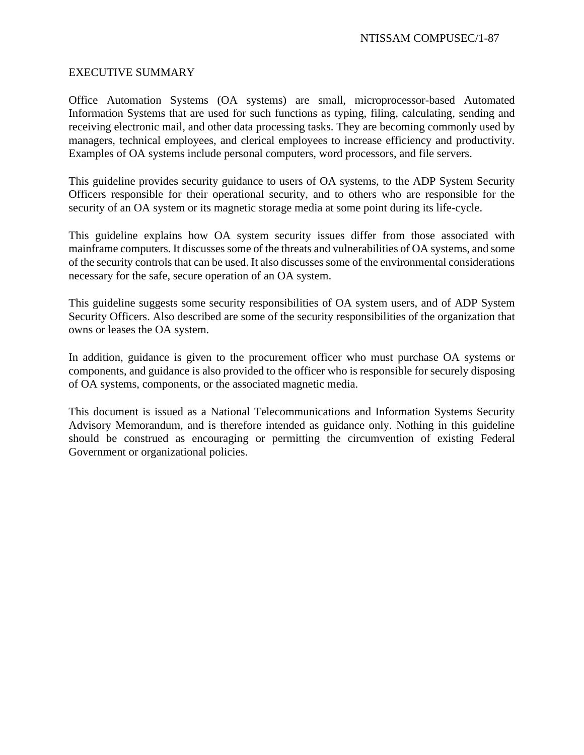## EXECUTIVE SUMMARY

Office Automation Systems (OA systems) are small, microprocessor-based Automated Information Systems that are used for such functions as typing, filing, calculating, sending and receiving electronic mail, and other data processing tasks. They are becoming commonly used by managers, technical employees, and clerical employees to increase efficiency and productivity. Examples of OA systems include personal computers, word processors, and file servers.

This guideline provides security guidance to users of OA systems, to the ADP System Security Officers responsible for their operational security, and to others who are responsible for the security of an OA system or its magnetic storage media at some point during its life-cycle.

This guideline explains how OA system security issues differ from those associated with mainframe computers. It discusses some of the threats and vulnerabilities of OA systems, and some of the security controls that can be used. It also discusses some of the environmental considerations necessary for the safe, secure operation of an OA system.

This guideline suggests some security responsibilities of OA system users, and of ADP System Security Officers. Also described are some of the security responsibilities of the organization that owns or leases the OA system.

In addition, guidance is given to the procurement officer who must purchase OA systems or components, and guidance is also provided to the officer who is responsible for securely disposing of OA systems, components, or the associated magnetic media.

This document is issued as a National Telecommunications and Information Systems Security Advisory Memorandum, and is therefore intended as guidance only. Nothing in this guideline should be construed as encouraging or permitting the circumvention of existing Federal Government or organizational policies.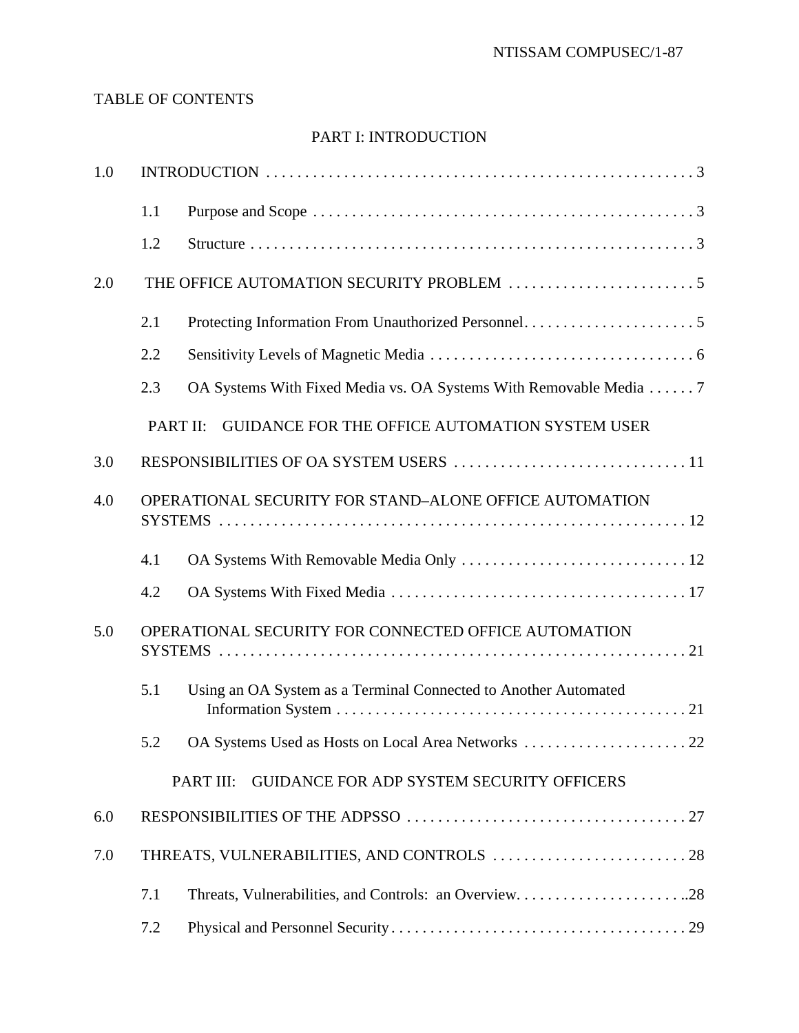TABLE OF CONTENTS

PART I: INTRODUCTION

1.0 INTRODUCTION . . . . . . . . . . . . . . . . . . . . . . . . . . . . . . . . . . . . . . . . . . . . . . . . . . . . . . 3

- 1.1 Purpose and Scope . . . . . . . . . . . . . . . . . . . . . . . . . . . . . . . . . . . . . . . . . . . . . . . . 3
- 1.2 Structure . . . . . . . . . . . . . . . . . . . . . . . . . . . . . . . . . . . . . . . . . . . . . . . . . . . . . . . 3

2.0 THE OFFICE AUTOMATION SECURITY PROBLEM . . . . . . . . . . . . . . . . . . . . . . . . . 5

- 2.1 Protecting Information From Unauthorized Personnel. . . . . . . . . . . . . . . . . . . . . . . 5
- 2.2 Sensitivity Levels of Magnetic Media . . . . . . . . . . . . . . . . . . . . . . . . . . . . . . . . . . 6
- 2.3 OA Systems With Fixed Media vs. OA Systems With Removable Media . . . . . . 7

PART II: GUIDANCE FOR THE OFFICE AUTOMATION SYSTEM USER

3.0 RESPONSIBILITIES OF OA SYSTEM USERS . . . . . . . . . . . . . . . . . . . . . . . . . . . . . . 11

4.0 OPERATIONAL SECURITY FOR STAND–ALONE OFFICE AUTOMATION SYSTEMS . . . . . . . . . . . . . . . . . . . . . . . . . . . . . . . . . . . . . . . . . . . . . . . . . . . . . . . . . . . . 12

- 4.1 OA Systems With Removable Media Only . . . . . . . . . . . . . . . . . . . . . . . . . . . . . 12
- 4.2 OA Systems With Fixed Media . . . . . . . . . . . . . . . . . . . . . . . . . . . . . . . . . . . . . . 17

5.0 OPERATIONAL SECURITY FOR CONNECTED OFFICE AUTOMATION SYSTEMS . . . . . . . . . . . . . . . . . . . . . . . . . . . . . . . . . . . . . . . . . . . . . . . . . . . . . . . . . . . . 21

- 5.1 Using an OA System as a Terminal Connected to Another Automated Information System . . . . . . . . . . . . . . . . . . . . . . . . . . . . . . . . . . . . . . . . . . . . . . 21
- 5.2 OA Systems Used as Hosts on Local Area Networks . . . . . . . . . . . . . . . . . . . . . 22

PART III: GUIDANCE FOR ADP SYSTEM SECURITY OFFICERS

6.0 RESPONSIBILITIES OF THE ADPSSO . . . . . . . . . . . . . . . . . . . . . . . . . . . . . . . . . . . . 27

7.0 THREATS, VULNERABILITIES, AND CONTROLS . . . . . . . . . . . . . . . . . . . . . . . . . . 28

- 7.1 Threats, Vulnerabilities, and Controls: an Overview. . . . . . . . . . . . . . . . . . . . . . ..28
- 7.2 Physical and Personnel Security . . . . . . . . . . . . . . . . . . . . . . . . . . . . . . . . . . . . . . 29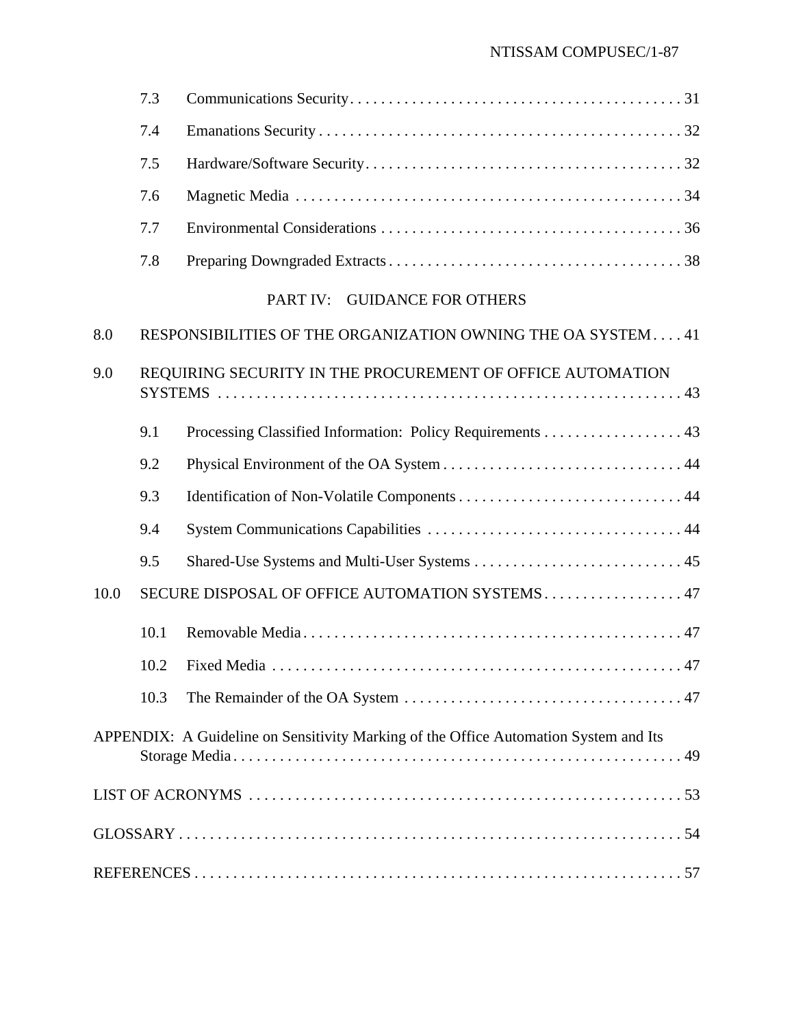| | | |
|---|---|---|
| 7.3 | Communications Security | 31 |
| 7.4 | Emanations Security | 32 |
| 7.5 | Hardware/Software Security | 32 |
| 7.6 | Magnetic Media | 34 |
| 7.7 | Environmental Considerations | 36 |
| 7.8 | Preparing Downgraded Extracts | 38 |

PART IV: GUIDANCE FOR OTHERS

| | | |
|---|---|---|
| 8.0 | RESPONSIBILITIES OF THE ORGANIZATION OWNING THE OA SYSTEM | 41 |
| 9.0 | REQUIRING SECURITY IN THE PROCUREMENT OF OFFICE AUTOMATION SYSTEMS | 43 |
| 9.1 | Processing Classified Information: Policy Requirements | 43 |
| 9.2 | Physical Environment of the OA System | 44 |
| 9.3 | Identification of Non-Volatile Components | 44 |
| 9.4 | System Communications Capabilities | 44 |
| 9.5 | Shared-Use Systems and Multi-User Systems | 45 |
| 10.0 | SECURE DISPOSAL OF OFFICE AUTOMATION SYSTEMS | 47 |
| 10.1 | Removable Media | 47 |
| 10.2 | Fixed Media | 47 |
| 10.3 | The Remainder of the OA System | 47 |
| APPENDIX: | A Guideline on Sensitivity Marking of the Office Automation System and Its Storage Media | 49 |
| LIST OF ACRONYMS | | 53 |
| GLOSSARY | | 54 |
| REFERENCES | | 57 |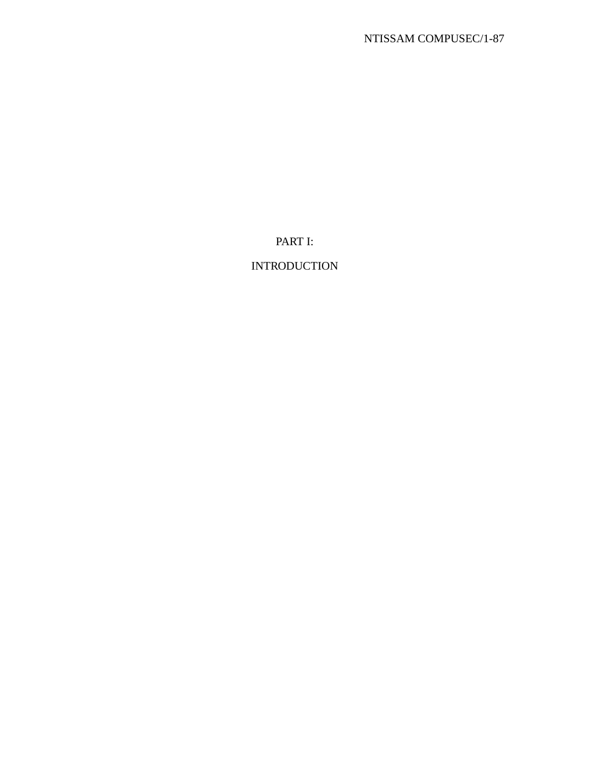# PART I:

# INTRODUCTION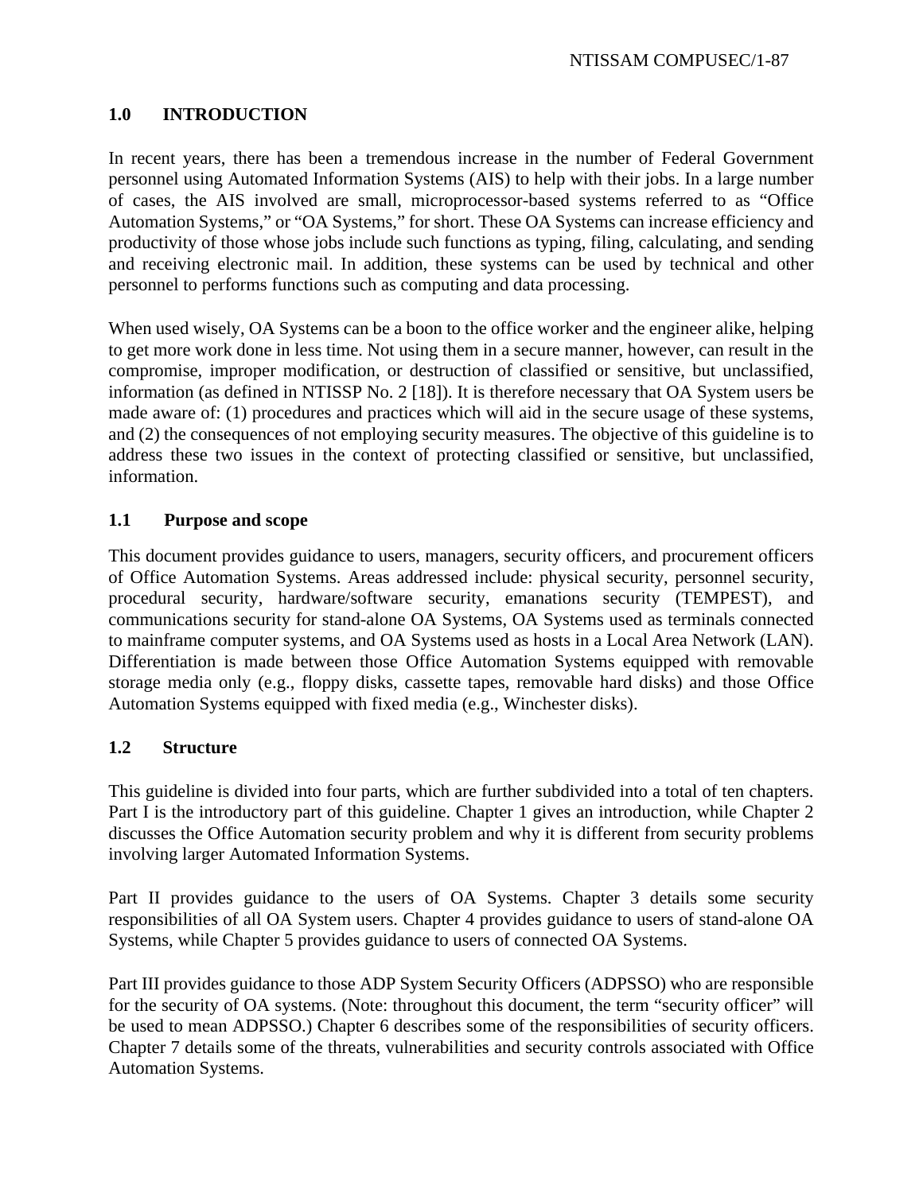## 1.0 INTRODUCTION

In recent years, there has been a tremendous increase in the number of Federal Government personnel using Automated Information Systems (AIS) to help with their jobs. In a large number of cases, the AIS involved are small, microprocessor-based systems referred to as “Office Automation Systems,” or “OA Systems,” for short. These OA Systems can increase efficiency and productivity of those whose jobs include such functions as typing, filing, calculating, and sending and receiving electronic mail. In addition, these systems can be used by technical and other personnel to performs functions such as computing and data processing.

When used wisely, OA Systems can be a boon to the office worker and the engineer alike, helping to get more work done in less time. Not using them in a secure manner, however, can result in the compromise, improper modification, or destruction of classified or sensitive, but unclassified, information (as defined in NTISSP No. 2 [18]). It is therefore necessary that OA System users be made aware of: (1) procedures and practices which will aid in the secure usage of these systems, and (2) the consequences of not employing security measures. The objective of this guideline is to address these two issues in the context of protecting classified or sensitive, but unclassified, information.

### 1.1 Purpose and scope

This document provides guidance to users, managers, security officers, and procurement officers of Office Automation Systems. Areas addressed include: physical security, personnel security, procedural security, hardware/software security, emanations security (TEMPEST), and communications security for stand-alone OA Systems, OA Systems used as terminals connected to mainframe computer systems, and OA Systems used as hosts in a Local Area Network (LAN). Differentiation is made between those Office Automation Systems equipped with removable storage media only (e.g., floppy disks, cassette tapes, removable hard disks) and those Office Automation Systems equipped with fixed media (e.g., Winchester disks).

### 1.2 Structure

This guideline is divided into four parts, which are further subdivided into a total of ten chapters. Part I is the introductory part of this guideline. Chapter 1 gives an introduction, while Chapter 2 discusses the Office Automation security problem and why it is different from security problems involving larger Automated Information Systems.

Part II provides guidance to the users of OA Systems. Chapter 3 details some security responsibilities of all OA System users. Chapter 4 provides guidance to users of stand-alone OA Systems, while Chapter 5 provides guidance to users of connected OA Systems.

Part III provides guidance to those ADP System Security Officers (ADPSSO) who are responsible for the security of OA systems. (Note: throughout this document, the term “security officer” will be used to mean ADPSSO.) Chapter 6 describes some of the responsibilities of security officers. Chapter 7 details some of the threats, vulnerabilities and security controls associated with Office Automation Systems.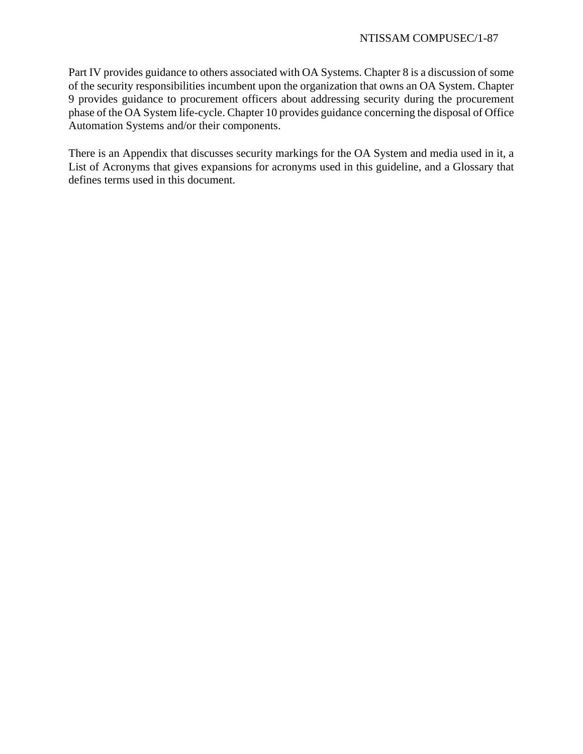Part IV provides guidance to others associated with OA Systems. Chapter 8 is a discussion of some of the security responsibilities incumbent upon the organization that owns an OA System. Chapter 9 provides guidance to procurement officers about addressing security during the procurement phase of the OA System life-cycle. Chapter 10 provides guidance concerning the disposal of Office Automation Systems and/or their components.

There is an Appendix that discusses security markings for the OA System and media used in it, a List of Acronyms that gives expansions for acronyms used in this guideline, and a Glossary that defines terms used in this document.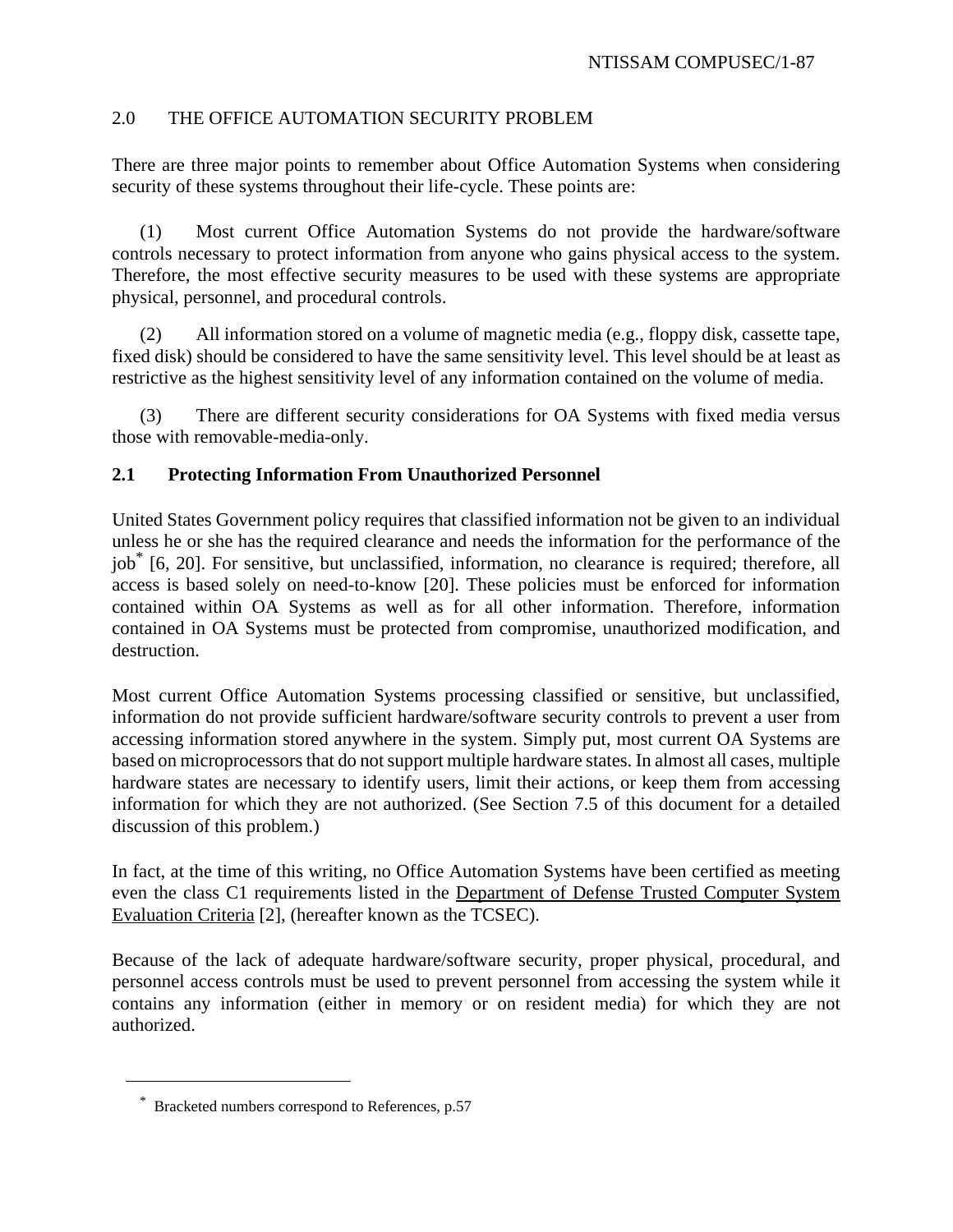## 2.0 THE OFFICE AUTOMATION SECURITY PROBLEM

There are three major points to remember about Office Automation Systems when considering security of these systems throughout their life-cycle. These points are:

(1) Most current Office Automation Systems do not provide the hardware/software controls necessary to protect information from anyone who gains physical access to the system. Therefore, the most effective security measures to be used with these systems are appropriate physical, personnel, and procedural controls.

(2) All information stored on a volume of magnetic media (e.g., floppy disk, cassette tape, fixed disk) should be considered to have the same sensitivity level. This level should be at least as restrictive as the highest sensitivity level of any information contained on the volume of media.

(3) There are different security considerations for OA Systems with fixed media versus those with removable-media-only.

### 2.1 Protecting Information From Unauthorized Personnel

United States Government policy requires that classified information not be given to an individual unless he or she has the required clearance and needs the information for the performance of the job* [6, 20]. For sensitive, but unclassified, information, no clearance is required; therefore, all access is based solely on need-to-know [20]. These policies must be enforced for information contained within OA Systems as well as for all other information. Therefore, information contained in OA Systems must be protected from compromise, unauthorized modification, and destruction.

Most current Office Automation Systems processing classified or sensitive, but unclassified, information do not provide sufficient hardware/software security controls to prevent a user from accessing information stored anywhere in the system. Simply put, most current OA Systems are based on microprocessors that do not support multiple hardware states. In almost all cases, multiple hardware states are necessary to identify users, limit their actions, or keep them from accessing information for which they are not authorized. (See Section 7.5 of this document for a detailed discussion of this problem.)

In fact, at the time of this writing, no Office Automation Systems have been certified as meeting even the class C1 requirements listed in the Department of Defense Trusted Computer System Evaluation Criteria [2], (hereafter known as the TCSEC).

Because of the lack of adequate hardware/software security, proper physical, procedural, and personnel access controls must be used to prevent personnel from accessing the system while it contains any information (either in memory or on resident media) for which they are not authorized.

---

* Bracketed numbers correspond to References, p.57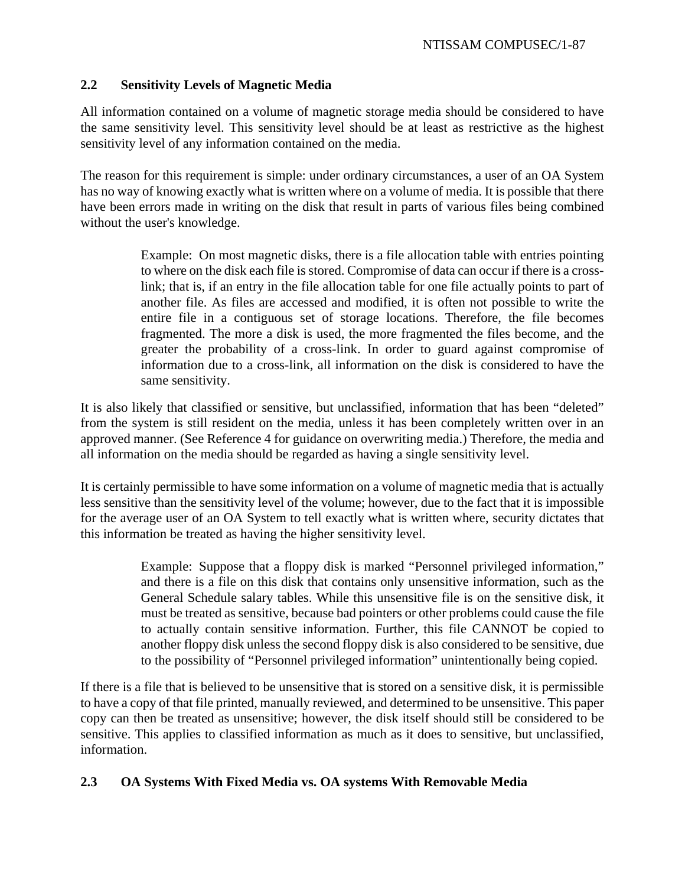## 2.2 Sensitivity Levels of Magnetic Media

All information contained on a volume of magnetic storage media should be considered to have the same sensitivity level. This sensitivity level should be at least as restrictive as the highest sensitivity level of any information contained on the media.

The reason for this requirement is simple: under ordinary circumstances, a user of an OA System has no way of knowing exactly what is written where on a volume of media. It is possible that there have been errors made in writing on the disk that result in parts of various files being combined without the user's knowledge.

> Example: On most magnetic disks, there is a file allocation table with entries pointing to where on the disk each file is stored. Compromise of data can occur if there is a cross-link; that is, if an entry in the file allocation table for one file actually points to part of another file. As files are accessed and modified, it is often not possible to write the entire file in a contiguous set of storage locations. Therefore, the file becomes fragmented. The more a disk is used, the more fragmented the files become, and the greater the probability of a cross-link. In order to guard against compromise of information due to a cross-link, all information on the disk is considered to have the same sensitivity.

It is also likely that classified or sensitive, but unclassified, information that has been "deleted" from the system is still resident on the media, unless it has been completely written over in an approved manner. (See Reference 4 for guidance on overwriting media.) Therefore, the media and all information on the media should be regarded as having a single sensitivity level.

It is certainly permissible to have some information on a volume of magnetic media that is actually less sensitive than the sensitivity level of the volume; however, due to the fact that it is impossible for the average user of an OA System to tell exactly what is written where, security dictates that this information be treated as having the higher sensitivity level.

> Example: Suppose that a floppy disk is marked "Personnel privileged information," and there is a file on this disk that contains only unsensitive information, such as the General Schedule salary tables. While this unsensitive file is on the sensitive disk, it must be treated as sensitive, because bad pointers or other problems could cause the file to actually contain sensitive information. Further, this file CANNOT be copied to another floppy disk unless the second floppy disk is also considered to be sensitive, due to the possibility of "Personnel privileged information" unintentionally being copied.

If there is a file that is believed to be unsensitive that is stored on a sensitive disk, it is permissible to have a copy of that file printed, manually reviewed, and determined to be unsensitive. This paper copy can then be treated as unsensitive; however, the disk itself should still be considered to be sensitive. This applies to classified information as much as it does to sensitive, but unclassified, information.

## 2.3 OA Systems With Fixed Media vs. OA systems With Removable Media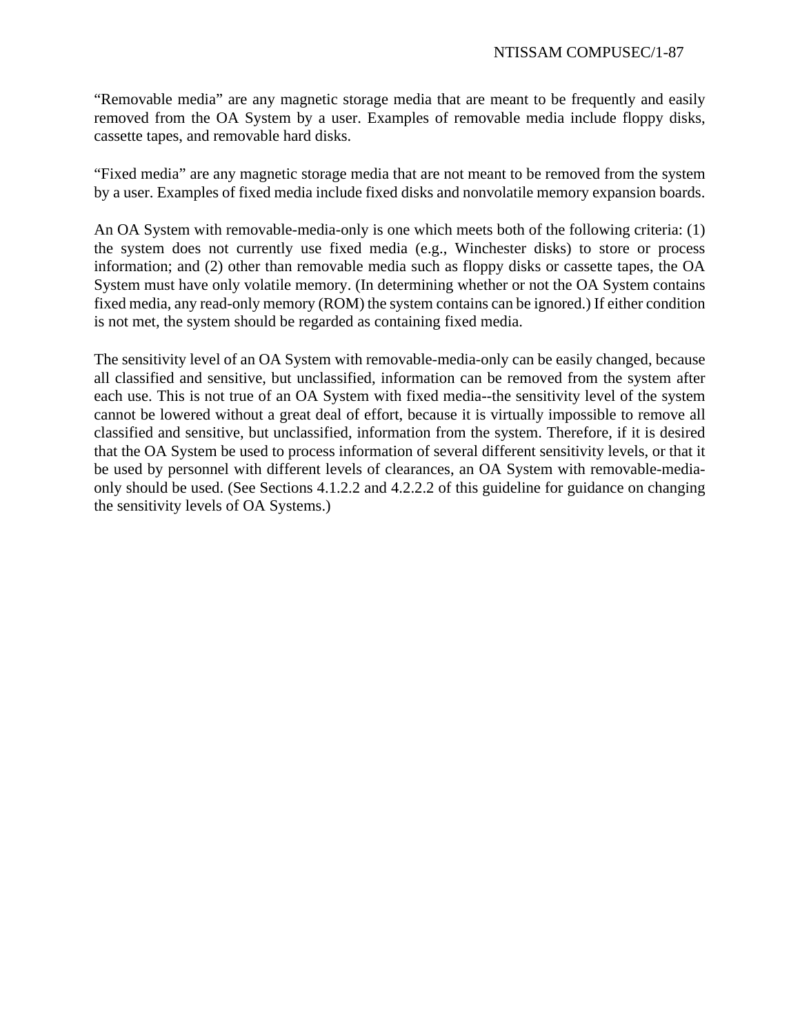"Removable media" are any magnetic storage media that are meant to be frequently and easily removed from the OA System by a user. Examples of removable media include floppy disks, cassette tapes, and removable hard disks.

"Fixed media" are any magnetic storage media that are not meant to be removed from the system by a user. Examples of fixed media include fixed disks and nonvolatile memory expansion boards.

An OA System with removable-media-only is one which meets both of the following criteria: (1) the system does not currently use fixed media (e.g., Winchester disks) to store or process information; and (2) other than removable media such as floppy disks or cassette tapes, the OA System must have only volatile memory. (In determining whether or not the OA System contains fixed media, any read-only memory (ROM) the system contains can be ignored.) If either condition is not met, the system should be regarded as containing fixed media.

The sensitivity level of an OA System with removable-media-only can be easily changed, because all classified and sensitive, but unclassified, information can be removed from the system after each use. This is not true of an OA System with fixed media--the sensitivity level of the system cannot be lowered without a great deal of effort, because it is virtually impossible to remove all classified and sensitive, but unclassified, information from the system. Therefore, if it is desired that the OA System be used to process information of several different sensitivity levels, or that it be used by personnel with different levels of clearances, an OA System with removable-media-only should be used. (See Sections 4.1.2.2 and 4.2.2.2 of this guideline for guidance on changing the sensitivity levels of OA Systems.)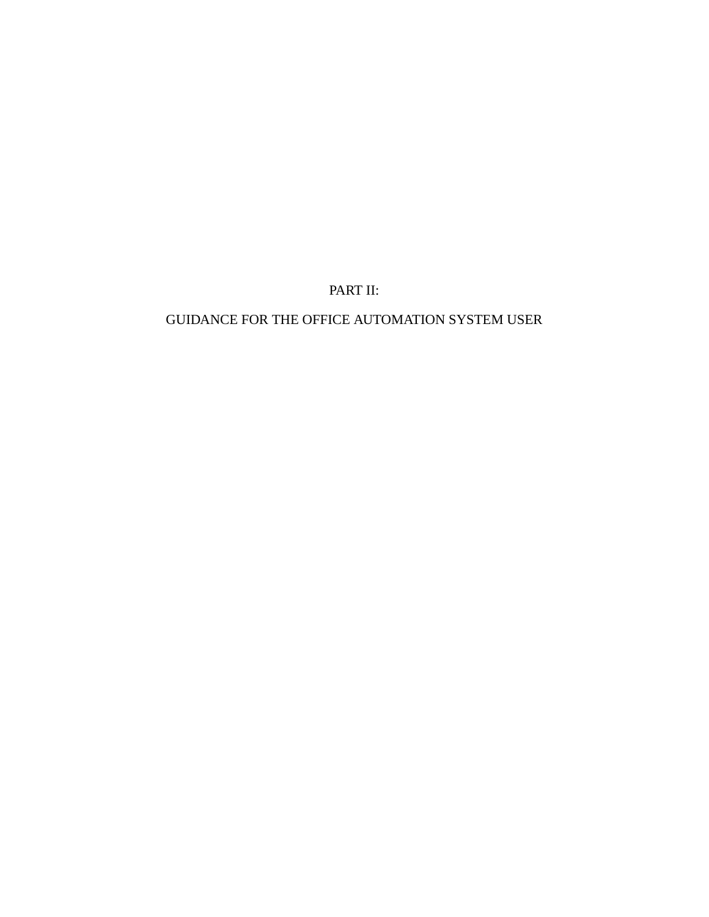# PART II:

# GUIDANCE FOR THE OFFICE AUTOMATION SYSTEM USER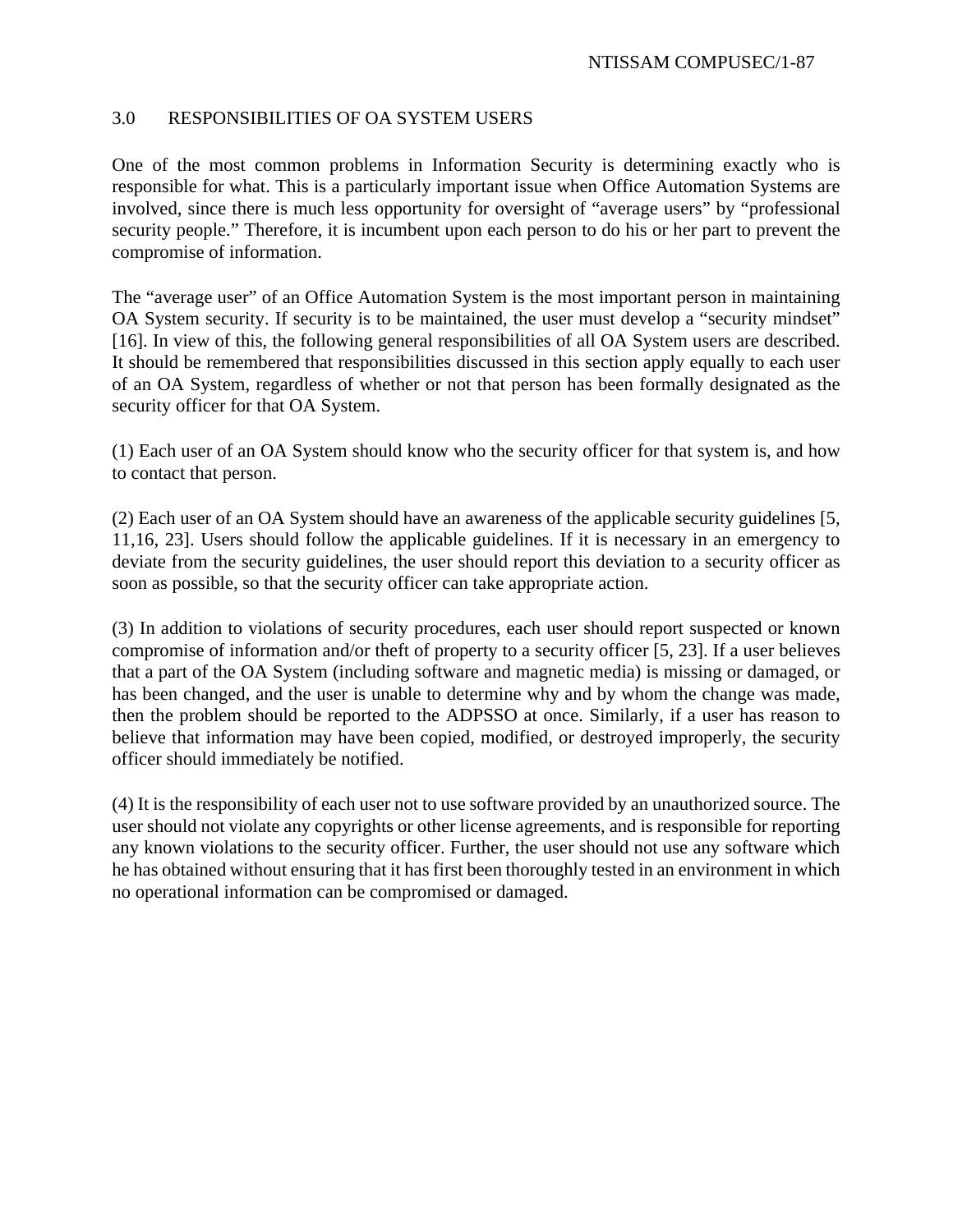## 3.0 RESPONSIBILITIES OF OA SYSTEM USERS

One of the most common problems in Information Security is determining exactly who is responsible for what. This is a particularly important issue when Office Automation Systems are involved, since there is much less opportunity for oversight of "average users" by "professional security people." Therefore, it is incumbent upon each person to do his or her part to prevent the compromise of information.

The "average user" of an Office Automation System is the most important person in maintaining OA System security. If security is to be maintained, the user must develop a "security mindset" [16]. In view of this, the following general responsibilities of all OA System users are described. It should be remembered that responsibilities discussed in this section apply equally to each user of an OA System, regardless of whether or not that person has been formally designated as the security officer for that OA System.

(1) Each user of an OA System should know who the security officer for that system is, and how to contact that person.

(2) Each user of an OA System should have an awareness of the applicable security guidelines [5, 11,16, 23]. Users should follow the applicable guidelines. If it is necessary in an emergency to deviate from the security guidelines, the user should report this deviation to a security officer as soon as possible, so that the security officer can take appropriate action.

(3) In addition to violations of security procedures, each user should report suspected or known compromise of information and/or theft of property to a security officer [5, 23]. If a user believes that a part of the OA System (including software and magnetic media) is missing or damaged, or has been changed, and the user is unable to determine why and by whom the change was made, then the problem should be reported to the ADPSSO at once. Similarly, if a user has reason to believe that information may have been copied, modified, or destroyed improperly, the security officer should immediately be notified.

(4) It is the responsibility of each user not to use software provided by an unauthorized source. The user should not violate any copyrights or other license agreements, and is responsible for reporting any known violations to the security officer. Further, the user should not use any software which he has obtained without ensuring that it has first been thoroughly tested in an environment in which no operational information can be compromised or damaged.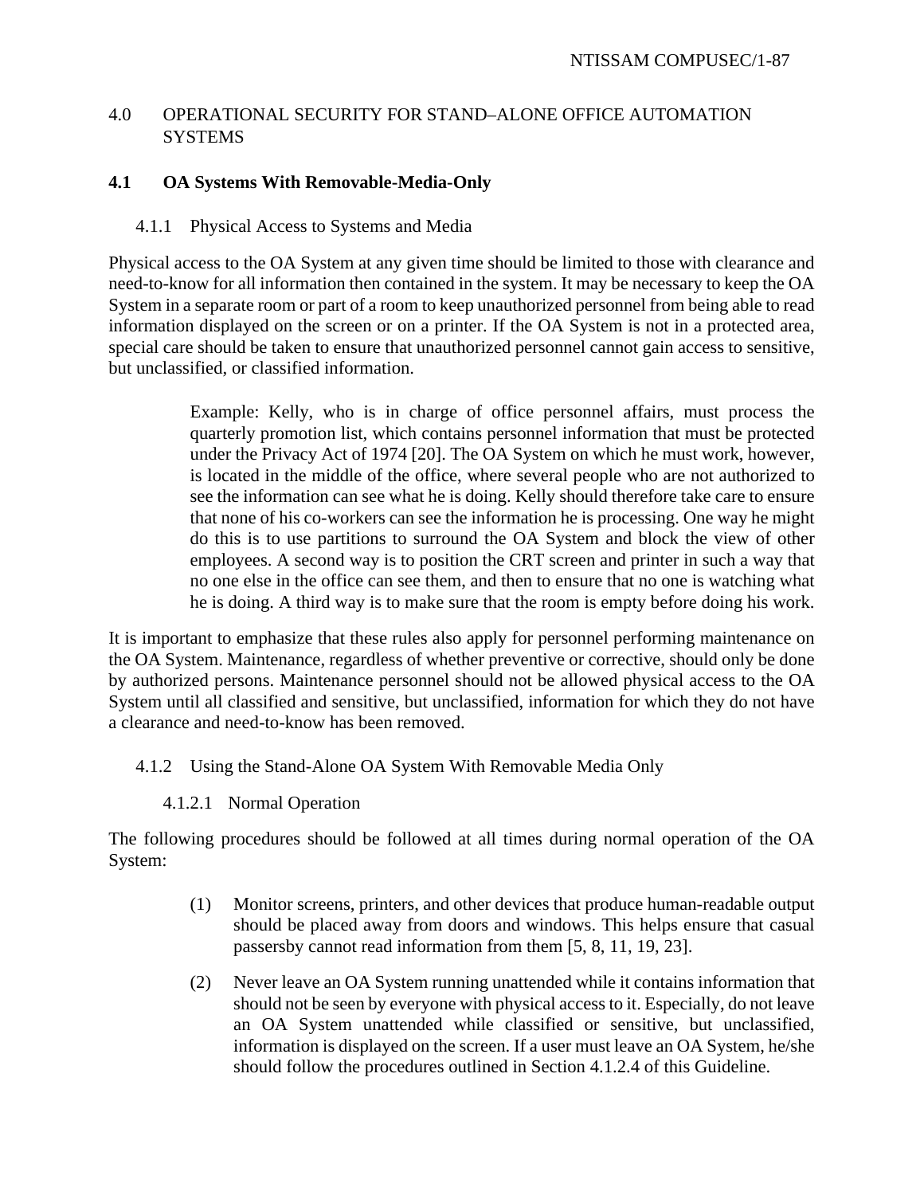# 4.0 OPERATIONAL SECURITY FOR STAND–ALONE OFFICE AUTOMATION SYSTEMS

## 4.1 OA Systems With Removable-Media-Only

### 4.1.1 Physical Access to Systems and Media

Physical access to the OA System at any given time should be limited to those with clearance and need-to-know for all information then contained in the system. It may be necessary to keep the OA System in a separate room or part of a room to keep unauthorized personnel from being able to read information displayed on the screen or on a printer. If the OA System is not in a protected area, special care should be taken to ensure that unauthorized personnel cannot gain access to sensitive, but unclassified, or classified information.

> Example: Kelly, who is in charge of office personnel affairs, must process the quarterly promotion list, which contains personnel information that must be protected under the Privacy Act of 1974 [20]. The OA System on which he must work, however, is located in the middle of the office, where several people who are not authorized to see the information can see what he is doing. Kelly should therefore take care to ensure that none of his co-workers can see the information he is processing. One way he might do this is to use partitions to surround the OA System and block the view of other employees. A second way is to position the CRT screen and printer in such a way that no one else in the office can see them, and then to ensure that no one is watching what he is doing. A third way is to make sure that the room is empty before doing his work.

It is important to emphasize that these rules also apply for personnel performing maintenance on the OA System. Maintenance, regardless of whether preventive or corrective, should only be done by authorized persons. Maintenance personnel should not be allowed physical access to the OA System until all classified and sensitive, but unclassified, information for which they do not have a clearance and need-to-know has been removed.

### 4.1.2 Using the Stand-Alone OA System With Removable Media Only

#### 4.1.2.1 Normal Operation

The following procedures should be followed at all times during normal operation of the OA System:

(1) Monitor screens, printers, and other devices that produce human-readable output should be placed away from doors and windows. This helps ensure that casual passersby cannot read information from them [5, 8, 11, 19, 23].

(2) Never leave an OA System running unattended while it contains information that should not be seen by everyone with physical access to it. Especially, do not leave an OA System unattended while classified or sensitive, but unclassified, information is displayed on the screen. If a user must leave an OA System, he/she should follow the procedures outlined in Section 4.1.2.4 of this Guideline.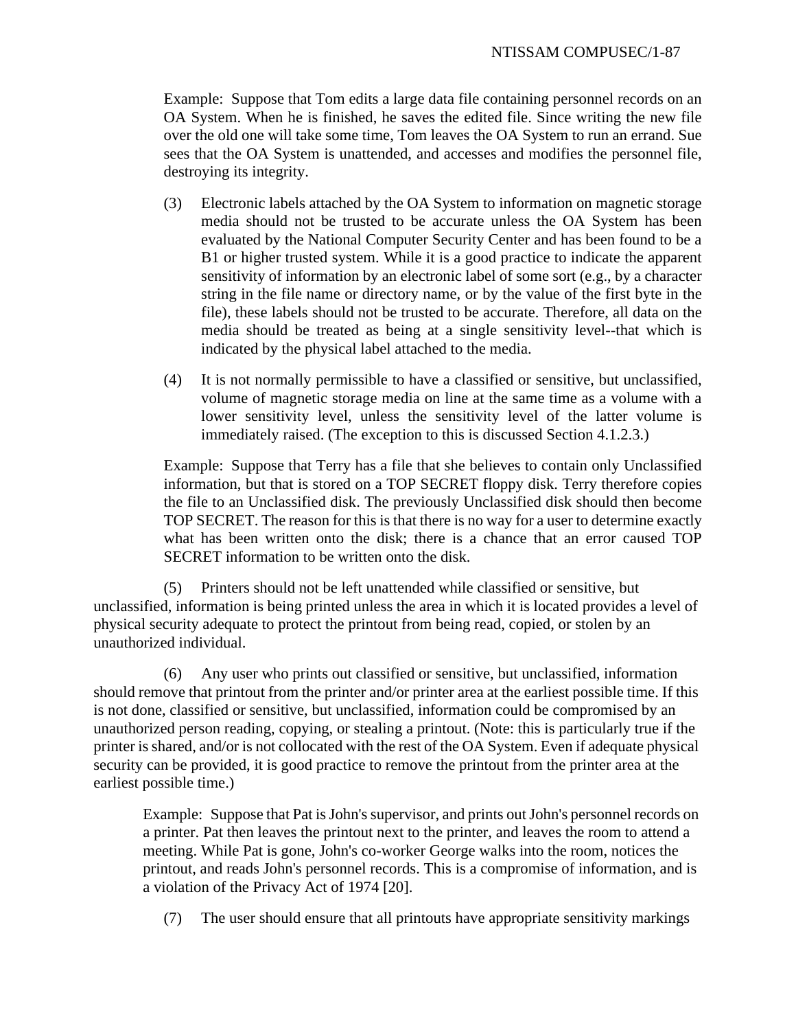Example: Suppose that Tom edits a large data file containing personnel records on an OA System. When he is finished, he saves the edited file. Since writing the new file over the old one will take some time, Tom leaves the OA System to run an errand. Sue sees that the OA System is unattended, and accesses and modifies the personnel file, destroying its integrity.

(3) Electronic labels attached by the OA System to information on magnetic storage media should not be trusted to be accurate unless the OA System has been evaluated by the National Computer Security Center and has been found to be a B1 or higher trusted system. While it is a good practice to indicate the apparent sensitivity of information by an electronic label of some sort (e.g., by a character string in the file name or directory name, or by the value of the first byte in the file), these labels should not be trusted to be accurate. Therefore, all data on the media should be treated as being at a single sensitivity level--that which is indicated by the physical label attached to the media.

(4) It is not normally permissible to have a classified or sensitive, but unclassified, volume of magnetic storage media on line at the same time as a volume with a lower sensitivity level, unless the sensitivity level of the latter volume is immediately raised. (The exception to this is discussed Section 4.1.2.3.)

Example: Suppose that Terry has a file that she believes to contain only Unclassified information, but that is stored on a TOP SECRET floppy disk. Terry therefore copies the file to an Unclassified disk. The previously Unclassified disk should then become TOP SECRET. The reason for this is that there is no way for a user to determine exactly what has been written onto the disk; there is a chance that an error caused TOP SECRET information to be written onto the disk.

(5) Printers should not be left unattended while classified or sensitive, but unclassified, information is being printed unless the area in which it is located provides a level of physical security adequate to protect the printout from being read, copied, or stolen by an unauthorized individual.

(6) Any user who prints out classified or sensitive, but unclassified, information should remove that printout from the printer and/or printer area at the earliest possible time. If this is not done, classified or sensitive, but unclassified, information could be compromised by an unauthorized person reading, copying, or stealing a printout. (Note: this is particularly true if the printer is shared, and/or is not collocated with the rest of the OA System. Even if adequate physical security can be provided, it is good practice to remove the printout from the printer area at the earliest possible time.)

Example: Suppose that Pat is John's supervisor, and prints out John's personnel records on a printer. Pat then leaves the printout next to the printer, and leaves the room to attend a meeting. While Pat is gone, John's co-worker George walks into the room, notices the printout, and reads John's personnel records. This is a compromise of information, and is a violation of the Privacy Act of 1974 [20].

(7) The user should ensure that all printouts have appropriate sensitivity markings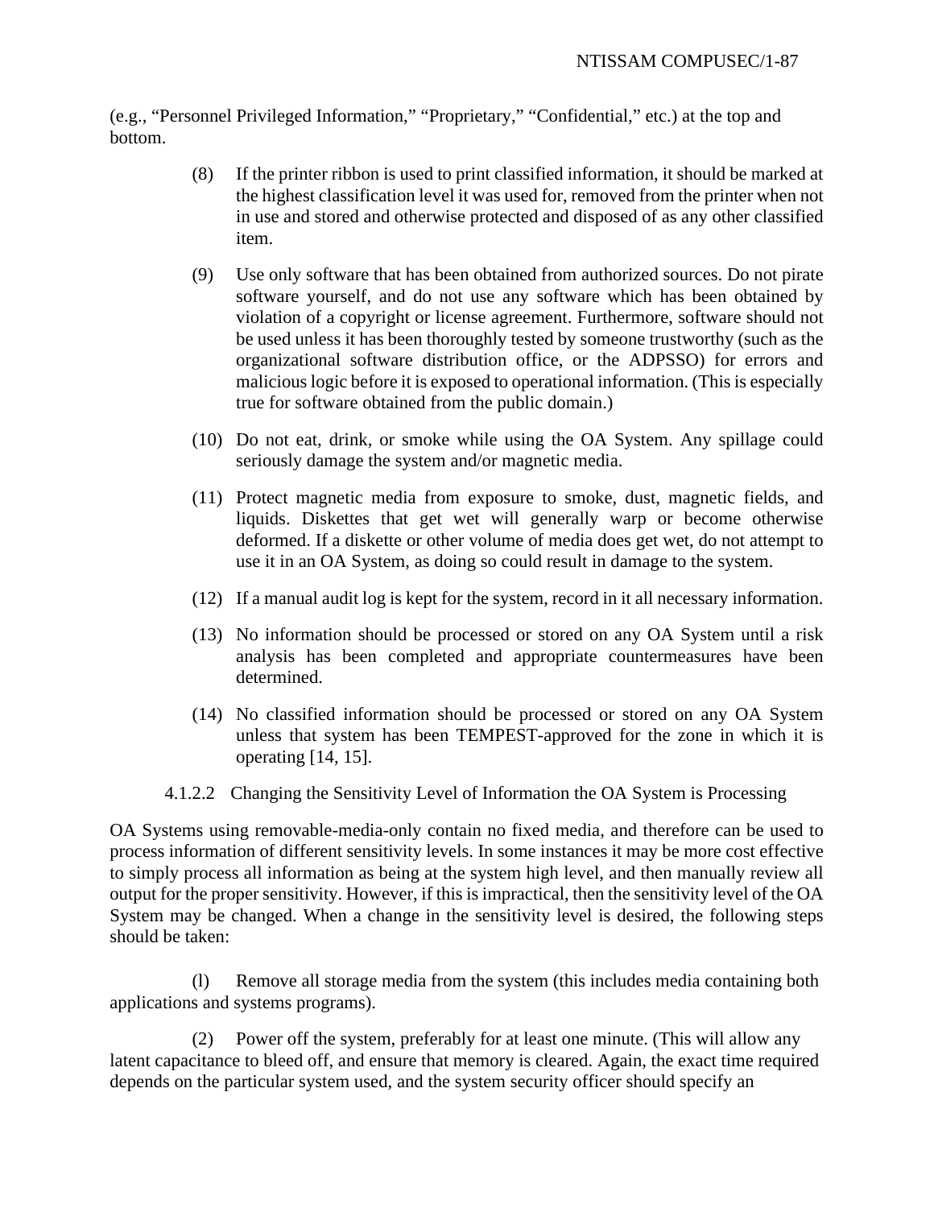(e.g., “Personnel Privileged Information,” “Proprietary,” “Confidential,” etc.) at the top and bottom.

(8) If the printer ribbon is used to print classified information, it should be marked at the highest classification level it was used for, removed from the printer when not in use and stored and otherwise protected and disposed of as any other classified item.

(9) Use only software that has been obtained from authorized sources. Do not pirate software yourself, and do not use any software which has been obtained by violation of a copyright or license agreement. Furthermore, software should not be used unless it has been thoroughly tested by someone trustworthy (such as the organizational software distribution office, or the ADPSSO) for errors and malicious logic before it is exposed to operational information. (This is especially true for software obtained from the public domain.)

(10) Do not eat, drink, or smoke while using the OA System. Any spillage could seriously damage the system and/or magnetic media.

(11) Protect magnetic media from exposure to smoke, dust, magnetic fields, and liquids. Diskettes that get wet will generally warp or become otherwise deformed. If a diskette or other volume of media does get wet, do not attempt to use it in an OA System, as doing so could result in damage to the system.

(12) If a manual audit log is kept for the system, record in it all necessary information.

(13) No information should be processed or stored on any OA System until a risk analysis has been completed and appropriate countermeasures have been determined.

(14) No classified information should be processed or stored on any OA System unless that system has been TEMPEST-approved for the zone in which it is operating [14, 15].

#### 4.1.2.2 Changing the Sensitivity Level of Information the OA System is Processing

OA Systems using removable-media-only contain no fixed media, and therefore can be used to process information of different sensitivity levels. In some instances it may be more cost effective to simply process all information as being at the system high level, and then manually review all output for the proper sensitivity. However, if this is impractical, then the sensitivity level of the OA System may be changed. When a change in the sensitivity level is desired, the following steps should be taken:

(l) Remove all storage media from the system (this includes media containing both applications and systems programs).

(2) Power off the system, preferably for at least one minute. (This will allow any latent capacitance to bleed off, and ensure that memory is cleared. Again, the exact time required depends on the particular system used, and the system security officer should specify an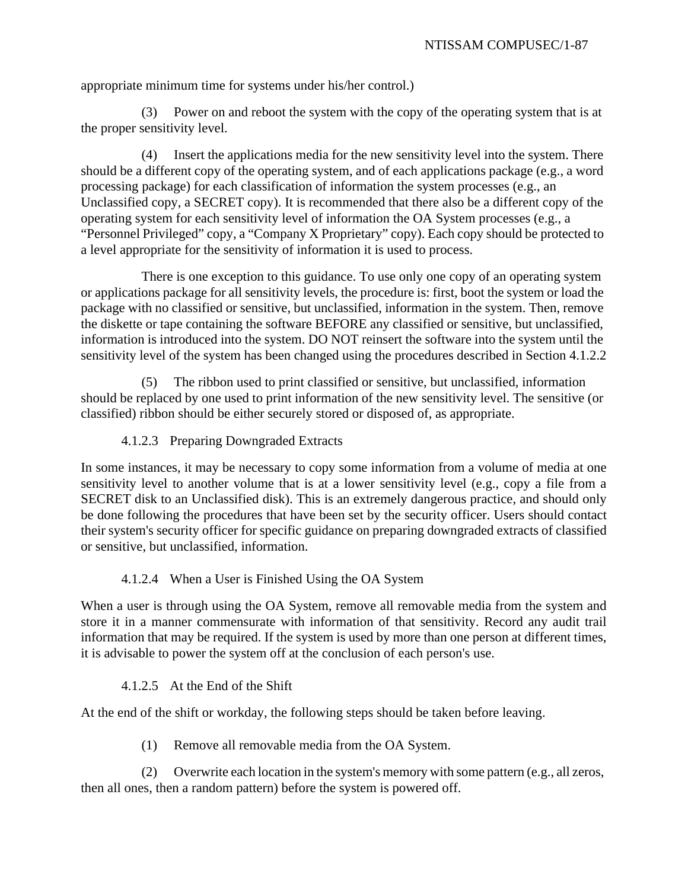appropriate minimum time for systems under his/her control.)

(3) Power on and reboot the system with the copy of the operating system that is at the proper sensitivity level.

(4) Insert the applications media for the new sensitivity level into the system. There should be a different copy of the operating system, and of each applications package (e.g., a word processing package) for each classification of information the system processes (e.g., an Unclassified copy, a SECRET copy). It is recommended that there also be a different copy of the operating system for each sensitivity level of information the OA System processes (e.g., a "Personnel Privileged" copy, a "Company X Proprietary" copy). Each copy should be protected to a level appropriate for the sensitivity of information it is used to process.

There is one exception to this guidance. To use only one copy of an operating system or applications package for all sensitivity levels, the procedure is: first, boot the system or load the package with no classified or sensitive, but unclassified, information in the system. Then, remove the diskette or tape containing the software BEFORE any classified or sensitive, but unclassified, information is introduced into the system. DO NOT reinsert the software into the system until the sensitivity level of the system has been changed using the procedures described in Section 4.1.2.2

(5) The ribbon used to print classified or sensitive, but unclassified, information should be replaced by one used to print information of the new sensitivity level. The sensitive (or classified) ribbon should be either securely stored or disposed of, as appropriate.

#### 4.1.2.3 Preparing Downgraded Extracts

In some instances, it may be necessary to copy some information from a volume of media at one sensitivity level to another volume that is at a lower sensitivity level (e.g., copy a file from a SECRET disk to an Unclassified disk). This is an extremely dangerous practice, and should only be done following the procedures that have been set by the security officer. Users should contact their system's security officer for specific guidance on preparing downgraded extracts of classified or sensitive, but unclassified, information.

#### 4.1.2.4 When a User is Finished Using the OA System

When a user is through using the OA System, remove all removable media from the system and store it in a manner commensurate with information of that sensitivity. Record any audit trail information that may be required. If the system is used by more than one person at different times, it is advisable to power the system off at the conclusion of each person's use.

#### 4.1.2.5 At the End of the Shift

At the end of the shift or workday, the following steps should be taken before leaving.

(1) Remove all removable media from the OA System.

(2) Overwrite each location in the system's memory with some pattern (e.g., all zeros, then all ones, then a random pattern) before the system is powered off.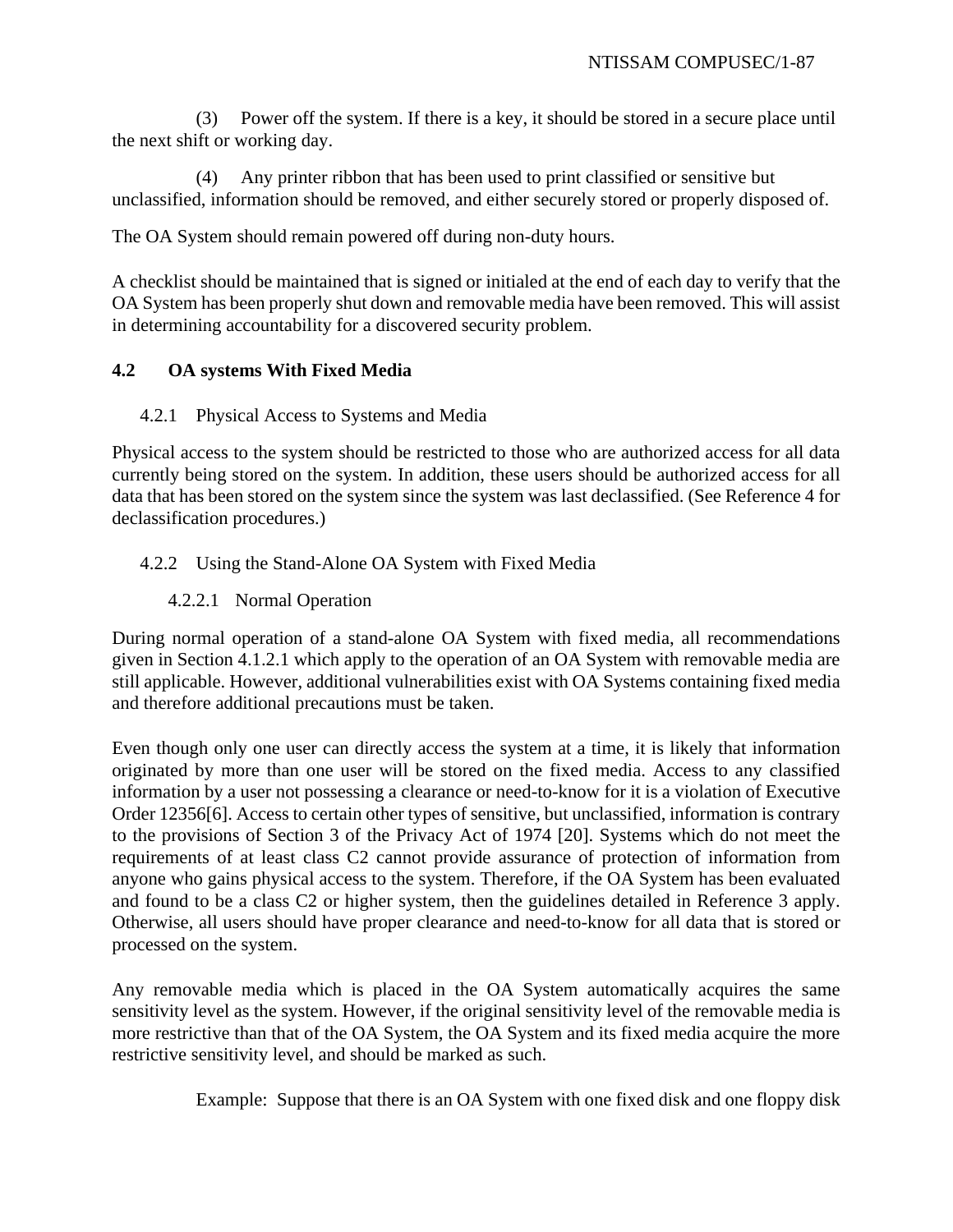(3) Power off the system. If there is a key, it should be stored in a secure place until the next shift or working day.

(4) Any printer ribbon that has been used to print classified or sensitive but unclassified, information should be removed, and either securely stored or properly disposed of.

The OA System should remain powered off during non-duty hours.

A checklist should be maintained that is signed or initialed at the end of each day to verify that the OA System has been properly shut down and removable media have been removed. This will assist in determining accountability for a discovered security problem.

## 4.2 OA systems With Fixed Media

### 4.2.1 Physical Access to Systems and Media

Physical access to the system should be restricted to those who are authorized access for all data currently being stored on the system. In addition, these users should be authorized access for all data that has been stored on the system since the system was last declassified. (See Reference 4 for declassification procedures.)

### 4.2.2 Using the Stand-Alone OA System with Fixed Media

#### 4.2.2.1 Normal Operation

During normal operation of a stand-alone OA System with fixed media, all recommendations given in Section 4.1.2.1 which apply to the operation of an OA System with removable media are still applicable. However, additional vulnerabilities exist with OA Systems containing fixed media and therefore additional precautions must be taken.

Even though only one user can directly access the system at a time, it is likely that information originated by more than one user will be stored on the fixed media. Access to any classified information by a user not possessing a clearance or need-to-know for it is a violation of Executive Order 12356[6]. Access to certain other types of sensitive, but unclassified, information is contrary to the provisions of Section 3 of the Privacy Act of 1974 [20]. Systems which do not meet the requirements of at least class C2 cannot provide assurance of protection of information from anyone who gains physical access to the system. Therefore, if the OA System has been evaluated and found to be a class C2 or higher system, then the guidelines detailed in Reference 3 apply. Otherwise, all users should have proper clearance and need-to-know for all data that is stored or processed on the system.

Any removable media which is placed in the OA System automatically acquires the same sensitivity level as the system. However, if the original sensitivity level of the removable media is more restrictive than that of the OA System, the OA System and its fixed media acquire the more restrictive sensitivity level, and should be marked as such.

Example: Suppose that there is an OA System with one fixed disk and one floppy disk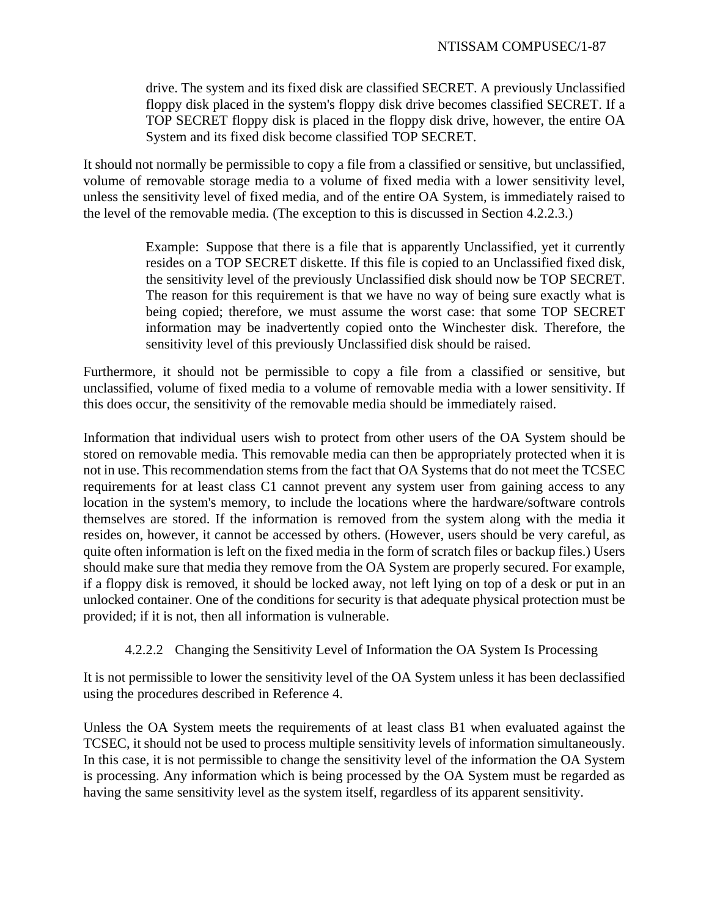drive. The system and its fixed disk are classified SECRET. A previously Unclassified floppy disk placed in the system's floppy disk drive becomes classified SECRET. If a TOP SECRET floppy disk is placed in the floppy disk drive, however, the entire OA System and its fixed disk become classified TOP SECRET.

It should not normally be permissible to copy a file from a classified or sensitive, but unclassified, volume of removable storage media to a volume of fixed media with a lower sensitivity level, unless the sensitivity level of fixed media, and of the entire OA System, is immediately raised to the level of the removable media. (The exception to this is discussed in Section 4.2.2.3.)

> Example: Suppose that there is a file that is apparently Unclassified, yet it currently resides on a TOP SECRET diskette. If this file is copied to an Unclassified fixed disk, the sensitivity level of the previously Unclassified disk should now be TOP SECRET. The reason for this requirement is that we have no way of being sure exactly what is being copied; therefore, we must assume the worst case: that some TOP SECRET information may be inadvertently copied onto the Winchester disk. Therefore, the sensitivity level of this previously Unclassified disk should be raised.

Furthermore, it should not be permissible to copy a file from a classified or sensitive, but unclassified, volume of fixed media to a volume of removable media with a lower sensitivity. If this does occur, the sensitivity of the removable media should be immediately raised.

Information that individual users wish to protect from other users of the OA System should be stored on removable media. This removable media can then be appropriately protected when it is not in use. This recommendation stems from the fact that OA Systems that do not meet the TCSEC requirements for at least class C1 cannot prevent any system user from gaining access to any location in the system's memory, to include the locations where the hardware/software controls themselves are stored. If the information is removed from the system along with the media it resides on, however, it cannot be accessed by others. (However, users should be very careful, as quite often information is left on the fixed media in the form of scratch files or backup files.) Users should make sure that media they remove from the OA System are properly secured. For example, if a floppy disk is removed, it should be locked away, not left lying on top of a desk or put in an unlocked container. One of the conditions for security is that adequate physical protection must be provided; if it is not, then all information is vulnerable.

#### 4.2.2.2 Changing the Sensitivity Level of Information the OA System Is Processing

It is not permissible to lower the sensitivity level of the OA System unless it has been declassified using the procedures described in Reference 4.

Unless the OA System meets the requirements of at least class B1 when evaluated against the TCSEC, it should not be used to process multiple sensitivity levels of information simultaneously. In this case, it is not permissible to change the sensitivity level of the information the OA System is processing. Any information which is being processed by the OA System must be regarded as having the same sensitivity level as the system itself, regardless of its apparent sensitivity.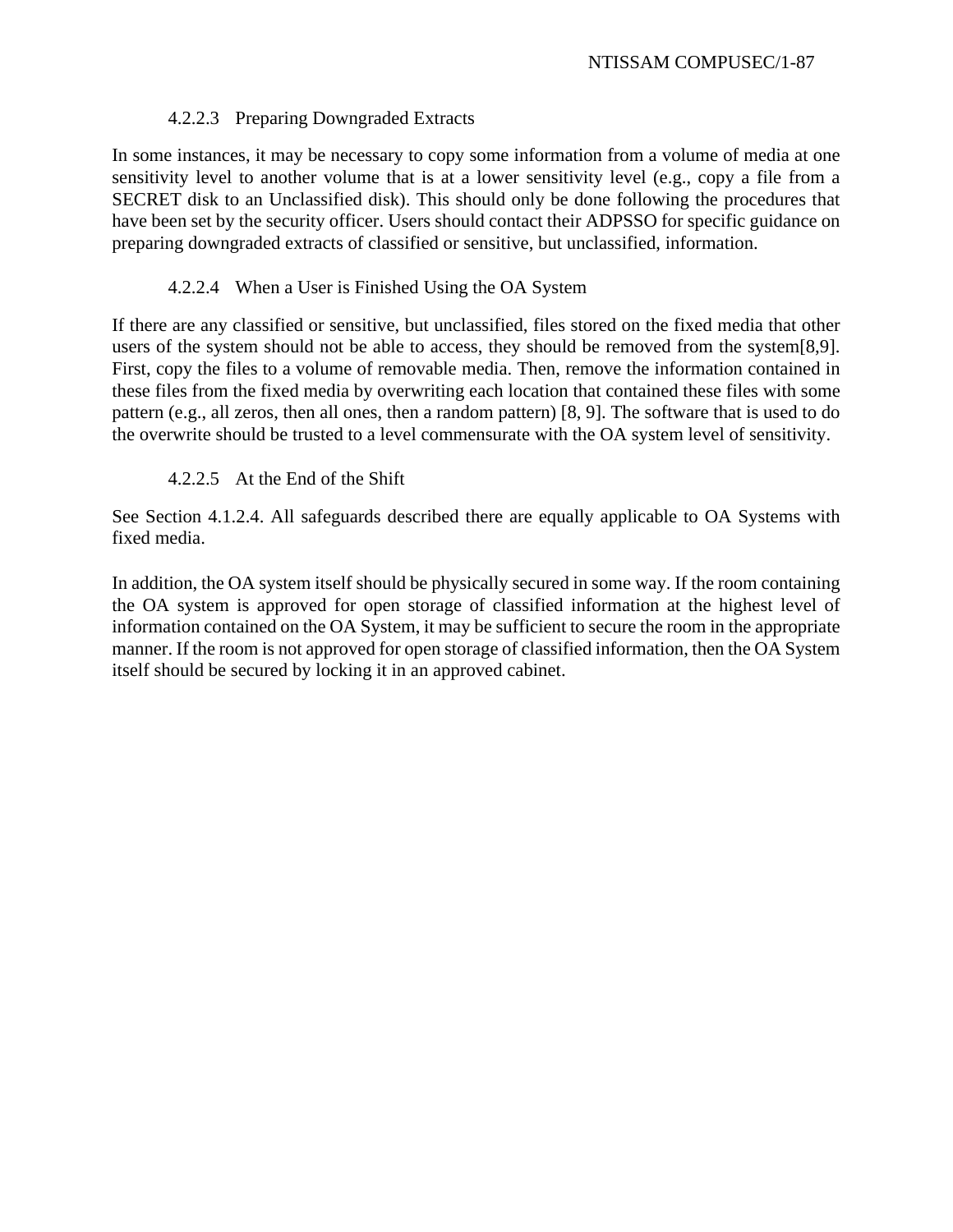#### 4.2.2.3 Preparing Downgraded Extracts

In some instances, it may be necessary to copy some information from a volume of media at one sensitivity level to another volume that is at a lower sensitivity level (e.g., copy a file from a SECRET disk to an Unclassified disk). This should only be done following the procedures that have been set by the security officer. Users should contact their ADPSSO for specific guidance on preparing downgraded extracts of classified or sensitive, but unclassified, information.

#### 4.2.2.4 When a User is Finished Using the OA System

If there are any classified or sensitive, but unclassified, files stored on the fixed media that other users of the system should not be able to access, they should be removed from the system[8,9]. First, copy the files to a volume of removable media. Then, remove the information contained in these files from the fixed media by overwriting each location that contained these files with some pattern (e.g., all zeros, then all ones, then a random pattern) [8, 9]. The software that is used to do the overwrite should be trusted to a level commensurate with the OA system level of sensitivity.

#### 4.2.2.5 At the End of the Shift

See Section 4.1.2.4. All safeguards described there are equally applicable to OA Systems with fixed media.

In addition, the OA system itself should be physically secured in some way. If the room containing the OA system is approved for open storage of classified information at the highest level of information contained on the OA System, it may be sufficient to secure the room in the appropriate manner. If the room is not approved for open storage of classified information, then the OA System itself should be secured by locking it in an approved cabinet.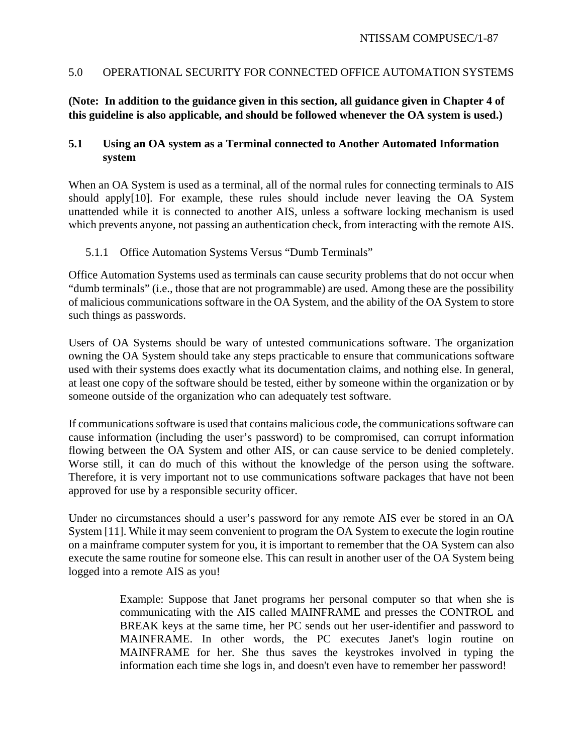## 5.0 OPERATIONAL SECURITY FOR CONNECTED OFFICE AUTOMATION SYSTEMS

**(Note: In addition to the guidance given in this section, all guidance given in Chapter 4 of this guideline is also applicable, and should be followed whenever the OA system is used.)**

### 5.1 Using an OA system as a Terminal connected to Another Automated Information system

When an OA System is used as a terminal, all of the normal rules for connecting terminals to AIS should apply[10]. For example, these rules should include never leaving the OA System unattended while it is connected to another AIS, unless a software locking mechanism is used which prevents anyone, not passing an authentication check, from interacting with the remote AIS.

#### 5.1.1 Office Automation Systems Versus "Dumb Terminals"

Office Automation Systems used as terminals can cause security problems that do not occur when "dumb terminals" (i.e., those that are not programmable) are used. Among these are the possibility of malicious communications software in the OA System, and the ability of the OA System to store such things as passwords.

Users of OA Systems should be wary of untested communications software. The organization owning the OA System should take any steps practicable to ensure that communications software used with their systems does exactly what its documentation claims, and nothing else. In general, at least one copy of the software should be tested, either by someone within the organization or by someone outside of the organization who can adequately test software.

If communications software is used that contains malicious code, the communications software can cause information (including the user's password) to be compromised, can corrupt information flowing between the OA System and other AIS, or can cause service to be denied completely. Worse still, it can do much of this without the knowledge of the person using the software. Therefore, it is very important not to use communications software packages that have not been approved for use by a responsible security officer.

Under no circumstances should a user's password for any remote AIS ever be stored in an OA System [11]. While it may seem convenient to program the OA System to execute the login routine on a mainframe computer system for you, it is important to remember that the OA System can also execute the same routine for someone else. This can result in another user of the OA System being logged into a remote AIS as you!

> Example: Suppose that Janet programs her personal computer so that when she is communicating with the AIS called MAINFRAME and presses the CONTROL and BREAK keys at the same time, her PC sends out her user-identifier and password to MAINFRAME. In other words, the PC executes Janet's login routine on MAINFRAME for her. She thus saves the keystrokes involved in typing the information each time she logs in, and doesn't even have to remember her password!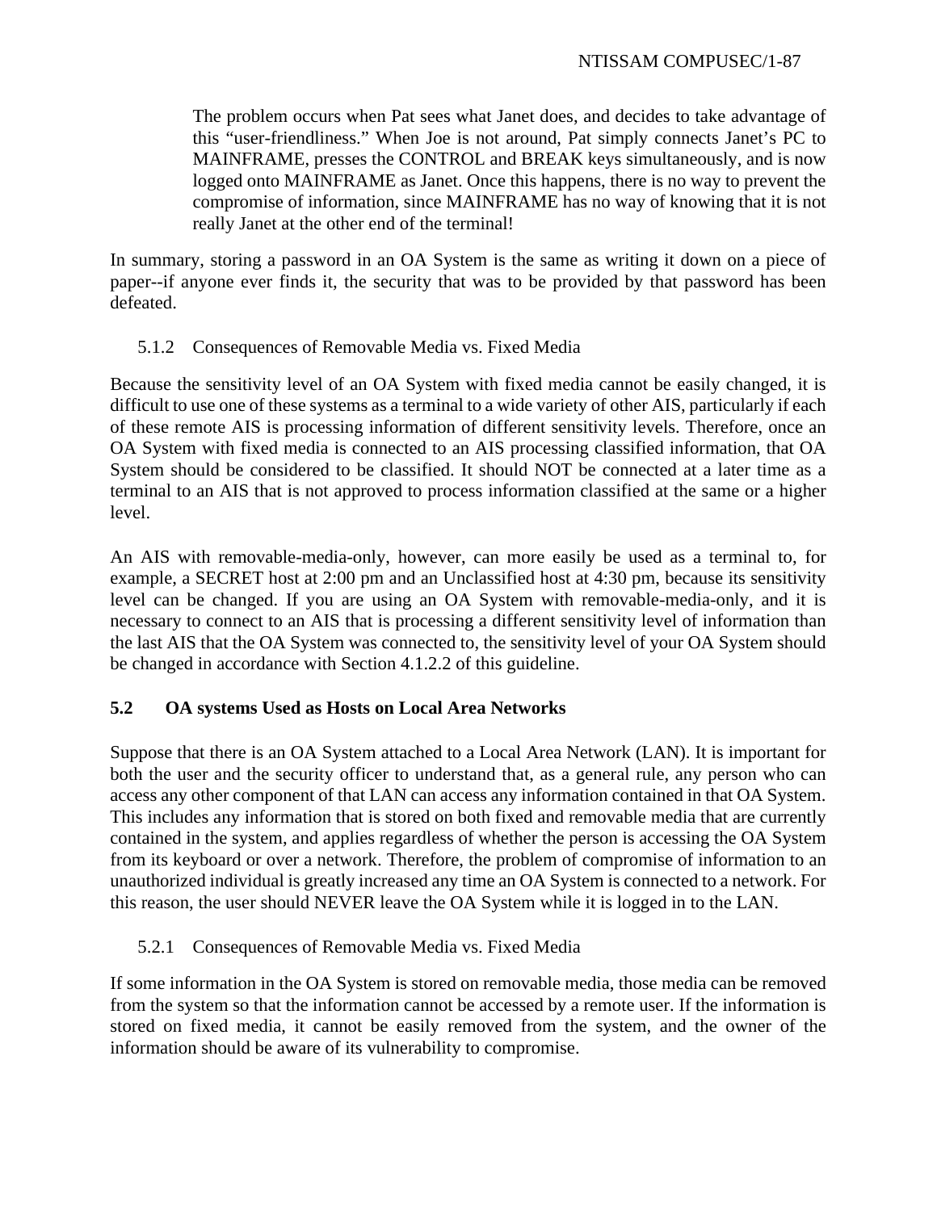> The problem occurs when Pat sees what Janet does, and decides to take advantage of this “user-friendliness.” When Joe is not around, Pat simply connects Janet’s PC to MAINFRAME, presses the CONTROL and BREAK keys simultaneously, and is now logged onto MAINFRAME as Janet. Once this happens, there is no way to prevent the compromise of information, since MAINFRAME has no way of knowing that it is not really Janet at the other end of the terminal!

In summary, storing a password in an OA System is the same as writing it down on a piece of paper--if anyone ever finds it, the security that was to be provided by that password has been defeated.

### 5.1.2 Consequences of Removable Media vs. Fixed Media

Because the sensitivity level of an OA System with fixed media cannot be easily changed, it is difficult to use one of these systems as a terminal to a wide variety of other AIS, particularly if each of these remote AIS is processing information of different sensitivity levels. Therefore, once an OA System with fixed media is connected to an AIS processing classified information, that OA System should be considered to be classified. It should NOT be connected at a later time as a terminal to an AIS that is not approved to process information classified at the same or a higher level.

An AIS with removable-media-only, however, can more easily be used as a terminal to, for example, a SECRET host at 2:00 pm and an Unclassified host at 4:30 pm, because its sensitivity level can be changed. If you are using an OA System with removable-media-only, and it is necessary to connect to an AIS that is processing a different sensitivity level of information than the last AIS that the OA System was connected to, the sensitivity level of your OA System should be changed in accordance with Section 4.1.2.2 of this guideline.

## 5.2 OA systems Used as Hosts on Local Area Networks

Suppose that there is an OA System attached to a Local Area Network (LAN). It is important for both the user and the security officer to understand that, as a general rule, any person who can access any other component of that LAN can access any information contained in that OA System. This includes any information that is stored on both fixed and removable media that are currently contained in the system, and applies regardless of whether the person is accessing the OA System from its keyboard or over a network. Therefore, the problem of compromise of information to an unauthorized individual is greatly increased any time an OA System is connected to a network. For this reason, the user should NEVER leave the OA System while it is logged in to the LAN.

### 5.2.1 Consequences of Removable Media vs. Fixed Media

If some information in the OA System is stored on removable media, those media can be removed from the system so that the information cannot be accessed by a remote user. If the information is stored on fixed media, it cannot be easily removed from the system, and the owner of the information should be aware of its vulnerability to compromise.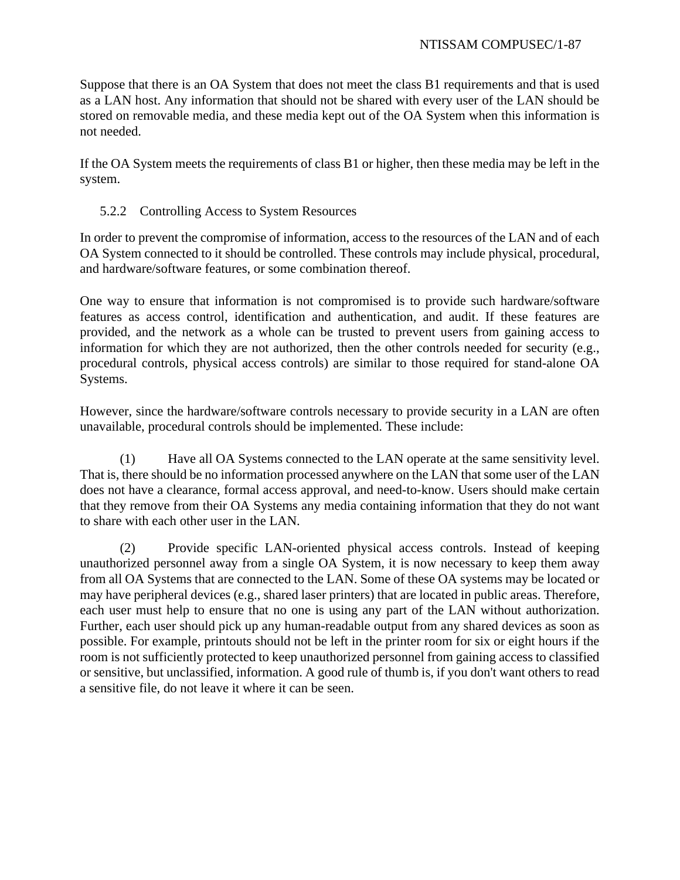Suppose that there is an OA System that does not meet the class B1 requirements and that is used as a LAN host. Any information that should not be shared with every user of the LAN should be stored on removable media, and these media kept out of the OA System when this information is not needed.

If the OA System meets the requirements of class B1 or higher, then these media may be left in the system.

### 5.2.2 Controlling Access to System Resources

In order to prevent the compromise of information, access to the resources of the LAN and of each OA System connected to it should be controlled. These controls may include physical, procedural, and hardware/software features, or some combination thereof.

One way to ensure that information is not compromised is to provide such hardware/software features as access control, identification and authentication, and audit. If these features are provided, and the network as a whole can be trusted to prevent users from gaining access to information for which they are not authorized, then the other controls needed for security (e.g., procedural controls, physical access controls) are similar to those required for stand-alone OA Systems.

However, since the hardware/software controls necessary to provide security in a LAN are often unavailable, procedural controls should be implemented. These include:

(1) Have all OA Systems connected to the LAN operate at the same sensitivity level. That is, there should be no information processed anywhere on the LAN that some user of the LAN does not have a clearance, formal access approval, and need-to-know. Users should make certain that they remove from their OA Systems any media containing information that they do not want to share with each other user in the LAN.

(2) Provide specific LAN-oriented physical access controls. Instead of keeping unauthorized personnel away from a single OA System, it is now necessary to keep them away from all OA Systems that are connected to the LAN. Some of these OA systems may be located or may have peripheral devices (e.g., shared laser printers) that are located in public areas. Therefore, each user must help to ensure that no one is using any part of the LAN without authorization. Further, each user should pick up any human-readable output from any shared devices as soon as possible. For example, printouts should not be left in the printer room for six or eight hours if the room is not sufficiently protected to keep unauthorized personnel from gaining access to classified or sensitive, but unclassified, information. A good rule of thumb is, if you don't want others to read a sensitive file, do not leave it where it can be seen.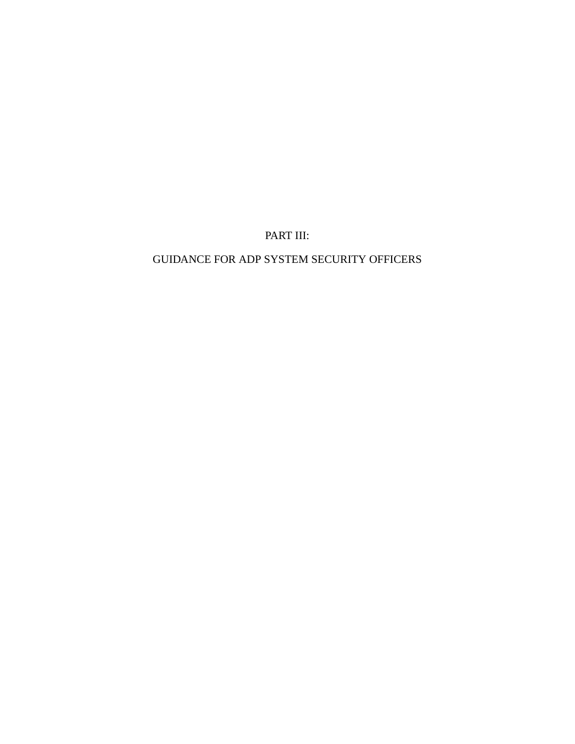# PART III:

# GUIDANCE FOR ADP SYSTEM SECURITY OFFICERS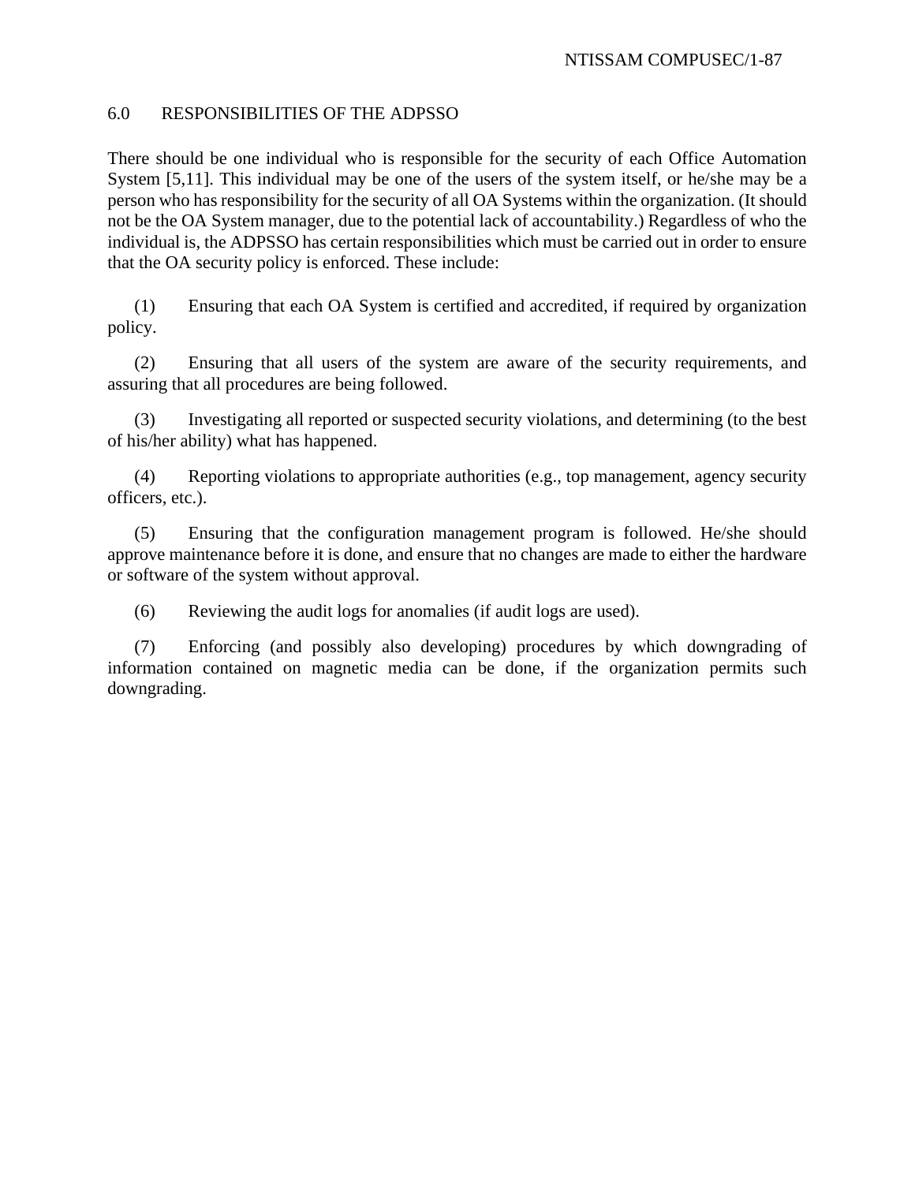## 6.0 RESPONSIBILITIES OF THE ADPSSO

There should be one individual who is responsible for the security of each Office Automation System [5,11]. This individual may be one of the users of the system itself, or he/she may be a person who has responsibility for the security of all OA Systems within the organization. (It should not be the OA System manager, due to the potential lack of accountability.) Regardless of who the individual is, the ADPSSO has certain responsibilities which must be carried out in order to ensure that the OA security policy is enforced. These include:

(1) Ensuring that each OA System is certified and accredited, if required by organization policy.

(2) Ensuring that all users of the system are aware of the security requirements, and assuring that all procedures are being followed.

(3) Investigating all reported or suspected security violations, and determining (to the best of his/her ability) what has happened.

(4) Reporting violations to appropriate authorities (e.g., top management, agency security officers, etc.).

(5) Ensuring that the configuration management program is followed. He/she should approve maintenance before it is done, and ensure that no changes are made to either the hardware or software of the system without approval.

(6) Reviewing the audit logs for anomalies (if audit logs are used).

(7) Enforcing (and possibly also developing) procedures by which downgrading of information contained on magnetic media can be done, if the organization permits such downgrading.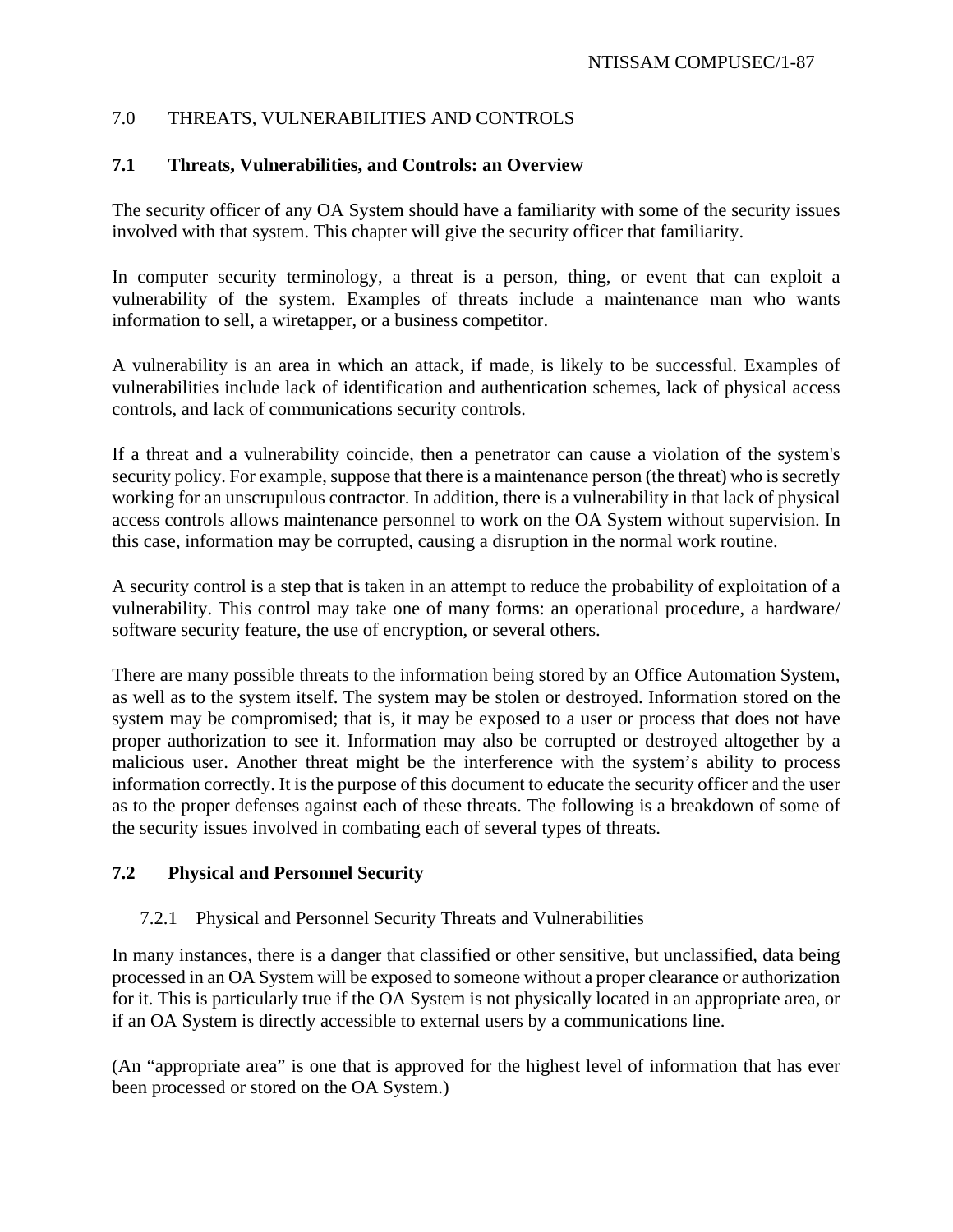## 7.0 THREATS, VULNERABILITIES AND CONTROLS

### 7.1 Threats, Vulnerabilities, and Controls: an Overview

The security officer of any OA System should have a familiarity with some of the security issues involved with that system. This chapter will give the security officer that familiarity.

In computer security terminology, a threat is a person, thing, or event that can exploit a vulnerability of the system. Examples of threats include a maintenance man who wants information to sell, a wiretapper, or a business competitor.

A vulnerability is an area in which an attack, if made, is likely to be successful. Examples of vulnerabilities include lack of identification and authentication schemes, lack of physical access controls, and lack of communications security controls.

If a threat and a vulnerability coincide, then a penetrator can cause a violation of the system's security policy. For example, suppose that there is a maintenance person (the threat) who is secretly working for an unscrupulous contractor. In addition, there is a vulnerability in that lack of physical access controls allows maintenance personnel to work on the OA System without supervision. In this case, information may be corrupted, causing a disruption in the normal work routine.

A security control is a step that is taken in an attempt to reduce the probability of exploitation of a vulnerability. This control may take one of many forms: an operational procedure, a hardware/ software security feature, the use of encryption, or several others.

There are many possible threats to the information being stored by an Office Automation System, as well as to the system itself. The system may be stolen or destroyed. Information stored on the system may be compromised; that is, it may be exposed to a user or process that does not have proper authorization to see it. Information may also be corrupted or destroyed altogether by a malicious user. Another threat might be the interference with the system's ability to process information correctly. It is the purpose of this document to educate the security officer and the user as to the proper defenses against each of these threats. The following is a breakdown of some of the security issues involved in combating each of several types of threats.

### 7.2 Physical and Personnel Security

#### 7.2.1 Physical and Personnel Security Threats and Vulnerabilities

In many instances, there is a danger that classified or other sensitive, but unclassified, data being processed in an OA System will be exposed to someone without a proper clearance or authorization for it. This is particularly true if the OA System is not physically located in an appropriate area, or if an OA System is directly accessible to external users by a communications line.

(An "appropriate area" is one that is approved for the highest level of information that has ever been processed or stored on the OA System.)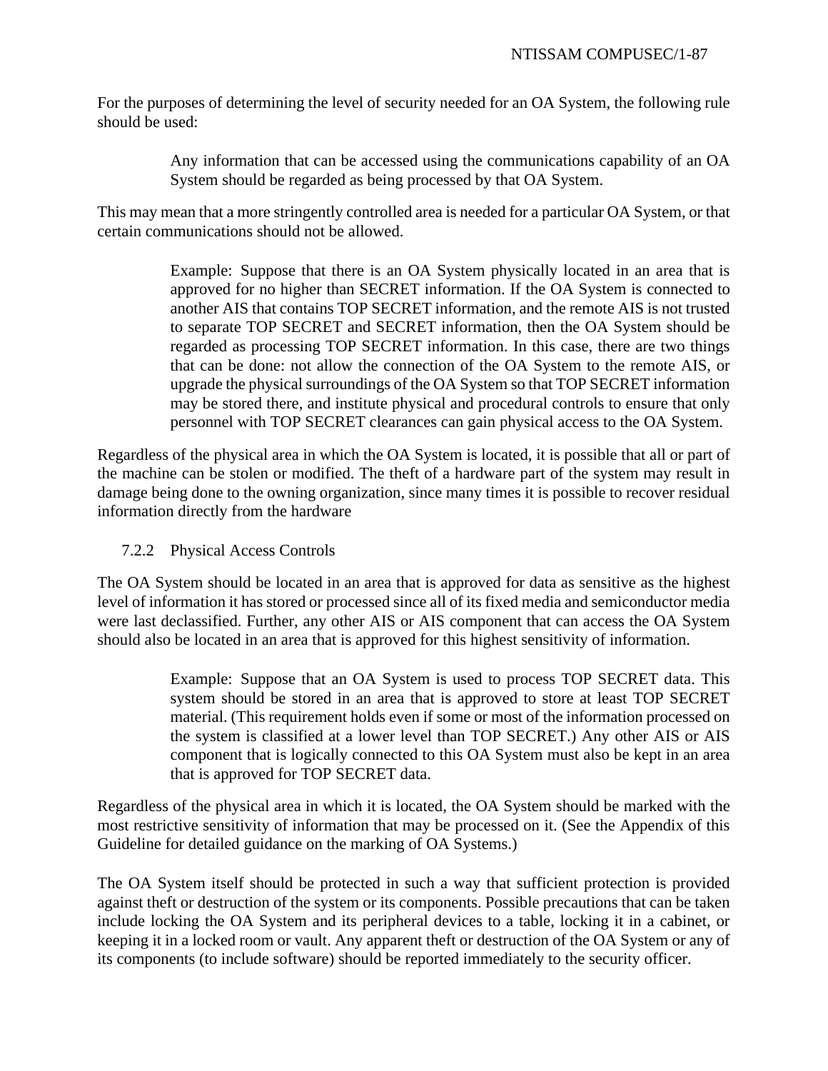For the purposes of determining the level of security needed for an OA System, the following rule should be used:

> Any information that can be accessed using the communications capability of an OA System should be regarded as being processed by that OA System.

This may mean that a more stringently controlled area is needed for a particular OA System, or that certain communications should not be allowed.

> Example: Suppose that there is an OA System physically located in an area that is approved for no higher than SECRET information. If the OA System is connected to another AIS that contains TOP SECRET information, and the remote AIS is not trusted to separate TOP SECRET and SECRET information, then the OA System should be regarded as processing TOP SECRET information. In this case, there are two things that can be done: not allow the connection of the OA System to the remote AIS, or upgrade the physical surroundings of the OA System so that TOP SECRET information may be stored there, and institute physical and procedural controls to ensure that only personnel with TOP SECRET clearances can gain physical access to the OA System.

Regardless of the physical area in which the OA System is located, it is possible that all or part of the machine can be stolen or modified. The theft of a hardware part of the system may result in damage being done to the owning organization, since many times it is possible to recover residual information directly from the hardware

### 7.2.2 Physical Access Controls

The OA System should be located in an area that is approved for data as sensitive as the highest level of information it has stored or processed since all of its fixed media and semiconductor media were last declassified. Further, any other AIS or AIS component that can access the OA System should also be located in an area that is approved for this highest sensitivity of information.

> Example: Suppose that an OA System is used to process TOP SECRET data. This system should be stored in an area that is approved to store at least TOP SECRET material. (This requirement holds even if some or most of the information processed on the system is classified at a lower level than TOP SECRET.) Any other AIS or AIS component that is logically connected to this OA System must also be kept in an area that is approved for TOP SECRET data.

Regardless of the physical area in which it is located, the OA System should be marked with the most restrictive sensitivity of information that may be processed on it. (See the Appendix of this Guideline for detailed guidance on the marking of OA Systems.)

The OA System itself should be protected in such a way that sufficient protection is provided against theft or destruction of the system or its components. Possible precautions that can be taken include locking the OA System and its peripheral devices to a table, locking it in a cabinet, or keeping it in a locked room or vault. Any apparent theft or destruction of the OA System or any of its components (to include software) should be reported immediately to the security officer.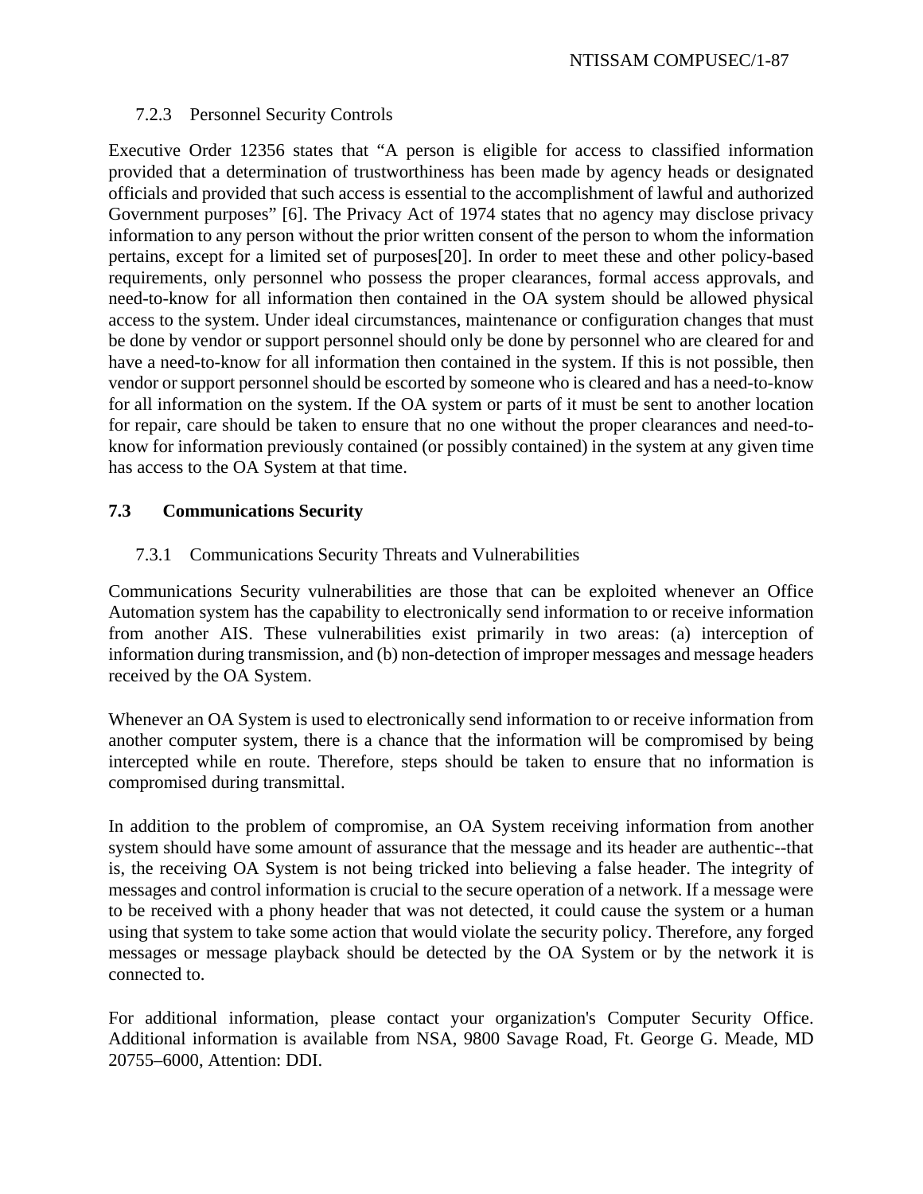#### 7.2.3 Personnel Security Controls

Executive Order 12356 states that "A person is eligible for access to classified information provided that a determination of trustworthiness has been made by agency heads or designated officials and provided that such access is essential to the accomplishment of lawful and authorized Government purposes" [6]. The Privacy Act of 1974 states that no agency may disclose privacy information to any person without the prior written consent of the person to whom the information pertains, except for a limited set of purposes[20]. In order to meet these and other policy-based requirements, only personnel who possess the proper clearances, formal access approvals, and need-to-know for all information then contained in the OA system should be allowed physical access to the system. Under ideal circumstances, maintenance or configuration changes that must be done by vendor or support personnel should only be done by personnel who are cleared for and have a need-to-know for all information then contained in the system. If this is not possible, then vendor or support personnel should be escorted by someone who is cleared and has a need-to-know for all information on the system. If the OA system or parts of it must be sent to another location for repair, care should be taken to ensure that no one without the proper clearances and need-to-know for information previously contained (or possibly contained) in the system at any given time has access to the OA System at that time.

### 7.3 Communications Security

#### 7.3.1 Communications Security Threats and Vulnerabilities

Communications Security vulnerabilities are those that can be exploited whenever an Office Automation system has the capability to electronically send information to or receive information from another AIS. These vulnerabilities exist primarily in two areas: (a) interception of information during transmission, and (b) non-detection of improper messages and message headers received by the OA System.

Whenever an OA System is used to electronically send information to or receive information from another computer system, there is a chance that the information will be compromised by being intercepted while en route. Therefore, steps should be taken to ensure that no information is compromised during transmittal.

In addition to the problem of compromise, an OA System receiving information from another system should have some amount of assurance that the message and its header are authentic--that is, the receiving OA System is not being tricked into believing a false header. The integrity of messages and control information is crucial to the secure operation of a network. If a message were to be received with a phony header that was not detected, it could cause the system or a human using that system to take some action that would violate the security policy. Therefore, any forged messages or message playback should be detected by the OA System or by the network it is connected to.

For additional information, please contact your organization's Computer Security Office. Additional information is available from NSA, 9800 Savage Road, Ft. George G. Meade, MD 20755–6000, Attention: DDI.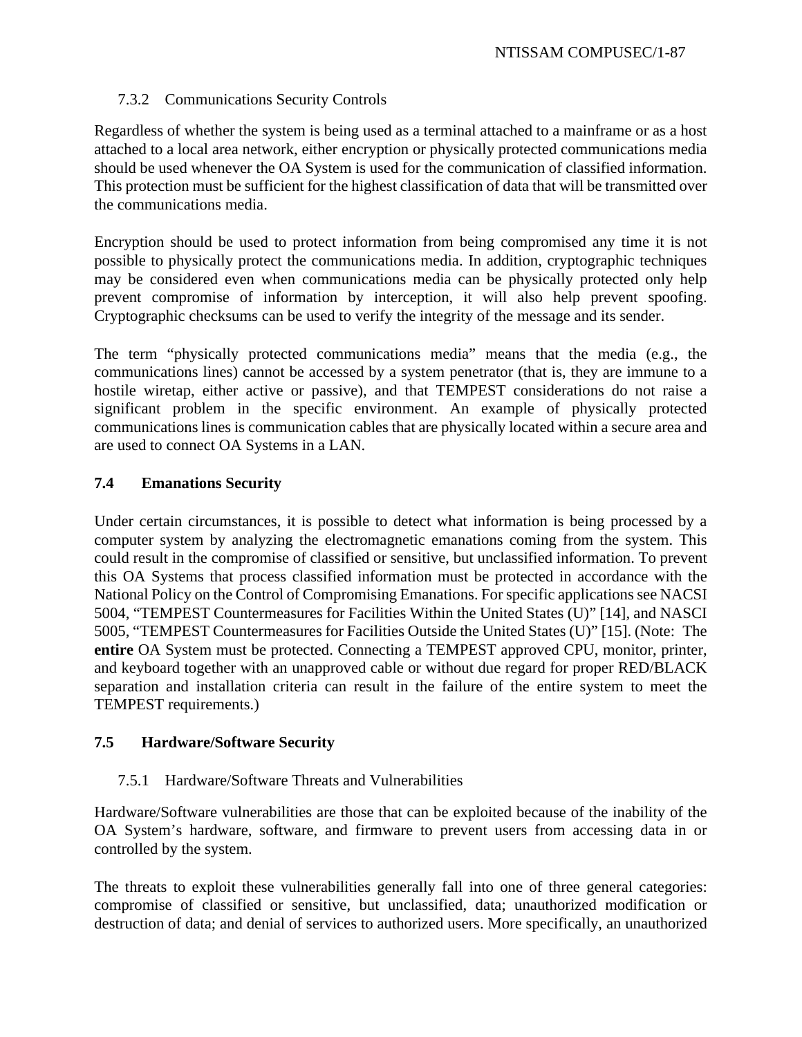### 7.3.2 Communications Security Controls

Regardless of whether the system is being used as a terminal attached to a mainframe or as a host attached to a local area network, either encryption or physically protected communications media should be used whenever the OA System is used for the communication of classified information. This protection must be sufficient for the highest classification of data that will be transmitted over the communications media.

Encryption should be used to protect information from being compromised any time it is not possible to physically protect the communications media. In addition, cryptographic techniques may be considered even when communications media can be physically protected only help prevent compromise of information by interception, it will also help prevent spoofing. Cryptographic checksums can be used to verify the integrity of the message and its sender.

The term "physically protected communications media" means that the media (e.g., the communications lines) cannot be accessed by a system penetrator (that is, they are immune to a hostile wiretap, either active or passive), and that TEMPEST considerations do not raise a significant problem in the specific environment. An example of physically protected communications lines is communication cables that are physically located within a secure area and are used to connect OA Systems in a LAN.

## 7.4 Emanations Security

Under certain circumstances, it is possible to detect what information is being processed by a computer system by analyzing the electromagnetic emanations coming from the system. This could result in the compromise of classified or sensitive, but unclassified information. To prevent this OA Systems that process classified information must be protected in accordance with the National Policy on the Control of Compromising Emanations. For specific applications see NACSI 5004, "TEMPEST Countermeasures for Facilities Within the United States (U)" [14], and NASCI 5005, "TEMPEST Countermeasures for Facilities Outside the United States (U)" [15]. (Note: The **entire** OA System must be protected. Connecting a TEMPEST approved CPU, monitor, printer, and keyboard together with an unapproved cable or without due regard for proper RED/BLACK separation and installation criteria can result in the failure of the entire system to meet the TEMPEST requirements.)

## 7.5 Hardware/Software Security

### 7.5.1 Hardware/Software Threats and Vulnerabilities

Hardware/Software vulnerabilities are those that can be exploited because of the inability of the OA System's hardware, software, and firmware to prevent users from accessing data in or controlled by the system.

The threats to exploit these vulnerabilities generally fall into one of three general categories: compromise of classified or sensitive, but unclassified, data; unauthorized modification or destruction of data; and denial of services to authorized users. More specifically, an unauthorized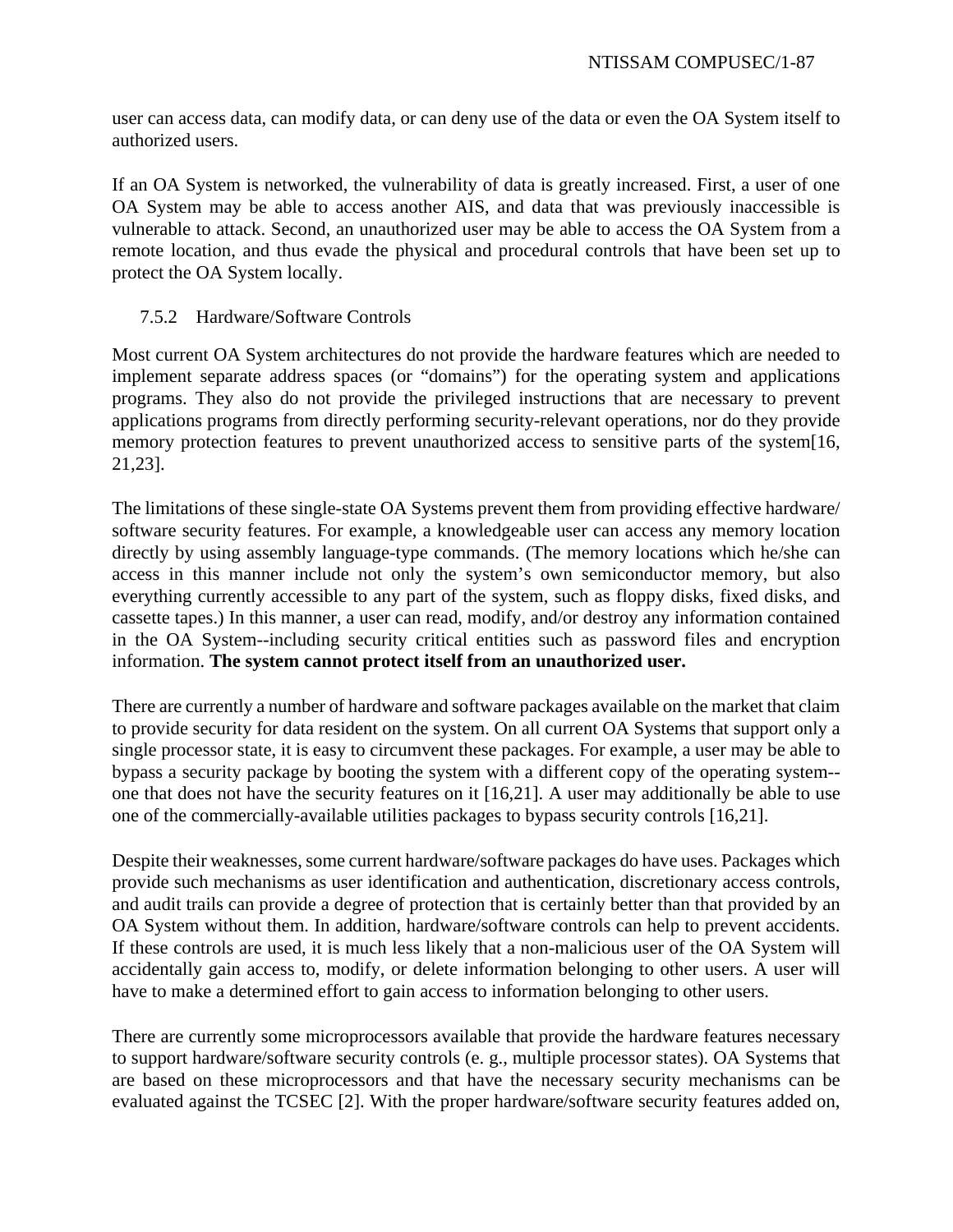user can access data, can modify data, or can deny use of the data or even the OA System itself to authorized users.

If an OA System is networked, the vulnerability of data is greatly increased. First, a user of one OA System may be able to access another AIS, and data that was previously inaccessible is vulnerable to attack. Second, an unauthorized user may be able to access the OA System from a remote location, and thus evade the physical and procedural controls that have been set up to protect the OA System locally.

### 7.5.2 Hardware/Software Controls

Most current OA System architectures do not provide the hardware features which are needed to implement separate address spaces (or "domains") for the operating system and applications programs. They also do not provide the privileged instructions that are necessary to prevent applications programs from directly performing security-relevant operations, nor do they provide memory protection features to prevent unauthorized access to sensitive parts of the system[16, 21,23].

The limitations of these single-state OA Systems prevent them from providing effective hardware/ software security features. For example, a knowledgeable user can access any memory location directly by using assembly language-type commands. (The memory locations which he/she can access in this manner include not only the system's own semiconductor memory, but also everything currently accessible to any part of the system, such as floppy disks, fixed disks, and cassette tapes.) In this manner, a user can read, modify, and/or destroy any information contained in the OA System--including security critical entities such as password files and encryption information. **The system cannot protect itself from an unauthorized user.**

There are currently a number of hardware and software packages available on the market that claim to provide security for data resident on the system. On all current OA Systems that support only a single processor state, it is easy to circumvent these packages. For example, a user may be able to bypass a security package by booting the system with a different copy of the operating system--one that does not have the security features on it [16,21]. A user may additionally be able to use one of the commercially-available utilities packages to bypass security controls [16,21].

Despite their weaknesses, some current hardware/software packages do have uses. Packages which provide such mechanisms as user identification and authentication, discretionary access controls, and audit trails can provide a degree of protection that is certainly better than that provided by an OA System without them. In addition, hardware/software controls can help to prevent accidents. If these controls are used, it is much less likely that a non-malicious user of the OA System will accidentally gain access to, modify, or delete information belonging to other users. A user will have to make a determined effort to gain access to information belonging to other users.

There are currently some microprocessors available that provide the hardware features necessary to support hardware/software security controls (e. g., multiple processor states). OA Systems that are based on these microprocessors and that have the necessary security mechanisms can be evaluated against the TCSEC [2]. With the proper hardware/software security features added on,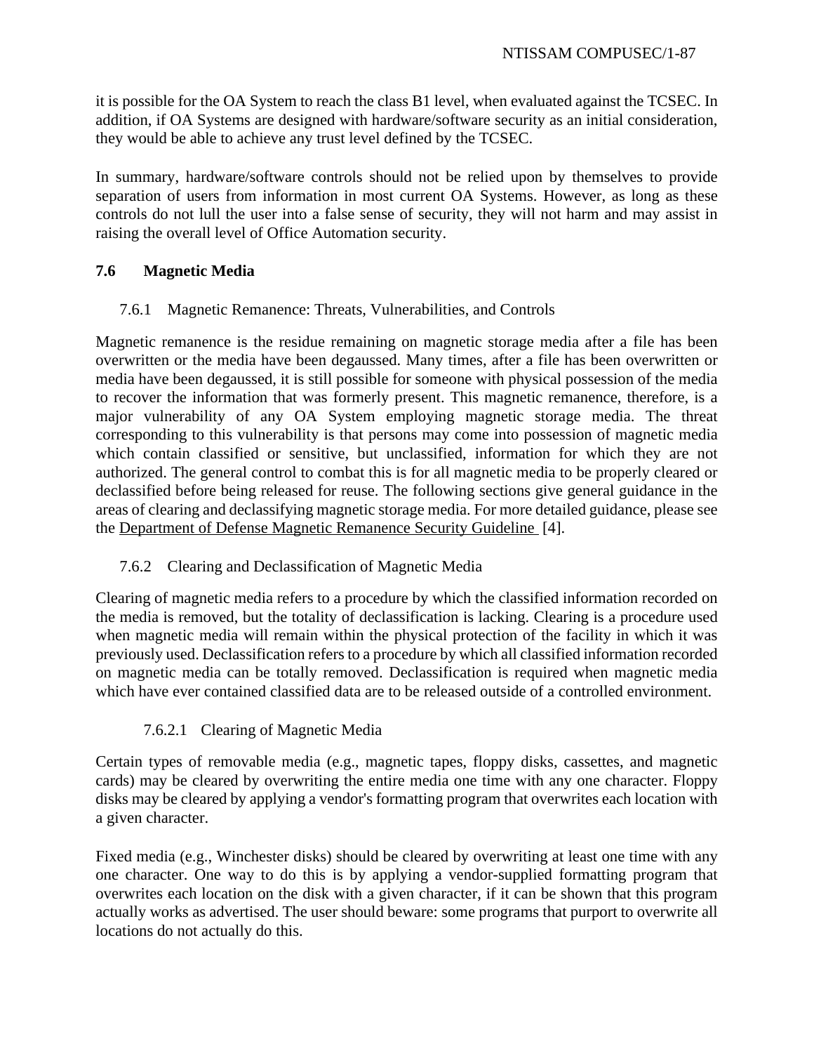it is possible for the OA System to reach the class B1 level, when evaluated against the TCSEC. In addition, if OA Systems are designed with hardware/software security as an initial consideration, they would be able to achieve any trust level defined by the TCSEC.

In summary, hardware/software controls should not be relied upon by themselves to provide separation of users from information in most current OA Systems. However, as long as these controls do not lull the user into a false sense of security, they will not harm and may assist in raising the overall level of Office Automation security.

## 7.6 Magnetic Media

### 7.6.1 Magnetic Remanence: Threats, Vulnerabilities, and Controls

Magnetic remanence is the residue remaining on magnetic storage media after a file has been overwritten or the media have been degaussed. Many times, after a file has been overwritten or media have been degaussed, it is still possible for someone with physical possession of the media to recover the information that was formerly present. This magnetic remanence, therefore, is a major vulnerability of any OA System employing magnetic storage media. The threat corresponding to this vulnerability is that persons may come into possession of magnetic media which contain classified or sensitive, but unclassified, information for which they are not authorized. The general control to combat this is for all magnetic media to be properly cleared or declassified before being released for reuse. The following sections give general guidance in the areas of clearing and declassifying magnetic storage media. For more detailed guidance, please see the Department of Defense Magnetic Remanence Security Guideline [4].

### 7.6.2 Clearing and Declassification of Magnetic Media

Clearing of magnetic media refers to a procedure by which the classified information recorded on the media is removed, but the totality of declassification is lacking. Clearing is a procedure used when magnetic media will remain within the physical protection of the facility in which it was previously used. Declassification refers to a procedure by which all classified information recorded on magnetic media can be totally removed. Declassification is required when magnetic media which have ever contained classified data are to be released outside of a controlled environment.

#### 7.6.2.1 Clearing of Magnetic Media

Certain types of removable media (e.g., magnetic tapes, floppy disks, cassettes, and magnetic cards) may be cleared by overwriting the entire media one time with any one character. Floppy disks may be cleared by applying a vendor's formatting program that overwrites each location with a given character.

Fixed media (e.g., Winchester disks) should be cleared by overwriting at least one time with any one character. One way to do this is by applying a vendor-supplied formatting program that overwrites each location on the disk with a given character, if it can be shown that this program actually works as advertised. The user should beware: some programs that purport to overwrite all locations do not actually do this.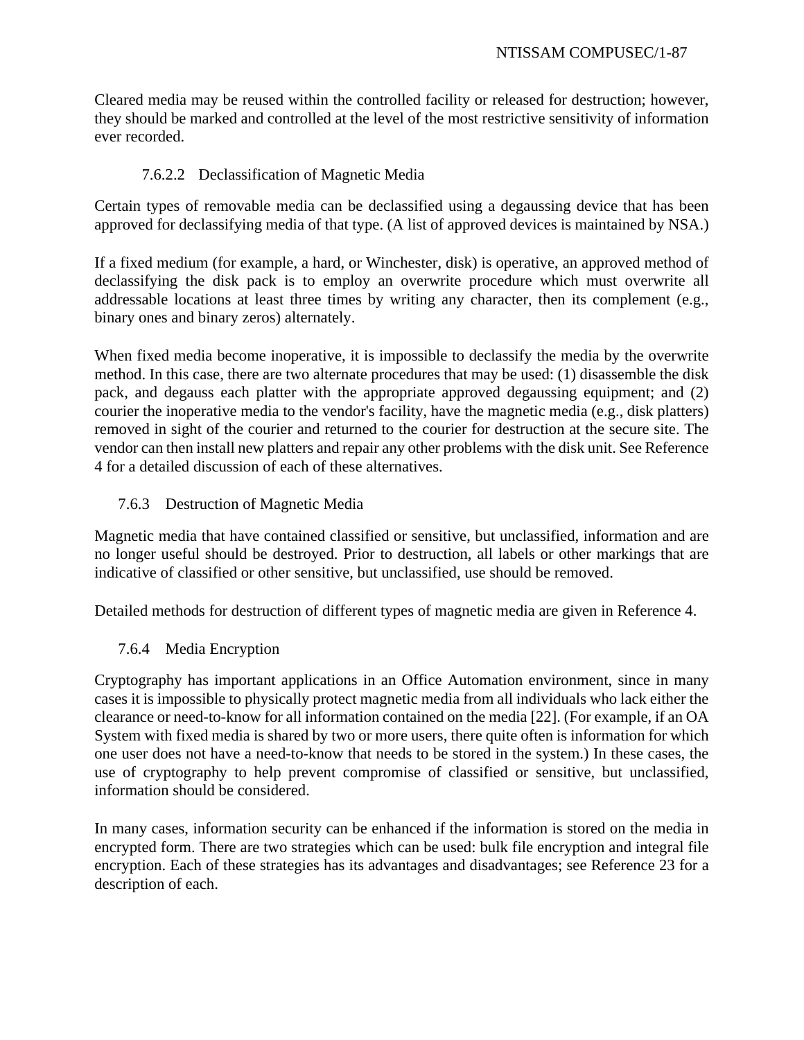Cleared media may be reused within the controlled facility or released for destruction; however, they should be marked and controlled at the level of the most restrictive sensitivity of information ever recorded.

#### 7.6.2.2 Declassification of Magnetic Media

Certain types of removable media can be declassified using a degaussing device that has been approved for declassifying media of that type. (A list of approved devices is maintained by NSA.)

If a fixed medium (for example, a hard, or Winchester, disk) is operative, an approved method of declassifying the disk pack is to employ an overwrite procedure which must overwrite all addressable locations at least three times by writing any character, then its complement (e.g., binary ones and binary zeros) alternately.

When fixed media become inoperative, it is impossible to declassify the media by the overwrite method. In this case, there are two alternate procedures that may be used: (1) disassemble the disk pack, and degauss each platter with the appropriate approved degaussing equipment; and (2) courier the inoperative media to the vendor's facility, have the magnetic media (e.g., disk platters) removed in sight of the courier and returned to the courier for destruction at the secure site. The vendor can then install new platters and repair any other problems with the disk unit. See Reference 4 for a detailed discussion of each of these alternatives.

### 7.6.3 Destruction of Magnetic Media

Magnetic media that have contained classified or sensitive, but unclassified, information and are no longer useful should be destroyed. Prior to destruction, all labels or other markings that are indicative of classified or other sensitive, but unclassified, use should be removed.

Detailed methods for destruction of different types of magnetic media are given in Reference 4.

### 7.6.4 Media Encryption

Cryptography has important applications in an Office Automation environment, since in many cases it is impossible to physically protect magnetic media from all individuals who lack either the clearance or need-to-know for all information contained on the media [22]. (For example, if an OA System with fixed media is shared by two or more users, there quite often is information for which one user does not have a need-to-know that needs to be stored in the system.) In these cases, the use of cryptography to help prevent compromise of classified or sensitive, but unclassified, information should be considered.

In many cases, information security can be enhanced if the information is stored on the media in encrypted form. There are two strategies which can be used: bulk file encryption and integral file encryption. Each of these strategies has its advantages and disadvantages; see Reference 23 for a description of each.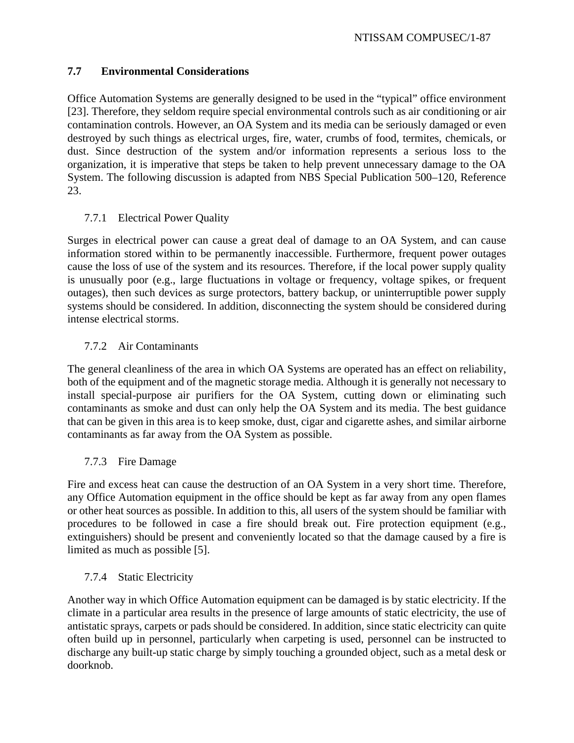## 7.7 Environmental Considerations

Office Automation Systems are generally designed to be used in the "typical" office environment [23]. Therefore, they seldom require special environmental controls such as air conditioning or air contamination controls. However, an OA System and its media can be seriously damaged or even destroyed by such things as electrical urges, fire, water, crumbs of food, termites, chemicals, or dust. Since destruction of the system and/or information represents a serious loss to the organization, it is imperative that steps be taken to help prevent unnecessary damage to the OA System. The following discussion is adapted from NBS Special Publication 500–120, Reference 23.

### 7.7.1 Electrical Power Quality

Surges in electrical power can cause a great deal of damage to an OA System, and can cause information stored within to be permanently inaccessible. Furthermore, frequent power outages cause the loss of use of the system and its resources. Therefore, if the local power supply quality is unusually poor (e.g., large fluctuations in voltage or frequency, voltage spikes, or frequent outages), then such devices as surge protectors, battery backup, or uninterruptible power supply systems should be considered. In addition, disconnecting the system should be considered during intense electrical storms.

### 7.7.2 Air Contaminants

The general cleanliness of the area in which OA Systems are operated has an effect on reliability, both of the equipment and of the magnetic storage media. Although it is generally not necessary to install special-purpose air purifiers for the OA System, cutting down or eliminating such contaminants as smoke and dust can only help the OA System and its media. The best guidance that can be given in this area is to keep smoke, dust, cigar and cigarette ashes, and similar airborne contaminants as far away from the OA System as possible.

### 7.7.3 Fire Damage

Fire and excess heat can cause the destruction of an OA System in a very short time. Therefore, any Office Automation equipment in the office should be kept as far away from any open flames or other heat sources as possible. In addition to this, all users of the system should be familiar with procedures to be followed in case a fire should break out. Fire protection equipment (e.g., extinguishers) should be present and conveniently located so that the damage caused by a fire is limited as much as possible [5].

### 7.7.4 Static Electricity

Another way in which Office Automation equipment can be damaged is by static electricity. If the climate in a particular area results in the presence of large amounts of static electricity, the use of antistatic sprays, carpets or pads should be considered. In addition, since static electricity can quite often build up in personnel, particularly when carpeting is used, personnel can be instructed to discharge any built-up static charge by simply touching a grounded object, such as a metal desk or doorknob.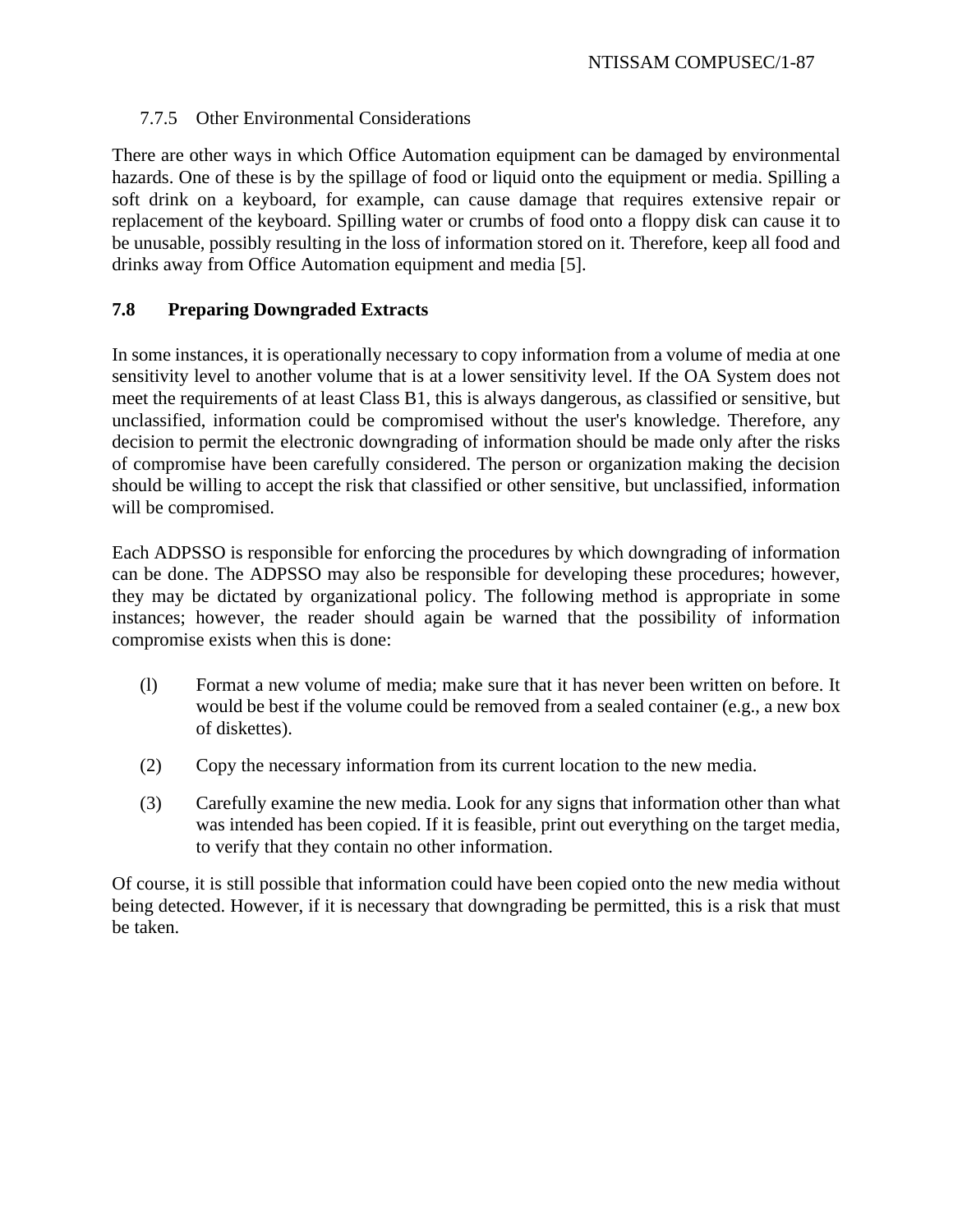### 7.7.5 Other Environmental Considerations

There are other ways in which Office Automation equipment can be damaged by environmental hazards. One of these is by the spillage of food or liquid onto the equipment or media. Spilling a soft drink on a keyboard, for example, can cause damage that requires extensive repair or replacement of the keyboard. Spilling water or crumbs of food onto a floppy disk can cause it to be unusable, possibly resulting in the loss of information stored on it. Therefore, keep all food and drinks away from Office Automation equipment and media [5].

## 7.8 Preparing Downgraded Extracts

In some instances, it is operationally necessary to copy information from a volume of media at one sensitivity level to another volume that is at a lower sensitivity level. If the OA System does not meet the requirements of at least Class B1, this is always dangerous, as classified or sensitive, but unclassified, information could be compromised without the user's knowledge. Therefore, any decision to permit the electronic downgrading of information should be made only after the risks of compromise have been carefully considered. The person or organization making the decision should be willing to accept the risk that classified or other sensitive, but unclassified, information will be compromised.

Each ADPSSO is responsible for enforcing the procedures by which downgrading of information can be done. The ADPSSO may also be responsible for developing these procedures; however, they may be dictated by organizational policy. The following method is appropriate in some instances; however, the reader should again be warned that the possibility of information compromise exists when this is done:

(l) Format a new volume of media; make sure that it has never been written on before. It would be best if the volume could be removed from a sealed container (e.g., a new box of diskettes).

(2) Copy the necessary information from its current location to the new media.

(3) Carefully examine the new media. Look for any signs that information other than what was intended has been copied. If it is feasible, print out everything on the target media, to verify that they contain no other information.

Of course, it is still possible that information could have been copied onto the new media without being detected. However, if it is necessary that downgrading be permitted, this is a risk that must be taken.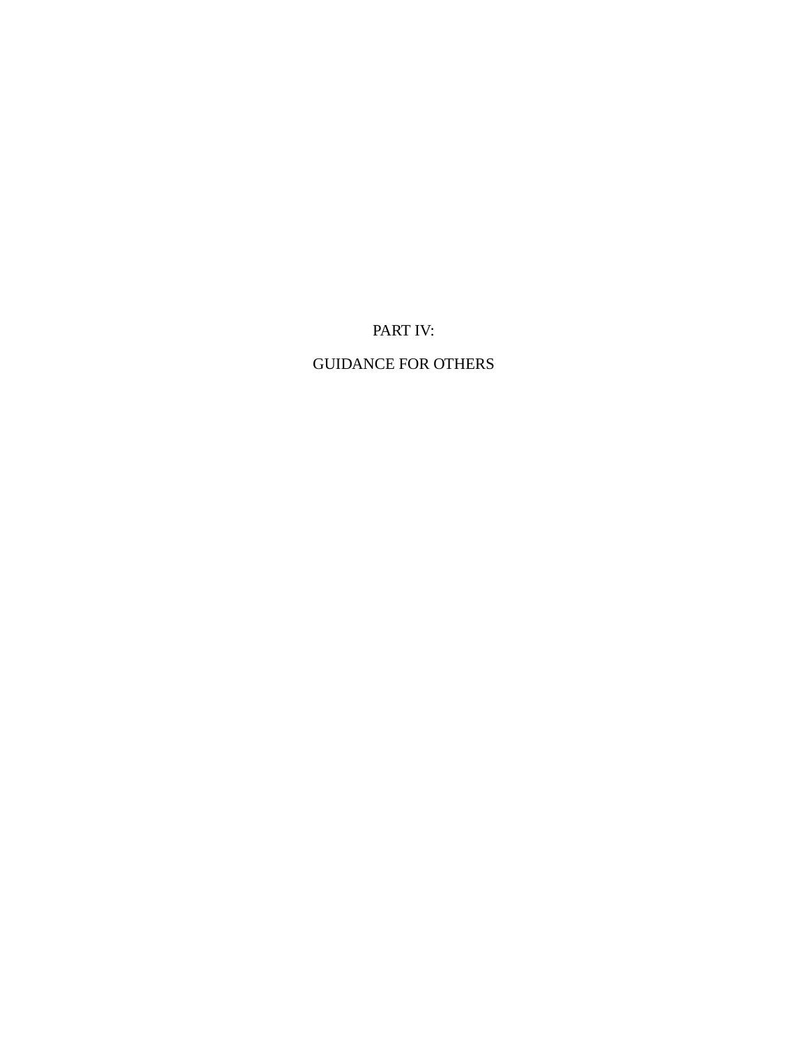# PART IV:

# GUIDANCE FOR OTHERS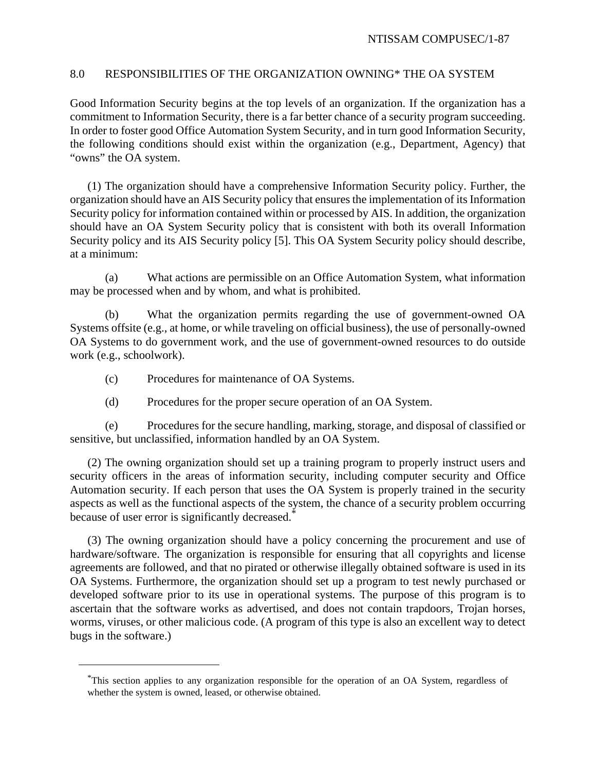## 8.0 RESPONSIBILITIES OF THE ORGANIZATION OWNING* THE OA SYSTEM

Good Information Security begins at the top levels of an organization. If the organization has a commitment to Information Security, there is a far better chance of a security program succeeding. In order to foster good Office Automation System Security, and in turn good Information Security, the following conditions should exist within the organization (e.g., Department, Agency) that "owns" the OA system.

(1) The organization should have a comprehensive Information Security policy. Further, the organization should have an AIS Security policy that ensures the implementation of its Information Security policy for information contained within or processed by AIS. In addition, the organization should have an OA System Security policy that is consistent with both its overall Information Security policy and its AIS Security policy [5]. This OA System Security policy should describe, at a minimum:

(a) What actions are permissible on an Office Automation System, what information may be processed when and by whom, and what is prohibited.

(b) What the organization permits regarding the use of government-owned OA Systems offsite (e.g., at home, or while traveling on official business), the use of personally-owned OA Systems to do government work, and the use of government-owned resources to do outside work (e.g., schoolwork).

(c) Procedures for maintenance of OA Systems.

(d) Procedures for the proper secure operation of an OA System.

(e) Procedures for the secure handling, marking, storage, and disposal of classified or sensitive, but unclassified, information handled by an OA System.

(2) The owning organization should set up a training program to properly instruct users and security officers in the areas of information security, including computer security and Office Automation security. If each person that uses the OA System is properly trained in the security aspects as well as the functional aspects of the system, the chance of a security problem occurring because of user error is significantly decreased.*

(3) The owning organization should have a policy concerning the procurement and use of hardware/software. The organization is responsible for ensuring that all copyrights and license agreements are followed, and that no pirated or otherwise illegally obtained software is used in its OA Systems. Furthermore, the organization should set up a program to test newly purchased or developed software prior to its use in operational systems. The purpose of this program is to ascertain that the software works as advertised, and does not contain trapdoors, Trojan horses, worms, viruses, or other malicious code. (A program of this type is also an excellent way to detect bugs in the software.)

---

*This section applies to any organization responsible for the operation of an OA System, regardless of whether the system is owned, leased, or otherwise obtained.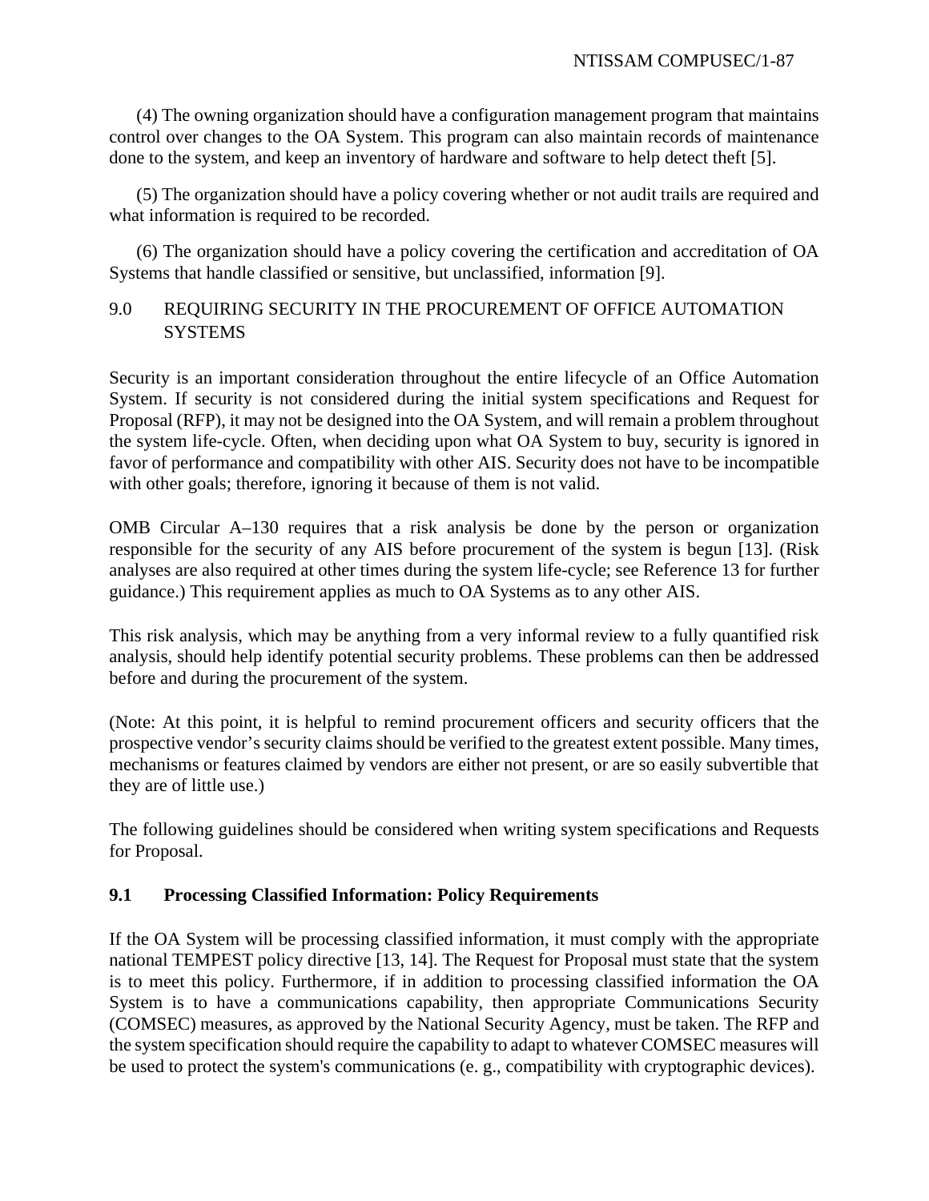(4) The owning organization should have a configuration management program that maintains control over changes to the OA System. This program can also maintain records of maintenance done to the system, and keep an inventory of hardware and software to help detect theft [5].

(5) The organization should have a policy covering whether or not audit trails are required and what information is required to be recorded.

(6) The organization should have a policy covering the certification and accreditation of OA Systems that handle classified or sensitive, but unclassified, information [9].

## 9.0 REQUIRING SECURITY IN THE PROCUREMENT OF OFFICE AUTOMATION SYSTEMS

Security is an important consideration throughout the entire lifecycle of an Office Automation System. If security is not considered during the initial system specifications and Request for Proposal (RFP), it may not be designed into the OA System, and will remain a problem throughout the system life-cycle. Often, when deciding upon what OA System to buy, security is ignored in favor of performance and compatibility with other AIS. Security does not have to be incompatible with other goals; therefore, ignoring it because of them is not valid.

OMB Circular A–130 requires that a risk analysis be done by the person or organization responsible for the security of any AIS before procurement of the system is begun [13]. (Risk analyses are also required at other times during the system life-cycle; see Reference 13 for further guidance.) This requirement applies as much to OA Systems as to any other AIS.

This risk analysis, which may be anything from a very informal review to a fully quantified risk analysis, should help identify potential security problems. These problems can then be addressed before and during the procurement of the system.

(Note: At this point, it is helpful to remind procurement officers and security officers that the prospective vendor's security claims should be verified to the greatest extent possible. Many times, mechanisms or features claimed by vendors are either not present, or are so easily subvertible that they are of little use.)

The following guidelines should be considered when writing system specifications and Requests for Proposal.

### 9.1 Processing Classified Information: Policy Requirements

If the OA System will be processing classified information, it must comply with the appropriate national TEMPEST policy directive [13, 14]. The Request for Proposal must state that the system is to meet this policy. Furthermore, if in addition to processing classified information the OA System is to have a communications capability, then appropriate Communications Security (COMSEC) measures, as approved by the National Security Agency, must be taken. The RFP and the system specification should require the capability to adapt to whatever COMSEC measures will be used to protect the system's communications (e. g., compatibility with cryptographic devices).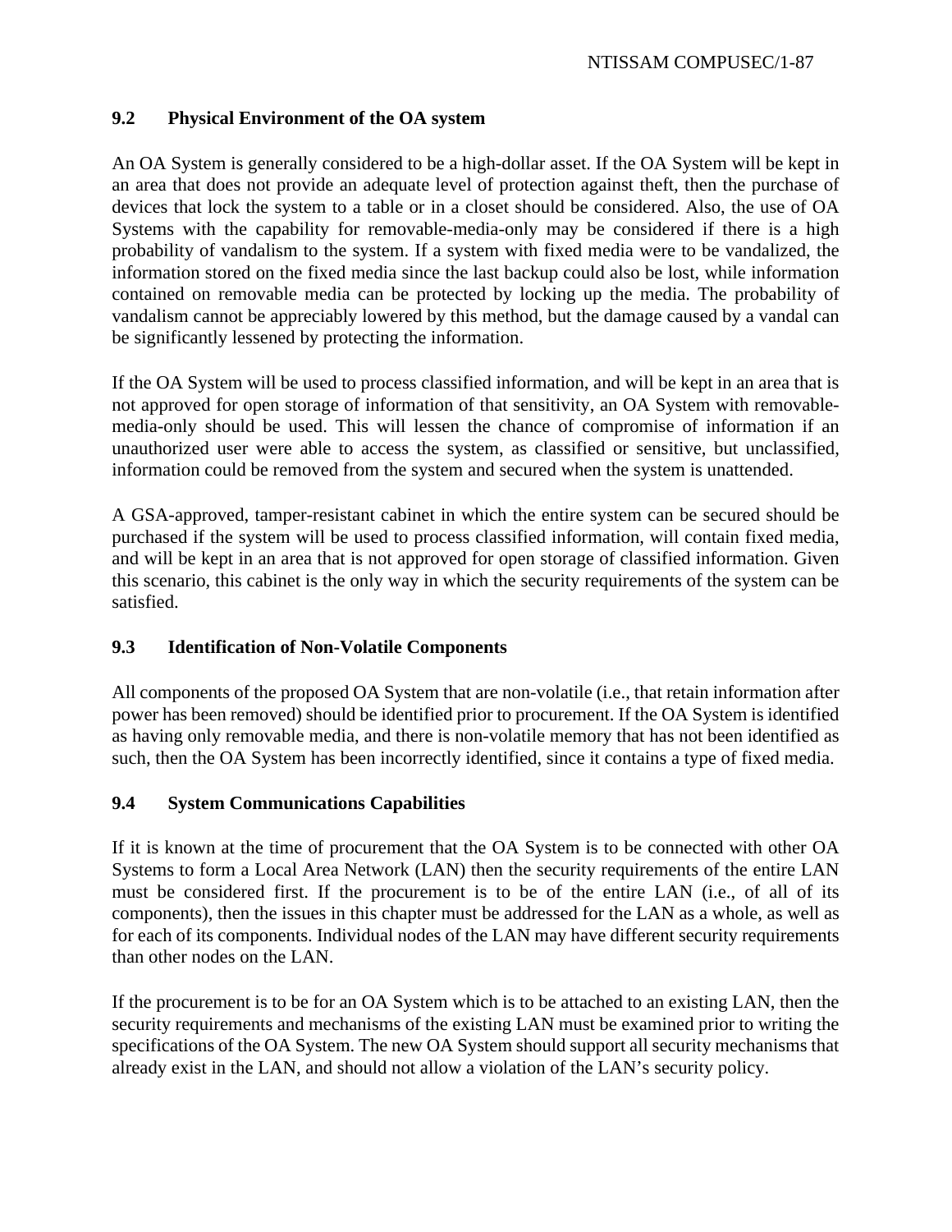## 9.2 Physical Environment of the OA system

An OA System is generally considered to be a high-dollar asset. If the OA System will be kept in an area that does not provide an adequate level of protection against theft, then the purchase of devices that lock the system to a table or in a closet should be considered. Also, the use of OA Systems with the capability for removable-media-only may be considered if there is a high probability of vandalism to the system. If a system with fixed media were to be vandalized, the information stored on the fixed media since the last backup could also be lost, while information contained on removable media can be protected by locking up the media. The probability of vandalism cannot be appreciably lowered by this method, but the damage caused by a vandal can be significantly lessened by protecting the information.

If the OA System will be used to process classified information, and will be kept in an area that is not approved for open storage of information of that sensitivity, an OA System with removable-media-only should be used. This will lessen the chance of compromise of information if an unauthorized user were able to access the system, as classified or sensitive, but unclassified, information could be removed from the system and secured when the system is unattended.

A GSA-approved, tamper-resistant cabinet in which the entire system can be secured should be purchased if the system will be used to process classified information, will contain fixed media, and will be kept in an area that is not approved for open storage of classified information. Given this scenario, this cabinet is the only way in which the security requirements of the system can be satisfied.

## 9.3 Identification of Non-Volatile Components

All components of the proposed OA System that are non-volatile (i.e., that retain information after power has been removed) should be identified prior to procurement. If the OA System is identified as having only removable media, and there is non-volatile memory that has not been identified as such, then the OA System has been incorrectly identified, since it contains a type of fixed media.

## 9.4 System Communications Capabilities

If it is known at the time of procurement that the OA System is to be connected with other OA Systems to form a Local Area Network (LAN) then the security requirements of the entire LAN must be considered first. If the procurement is to be of the entire LAN (i.e., of all of its components), then the issues in this chapter must be addressed for the LAN as a whole, as well as for each of its components. Individual nodes of the LAN may have different security requirements than other nodes on the LAN.

If the procurement is to be for an OA System which is to be attached to an existing LAN, then the security requirements and mechanisms of the existing LAN must be examined prior to writing the specifications of the OA System. The new OA System should support all security mechanisms that already exist in the LAN, and should not allow a violation of the LAN's security policy.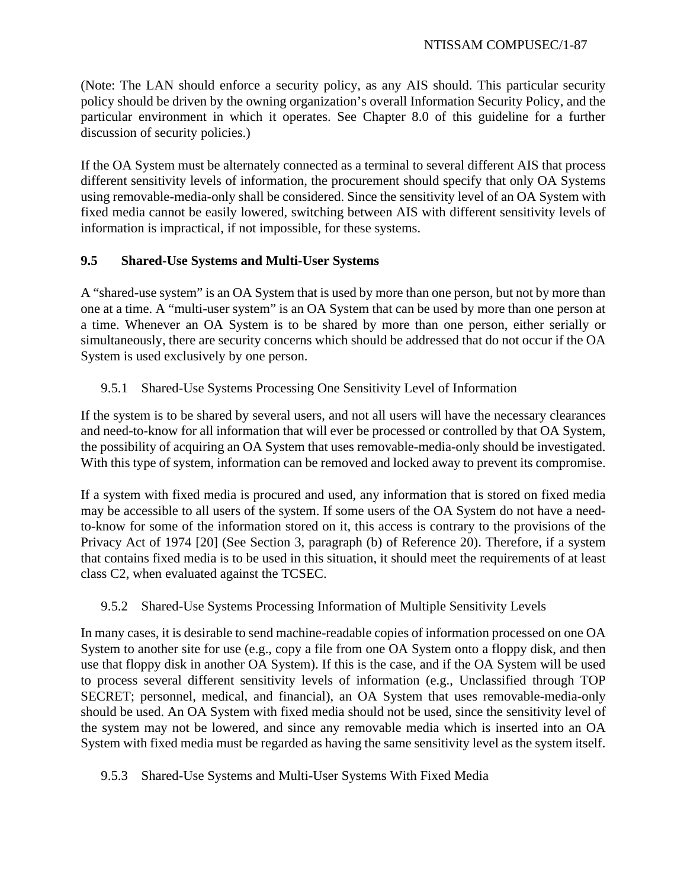(Note: The LAN should enforce a security policy, as any AIS should. This particular security policy should be driven by the owning organization's overall Information Security Policy, and the particular environment in which it operates. See Chapter 8.0 of this guideline for a further discussion of security policies.)

If the OA System must be alternately connected as a terminal to several different AIS that process different sensitivity levels of information, the procurement should specify that only OA Systems using removable-media-only shall be considered. Since the sensitivity level of an OA System with fixed media cannot be easily lowered, switching between AIS with different sensitivity levels of information is impractical, if not impossible, for these systems.

## 9.5 Shared-Use Systems and Multi-User Systems

A "shared-use system" is an OA System that is used by more than one person, but not by more than one at a time. A "multi-user system" is an OA System that can be used by more than one person at a time. Whenever an OA System is to be shared by more than one person, either serially or simultaneously, there are security concerns which should be addressed that do not occur if the OA System is used exclusively by one person.

### 9.5.1 Shared-Use Systems Processing One Sensitivity Level of Information

If the system is to be shared by several users, and not all users will have the necessary clearances and need-to-know for all information that will ever be processed or controlled by that OA System, the possibility of acquiring an OA System that uses removable-media-only should be investigated. With this type of system, information can be removed and locked away to prevent its compromise.

If a system with fixed media is procured and used, any information that is stored on fixed media may be accessible to all users of the system. If some users of the OA System do not have a need-to-know for some of the information stored on it, this access is contrary to the provisions of the Privacy Act of 1974 [20] (See Section 3, paragraph (b) of Reference 20). Therefore, if a system that contains fixed media is to be used in this situation, it should meet the requirements of at least class C2, when evaluated against the TCSEC.

### 9.5.2 Shared-Use Systems Processing Information of Multiple Sensitivity Levels

In many cases, it is desirable to send machine-readable copies of information processed on one OA System to another site for use (e.g., copy a file from one OA System onto a floppy disk, and then use that floppy disk in another OA System). If this is the case, and if the OA System will be used to process several different sensitivity levels of information (e.g., Unclassified through TOP SECRET; personnel, medical, and financial), an OA System that uses removable-media-only should be used. An OA System with fixed media should not be used, since the sensitivity level of the system may not be lowered, and since any removable media which is inserted into an OA System with fixed media must be regarded as having the same sensitivity level as the system itself.

### 9.5.3 Shared-Use Systems and Multi-User Systems With Fixed Media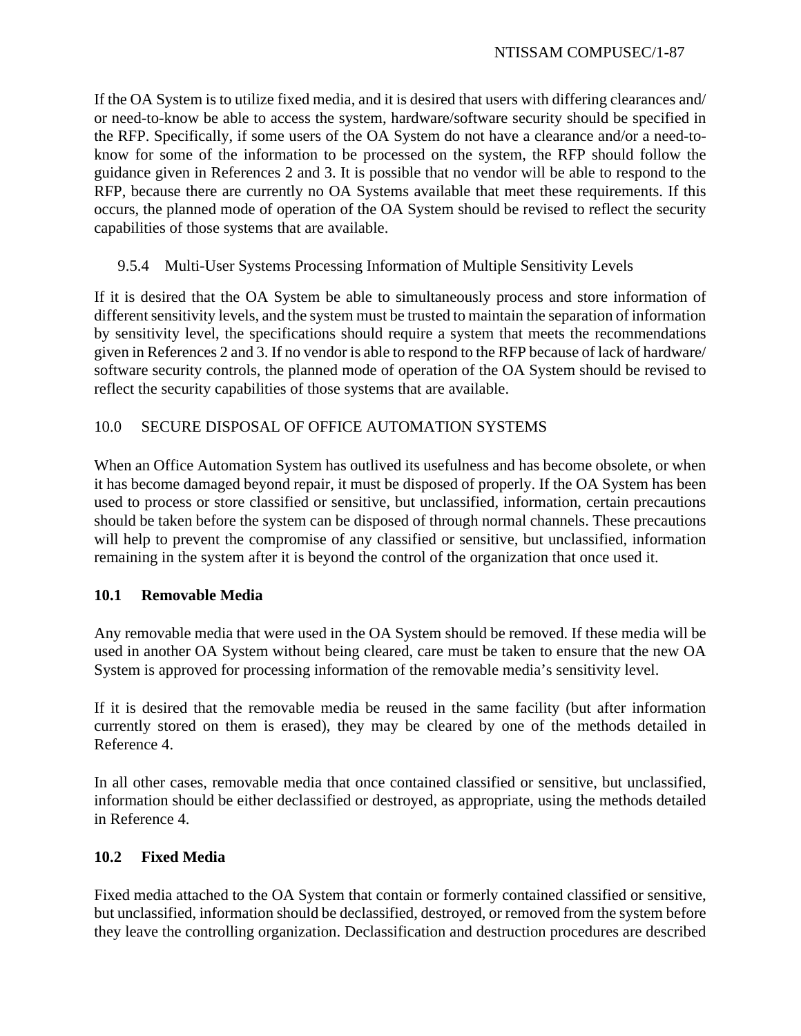If the OA System is to utilize fixed media, and it is desired that users with differing clearances and/or need-to-know be able to access the system, hardware/software security should be specified in the RFP. Specifically, if some users of the OA System do not have a clearance and/or a need-to-know for some of the information to be processed on the system, the RFP should follow the guidance given in References 2 and 3. It is possible that no vendor will be able to respond to the RFP, because there are currently no OA Systems available that meet these requirements. If this occurs, the planned mode of operation of the OA System should be revised to reflect the security capabilities of those systems that are available.

#### 9.5.4 Multi-User Systems Processing Information of Multiple Sensitivity Levels

If it is desired that the OA System be able to simultaneously process and store information of different sensitivity levels, and the system must be trusted to maintain the separation of information by sensitivity level, the specifications should require a system that meets the recommendations given in References 2 and 3. If no vendor is able to respond to the RFP because of lack of hardware/software security controls, the planned mode of operation of the OA System should be revised to reflect the security capabilities of those systems that are available.

## 10.0 SECURE DISPOSAL OF OFFICE AUTOMATION SYSTEMS

When an Office Automation System has outlived its usefulness and has become obsolete, or when it has become damaged beyond repair, it must be disposed of properly. If the OA System has been used to process or store classified or sensitive, but unclassified, information, certain precautions should be taken before the system can be disposed of through normal channels. These precautions will help to prevent the compromise of any classified or sensitive, but unclassified, information remaining in the system after it is beyond the control of the organization that once used it.

### 10.1 Removable Media

Any removable media that were used in the OA System should be removed. If these media will be used in another OA System without being cleared, care must be taken to ensure that the new OA System is approved for processing information of the removable media's sensitivity level.

If it is desired that the removable media be reused in the same facility (but after information currently stored on them is erased), they may be cleared by one of the methods detailed in Reference 4.

In all other cases, removable media that once contained classified or sensitive, but unclassified, information should be either declassified or destroyed, as appropriate, using the methods detailed in Reference 4.

### 10.2 Fixed Media

Fixed media attached to the OA System that contain or formerly contained classified or sensitive, but unclassified, information should be declassified, destroyed, or removed from the system before they leave the controlling organization. Declassification and destruction procedures are described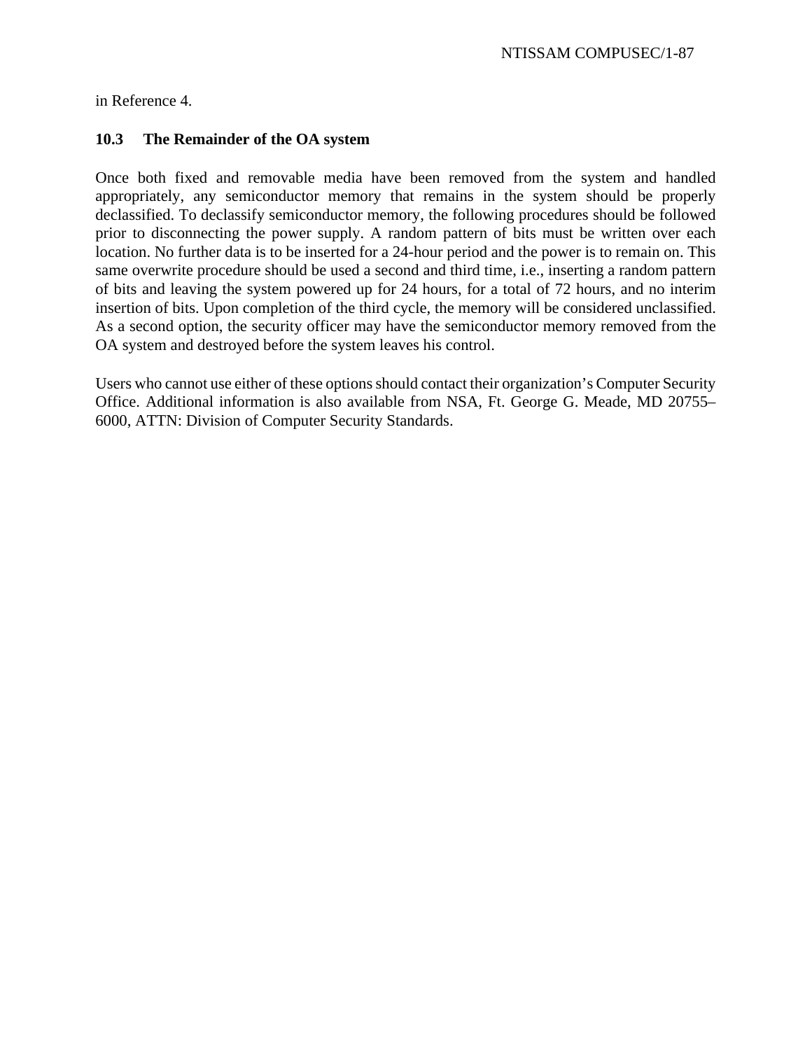in Reference 4.

### 10.3 The Remainder of the OA system

Once both fixed and removable media have been removed from the system and handled appropriately, any semiconductor memory that remains in the system should be properly declassified. To declassify semiconductor memory, the following procedures should be followed prior to disconnecting the power supply. A random pattern of bits must be written over each location. No further data is to be inserted for a 24-hour period and the power is to remain on. This same overwrite procedure should be used a second and third time, i.e., inserting a random pattern of bits and leaving the system powered up for 24 hours, for a total of 72 hours, and no interim insertion of bits. Upon completion of the third cycle, the memory will be considered unclassified. As a second option, the security officer may have the semiconductor memory removed from the OA system and destroyed before the system leaves his control.

Users who cannot use either of these options should contact their organization's Computer Security Office. Additional information is also available from NSA, Ft. George G. Meade, MD 20755–6000, ATTN: Division of Computer Security Standards.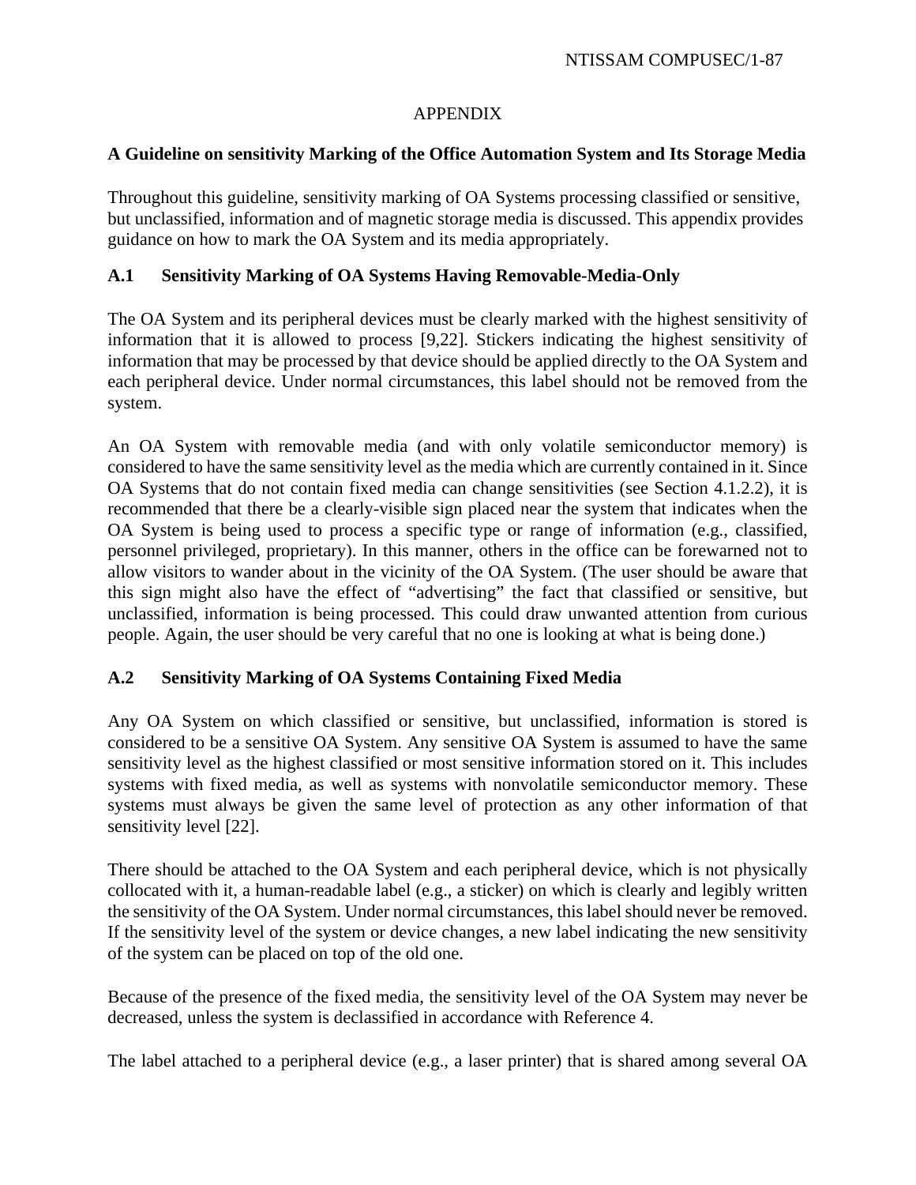# APPENDIX

## A Guideline on sensitivity Marking of the Office Automation System and Its Storage Media

Throughout this guideline, sensitivity marking of OA Systems processing classified or sensitive, but unclassified, information and of magnetic storage media is discussed. This appendix provides guidance on how to mark the OA System and its media appropriately.

### A.1 Sensitivity Marking of OA Systems Having Removable-Media-Only

The OA System and its peripheral devices must be clearly marked with the highest sensitivity of information that it is allowed to process [9,22]. Stickers indicating the highest sensitivity of information that may be processed by that device should be applied directly to the OA System and each peripheral device. Under normal circumstances, this label should not be removed from the system.

An OA System with removable media (and with only volatile semiconductor memory) is considered to have the same sensitivity level as the media which are currently contained in it. Since OA Systems that do not contain fixed media can change sensitivities (see Section 4.1.2.2), it is recommended that there be a clearly-visible sign placed near the system that indicates when the OA System is being used to process a specific type or range of information (e.g., classified, personnel privileged, proprietary). In this manner, others in the office can be forewarned not to allow visitors to wander about in the vicinity of the OA System. (The user should be aware that this sign might also have the effect of "advertising" the fact that classified or sensitive, but unclassified, information is being processed. This could draw unwanted attention from curious people. Again, the user should be very careful that no one is looking at what is being done.)

### A.2 Sensitivity Marking of OA Systems Containing Fixed Media

Any OA System on which classified or sensitive, but unclassified, information is stored is considered to be a sensitive OA System. Any sensitive OA System is assumed to have the same sensitivity level as the highest classified or most sensitive information stored on it. This includes systems with fixed media, as well as systems with nonvolatile semiconductor memory. These systems must always be given the same level of protection as any other information of that sensitivity level [22].

There should be attached to the OA System and each peripheral device, which is not physically collocated with it, a human-readable label (e.g., a sticker) on which is clearly and legibly written the sensitivity of the OA System. Under normal circumstances, this label should never be removed. If the sensitivity level of the system or device changes, a new label indicating the new sensitivity of the system can be placed on top of the old one.

Because of the presence of the fixed media, the sensitivity level of the OA System may never be decreased, unless the system is declassified in accordance with Reference 4.

The label attached to a peripheral device (e.g., a laser printer) that is shared among several OA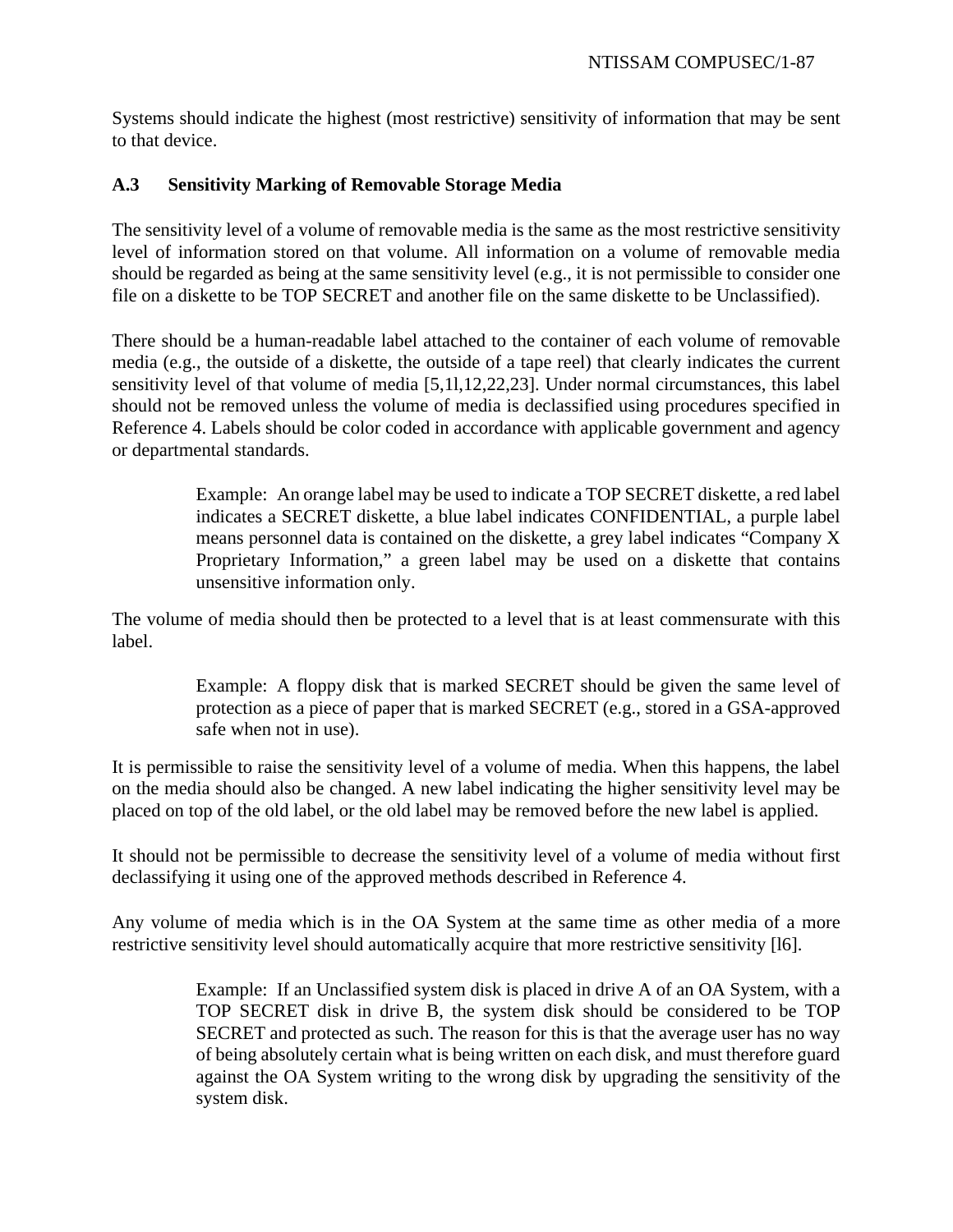Systems should indicate the highest (most restrictive) sensitivity of information that may be sent to that device.

### A.3 Sensitivity Marking of Removable Storage Media

The sensitivity level of a volume of removable media is the same as the most restrictive sensitivity level of information stored on that volume. All information on a volume of removable media should be regarded as being at the same sensitivity level (e.g., it is not permissible to consider one file on a diskette to be TOP SECRET and another file on the same diskette to be Unclassified).

There should be a human-readable label attached to the container of each volume of removable media (e.g., the outside of a diskette, the outside of a tape reel) that clearly indicates the current sensitivity level of that volume of media [5,1l,12,22,23]. Under normal circumstances, this label should not be removed unless the volume of media is declassified using procedures specified in Reference 4. Labels should be color coded in accordance with applicable government and agency or departmental standards.

> Example: An orange label may be used to indicate a TOP SECRET diskette, a red label indicates a SECRET diskette, a blue label indicates CONFIDENTIAL, a purple label means personnel data is contained on the diskette, a grey label indicates "Company X Proprietary Information," a green label may be used on a diskette that contains unsensitive information only.

The volume of media should then be protected to a level that is at least commensurate with this label.

> Example: A floppy disk that is marked SECRET should be given the same level of protection as a piece of paper that is marked SECRET (e.g., stored in a GSA-approved safe when not in use).

It is permissible to raise the sensitivity level of a volume of media. When this happens, the label on the media should also be changed. A new label indicating the higher sensitivity level may be placed on top of the old label, or the old label may be removed before the new label is applied.

It should not be permissible to decrease the sensitivity level of a volume of media without first declassifying it using one of the approved methods described in Reference 4.

Any volume of media which is in the OA System at the same time as other media of a more restrictive sensitivity level should automatically acquire that more restrictive sensitivity [l6].

> Example: If an Unclassified system disk is placed in drive A of an OA System, with a TOP SECRET disk in drive B, the system disk should be considered to be TOP SECRET and protected as such. The reason for this is that the average user has no way of being absolutely certain what is being written on each disk, and must therefore guard against the OA System writing to the wrong disk by upgrading the sensitivity of the system disk.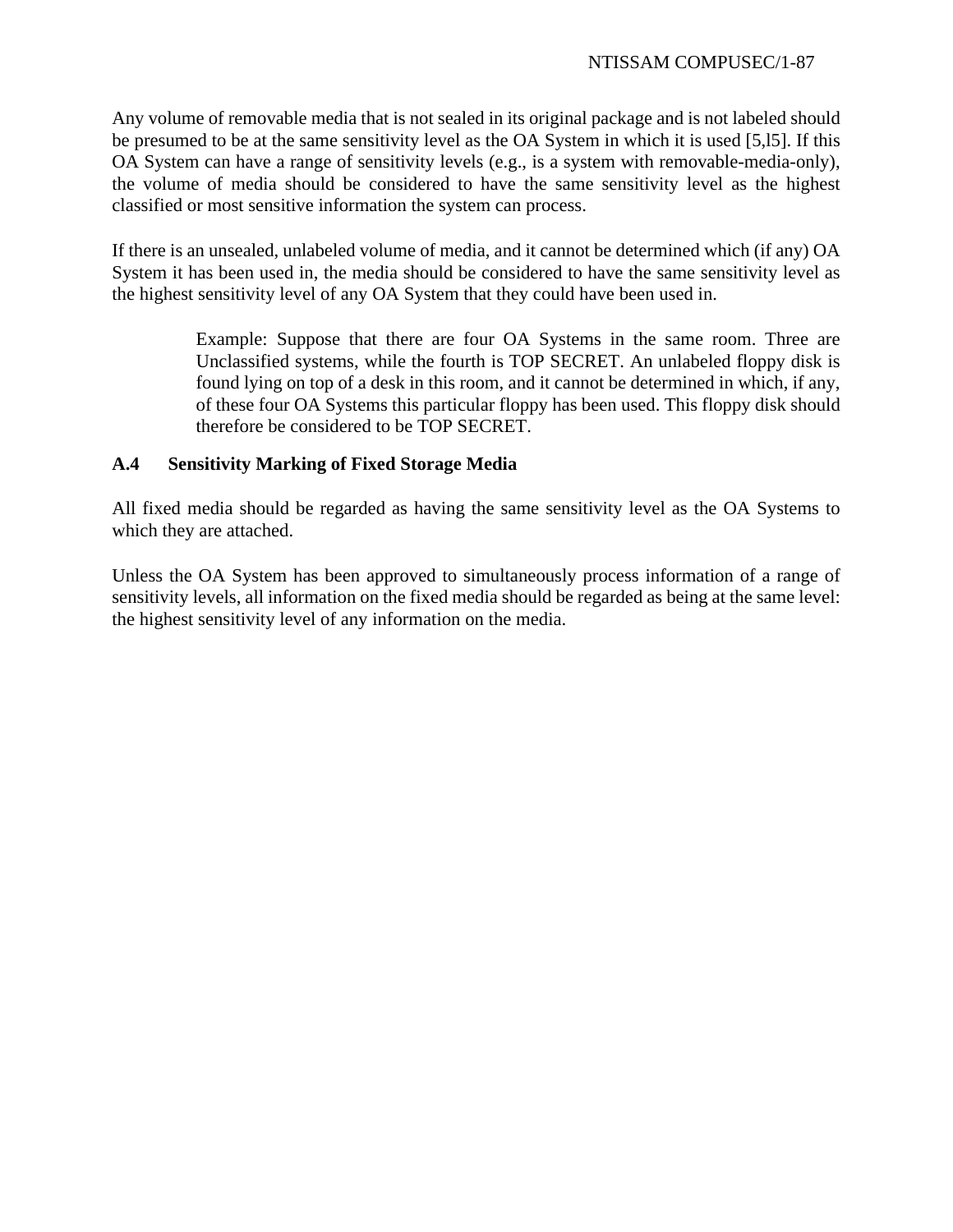Any volume of removable media that is not sealed in its original package and is not labeled should be presumed to be at the same sensitivity level as the OA System in which it is used [5,l5]. If this OA System can have a range of sensitivity levels (e.g., is a system with removable-media-only), the volume of media should be considered to have the same sensitivity level as the highest classified or most sensitive information the system can process.

If there is an unsealed, unlabeled volume of media, and it cannot be determined which (if any) OA System it has been used in, the media should be considered to have the same sensitivity level as the highest sensitivity level of any OA System that they could have been used in.

> Example: Suppose that there are four OA Systems in the same room. Three are Unclassified systems, while the fourth is TOP SECRET. An unlabeled floppy disk is found lying on top of a desk in this room, and it cannot be determined in which, if any, of these four OA Systems this particular floppy has been used. This floppy disk should therefore be considered to be TOP SECRET.

### A.4 Sensitivity Marking of Fixed Storage Media

All fixed media should be regarded as having the same sensitivity level as the OA Systems to which they are attached.

Unless the OA System has been approved to simultaneously process information of a range of sensitivity levels, all information on the fixed media should be regarded as being at the same level: the highest sensitivity level of any information on the media.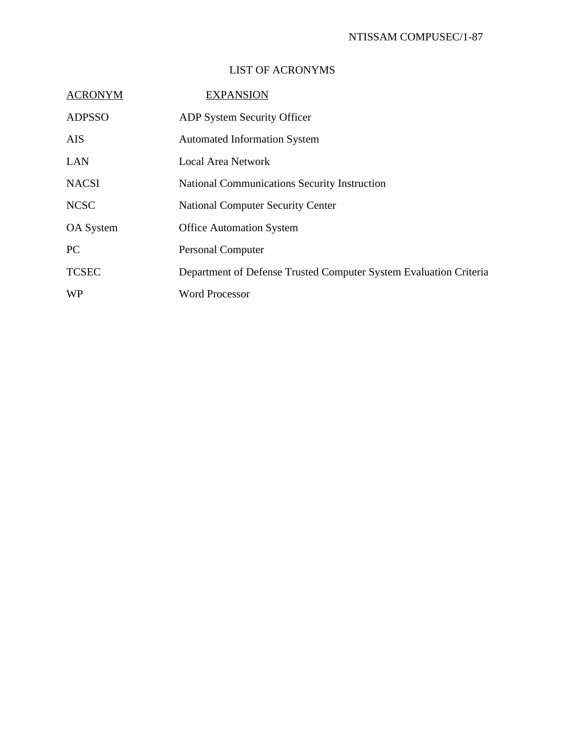# LIST OF ACRONYMS

| ACRONYM | EXPANSION |
|---|---|
| ADPSSO | ADP System Security Officer |
| AIS | Automated Information System |
| LAN | Local Area Network |
| NACSI | National Communications Security Instruction |
| NCSC | National Computer Security Center |
| OA System | Office Automation System |
| PC | Personal Computer |
| TCSEC | Department of Defense Trusted Computer System Evaluation Criteria |
| WP | Word Processor |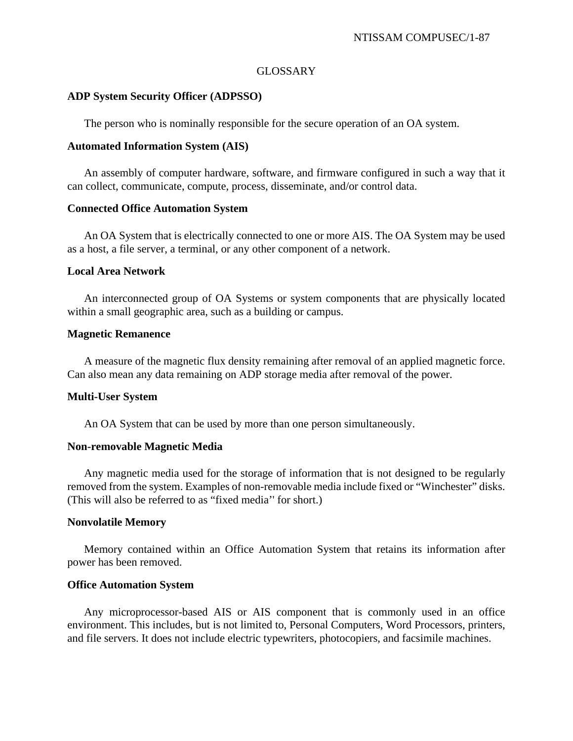# GLOSSARY

**ADP System Security Officer (ADPSSO)**

The person who is nominally responsible for the secure operation of an OA system.

**Automated Information System (AIS)**

An assembly of computer hardware, software, and firmware configured in such a way that it can collect, communicate, compute, process, disseminate, and/or control data.

**Connected Office Automation System**

An OA System that is electrically connected to one or more AIS. The OA System may be used as a host, a file server, a terminal, or any other component of a network.

**Local Area Network**

An interconnected group of OA Systems or system components that are physically located within a small geographic area, such as a building or campus.

**Magnetic Remanence**

A measure of the magnetic flux density remaining after removal of an applied magnetic force. Can also mean any data remaining on ADP storage media after removal of the power.

**Multi-User System**

An OA System that can be used by more than one person simultaneously.

**Non-removable Magnetic Media**

Any magnetic media used for the storage of information that is not designed to be regularly removed from the system. Examples of non-removable media include fixed or "Winchester" disks. (This will also be referred to as "fixed media'' for short.)

**Nonvolatile Memory**

Memory contained within an Office Automation System that retains its information after power has been removed.

**Office Automation System**

Any microprocessor-based AIS or AIS component that is commonly used in an office environment. This includes, but is not limited to, Personal Computers, Word Processors, printers, and file servers. It does not include electric typewriters, photocopiers, and facsimile machines.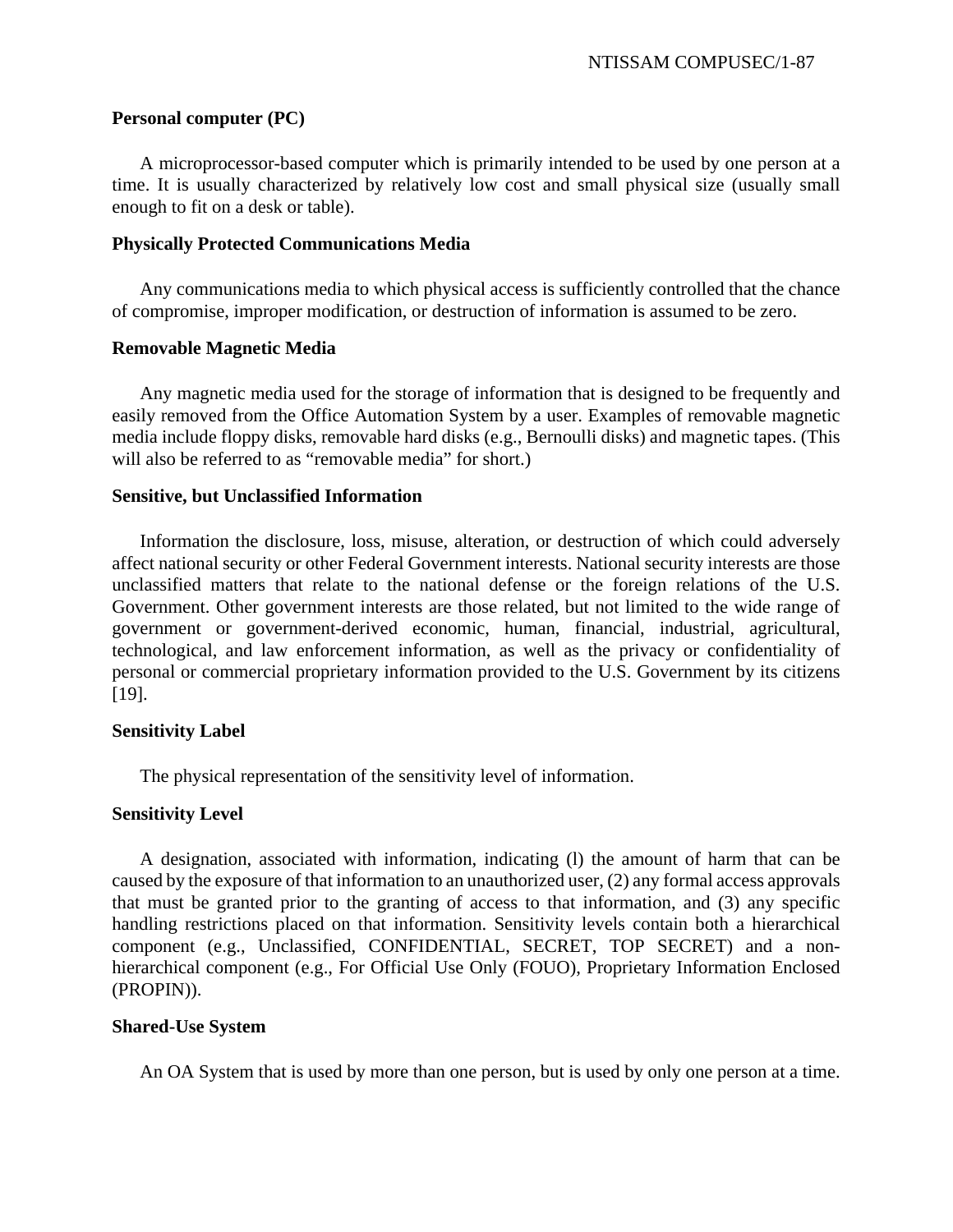**Personal computer (PC)**

A microprocessor-based computer which is primarily intended to be used by one person at a time. It is usually characterized by relatively low cost and small physical size (usually small enough to fit on a desk or table).

**Physically Protected Communications Media**

Any communications media to which physical access is sufficiently controlled that the chance of compromise, improper modification, or destruction of information is assumed to be zero.

**Removable Magnetic Media**

Any magnetic media used for the storage of information that is designed to be frequently and easily removed from the Office Automation System by a user. Examples of removable magnetic media include floppy disks, removable hard disks (e.g., Bernoulli disks) and magnetic tapes. (This will also be referred to as “removable media” for short.)

**Sensitive, but Unclassified Information**

Information the disclosure, loss, misuse, alteration, or destruction of which could adversely affect national security or other Federal Government interests. National security interests are those unclassified matters that relate to the national defense or the foreign relations of the U.S. Government. Other government interests are those related, but not limited to the wide range of government or government-derived economic, human, financial, industrial, agricultural, technological, and law enforcement information, as well as the privacy or confidentiality of personal or commercial proprietary information provided to the U.S. Government by its citizens [19].

**Sensitivity Label**

The physical representation of the sensitivity level of information.

**Sensitivity Level**

A designation, associated with information, indicating (l) the amount of harm that can be caused by the exposure of that information to an unauthorized user, (2) any formal access approvals that must be granted prior to the granting of access to that information, and (3) any specific handling restrictions placed on that information. Sensitivity levels contain both a hierarchical component (e.g., Unclassified, CONFIDENTIAL, SECRET, TOP SECRET) and a non-hierarchical component (e.g., For Official Use Only (FOUO), Proprietary Information Enclosed (PROPIN)).

**Shared-Use System**

An OA System that is used by more than one person, but is used by only one person at a time.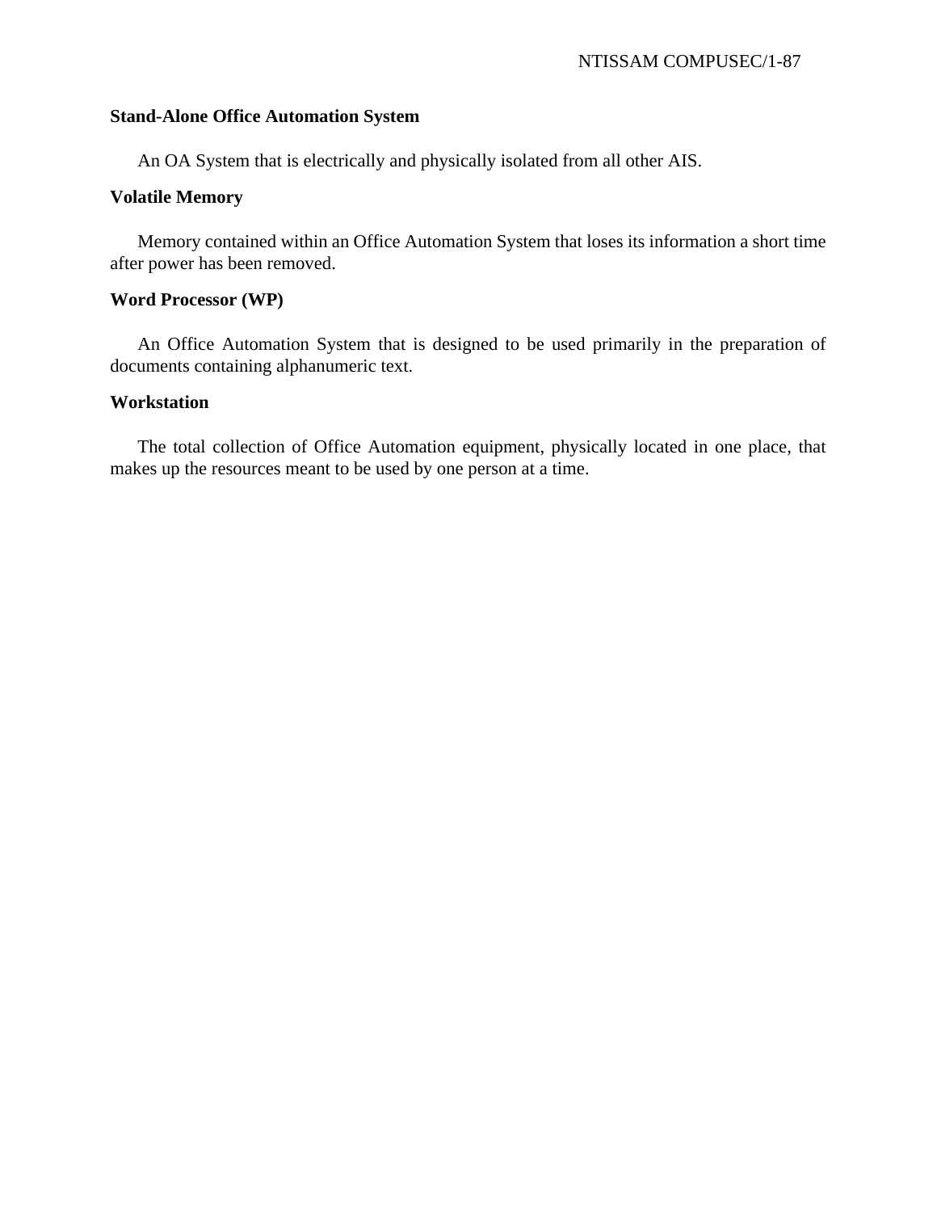**Stand-Alone Office Automation System**

An OA System that is electrically and physically isolated from all other AIS.

**Volatile Memory**

Memory contained within an Office Automation System that loses its information a short time after power has been removed.

**Word Processor (WP)**

An Office Automation System that is designed to be used primarily in the preparation of documents containing alphanumeric text.

**Workstation**

The total collection of Office Automation equipment, physically located in one place, that makes up the resources meant to be used by one person at a time.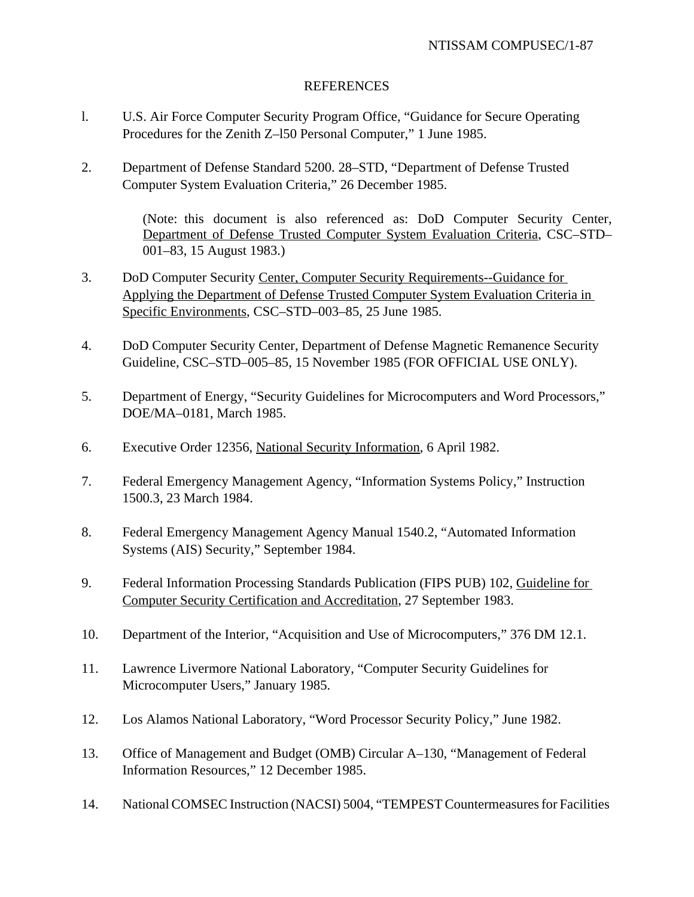# REFERENCES

l. U.S. Air Force Computer Security Program Office, "Guidance for Secure Operating Procedures for the Zenith Z–l50 Personal Computer," 1 June 1985.

2. Department of Defense Standard 5200. 28–STD, "Department of Defense Trusted Computer System Evaluation Criteria," 26 December 1985.

   (Note: this document is also referenced as: DoD Computer Security Center, Department of Defense Trusted Computer System Evaluation Criteria, CSC–STD–001–83, 15 August 1983.)

3. DoD Computer Security Center, Computer Security Requirements--Guidance for Applying the Department of Defense Trusted Computer System Evaluation Criteria in Specific Environments, CSC–STD–003–85, 25 June 1985.

4. DoD Computer Security Center, Department of Defense Magnetic Remanence Security Guideline, CSC–STD–005–85, 15 November 1985 (FOR OFFICIAL USE ONLY).

5. Department of Energy, "Security Guidelines for Microcomputers and Word Processors," DOE/MA–0181, March 1985.

6. Executive Order 12356, National Security Information, 6 April 1982.

7. Federal Emergency Management Agency, "Information Systems Policy," Instruction 1500.3, 23 March 1984.

8. Federal Emergency Management Agency Manual 1540.2, "Automated Information Systems (AIS) Security," September 1984.

9. Federal Information Processing Standards Publication (FIPS PUB) 102, Guideline for Computer Security Certification and Accreditation, 27 September 1983.

10. Department of the Interior, "Acquisition and Use of Microcomputers," 376 DM 12.1.

11. Lawrence Livermore National Laboratory, "Computer Security Guidelines for Microcomputer Users," January 1985.

12. Los Alamos National Laboratory, "Word Processor Security Policy," June 1982.

13. Office of Management and Budget (OMB) Circular A–130, "Management of Federal Information Resources," 12 December 1985.

14. National COMSEC Instruction (NACSI) 5004, "TEMPEST Countermeasures for Facilities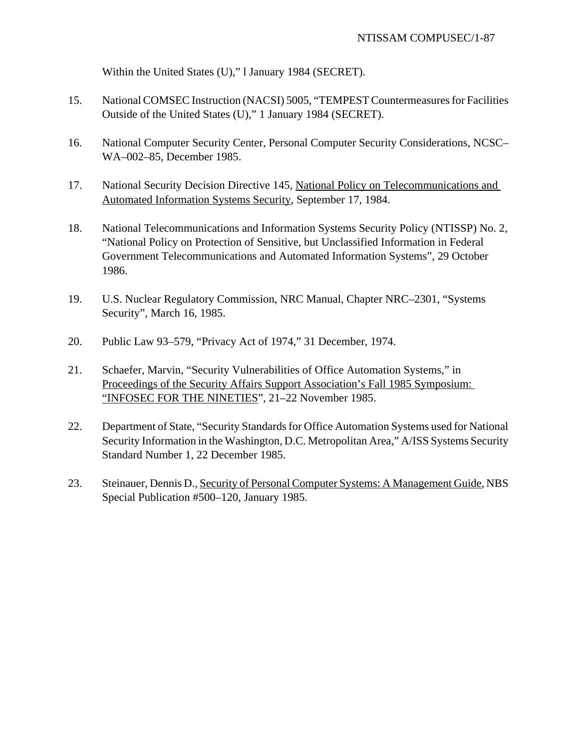Within the United States (U)," l January 1984 (SECRET).

15. National COMSEC Instruction (NACSI) 5005, "TEMPEST Countermeasures for Facilities Outside of the United States (U)," 1 January 1984 (SECRET).

16. National Computer Security Center, Personal Computer Security Considerations, NCSC–WA–002–85, December 1985.

17. National Security Decision Directive 145, National Policy on Telecommunications and Automated Information Systems Security, September 17, 1984.

18. National Telecommunications and Information Systems Security Policy (NTISSP) No. 2, "National Policy on Protection of Sensitive, but Unclassified Information in Federal Government Telecommunications and Automated Information Systems", 29 October 1986.

19. U.S. Nuclear Regulatory Commission, NRC Manual, Chapter NRC–2301, "Systems Security", March 16, 1985.

20. Public Law 93–579, "Privacy Act of 1974," 31 December, 1974.

21. Schaefer, Marvin, "Security Vulnerabilities of Office Automation Systems," in Proceedings of the Security Affairs Support Association's Fall 1985 Symposium: "INFOSEC FOR THE NINETIES", 21–22 November 1985.

22. Department of State, "Security Standards for Office Automation Systems used for National Security Information in the Washington, D.C. Metropolitan Area," A/ISS Systems Security Standard Number 1, 22 December 1985.

23. Steinauer, Dennis D., Security of Personal Computer Systems: A Management Guide, NBS Special Publication #500–120, January 1985.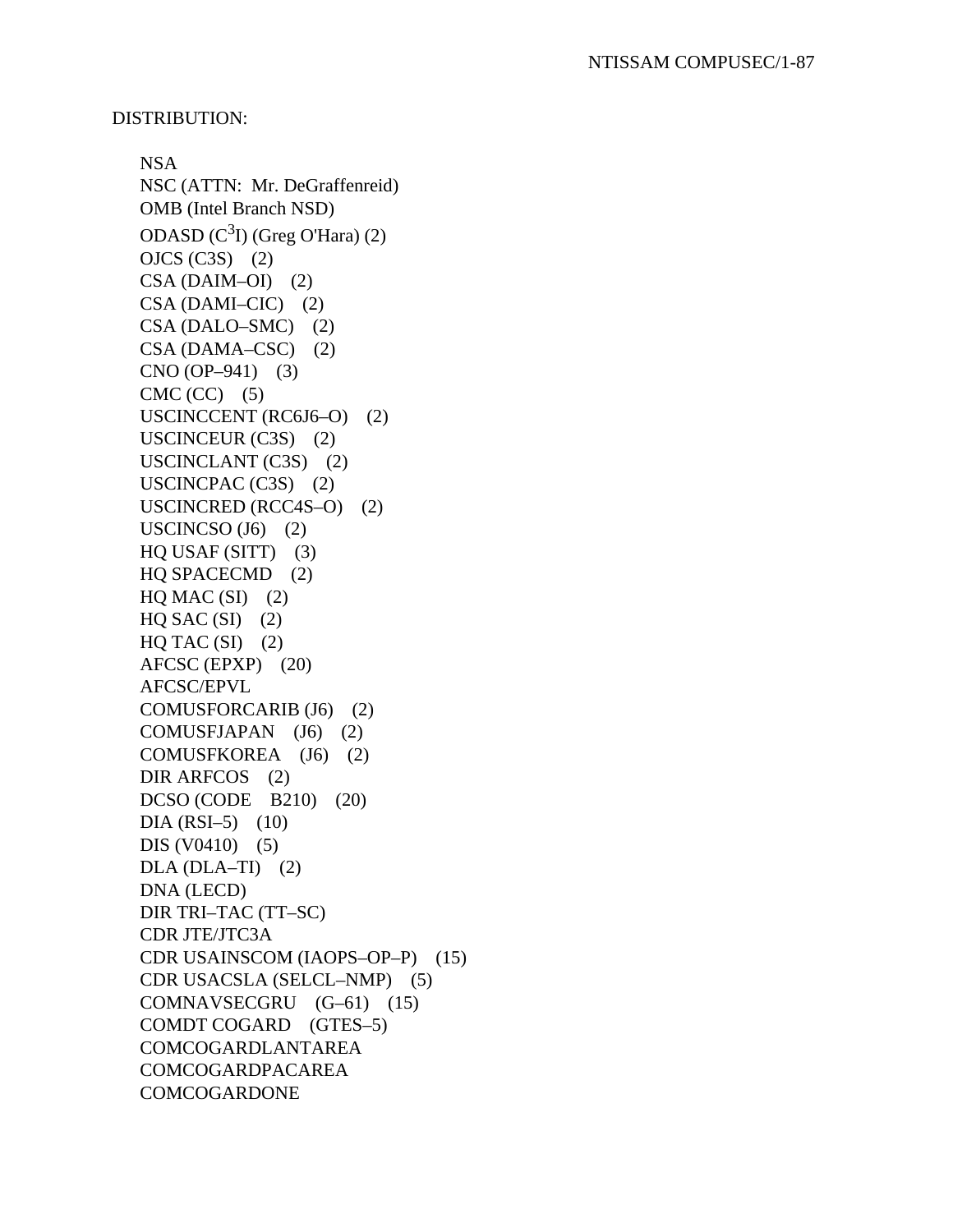DISTRIBUTION:

NSA
NSC (ATTN: Mr. DeGraffenreid)
OMB (Intel Branch NSD)
ODASD ($C^3I$) (Greg O'Hara) (2)
OJCS (C3S) (2)
CSA (DAIM–OI) (2)
CSA (DAMI–CIC) (2)
CSA (DALO–SMC) (2)
CSA (DAMA–CSC) (2)
CNO (OP–941) (3)
CMC (CC) (5)
USCINCCENT (RC6J6–O) (2)
USCINCEUR (C3S) (2)
USCINCLANT (C3S) (2)
USCINCPAC (C3S) (2)
USCINCRED (RCC4S–O) (2)
USCINCSO (J6) (2)
HQ USAF (SITT) (3)
HQ SPACECMD (2)
HQ MAC (SI) (2)
HQ SAC (SI) (2)
HQ TAC (SI) (2)
AFCSC (EPXP) (20)
AFCSC/EPVL
COMUSFORCARIB (J6) (2)
COMUSFJAPAN (J6) (2)
COMUSFKOREA (J6) (2)
DIR ARFCOS (2)
DCSO (CODE B210) (20)
DIA (RSI–5) (10)
DIS (V0410) (5)
DLA (DLA–TI) (2)
DNA (LECD)
DIR TRI–TAC (TT–SC)
CDR JTE/JTC3A
CDR USAINSCOM (IAOPS–OP–P) (15)
CDR USACSLA (SELCL–NMP) (5)
COMNAVSECGRU (G–61) (15)
COMDT COGARD (GTES–5)
COMCOGARDLANTAREA
COMCOGARDPACAREA
COMCOGARDONE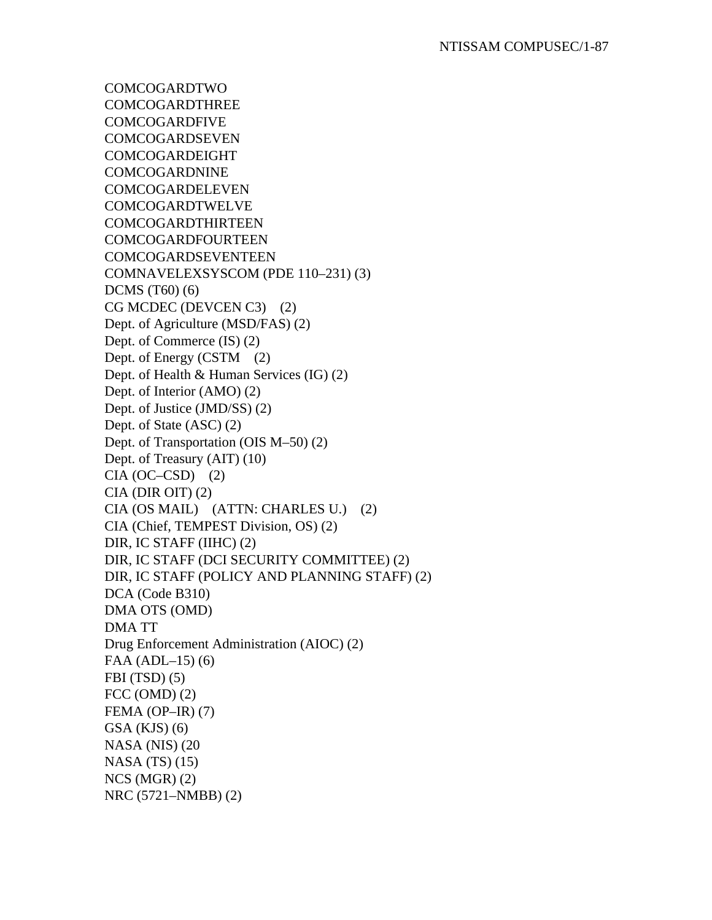COMCOGARDTWO
COMCOGARDTHREE
COMCOGARDFIVE
COMCOGARDSEVEN
COMCOGARDEIGHT
COMCOGARDNINE
COMCOGARDELEVEN
COMCOGARDTWELVE
COMCOGARDTHIRTEEN
COMCOGARDFOURTEEN
COMCOGARDSEVENTEEN
COMNAVELEXSYSCOM (PDE 110–231) (3)
DCMS (T60) (6)
CG MCDEC (DEVCEN C3) (2)
Dept. of Agriculture (MSD/FAS) (2)
Dept. of Commerce (IS) (2)
Dept. of Energy (CSTM (2)
Dept. of Health & Human Services (IG) (2)
Dept. of Interior (AMO) (2)
Dept. of Justice (JMD/SS) (2)
Dept. of State (ASC) (2)
Dept. of Transportation (OIS M–50) (2)
Dept. of Treasury (AIT) (10)
CIA (OC–CSD) (2)
CIA (DIR OIT) (2)
CIA (OS MAIL) (ATTN: CHARLES U.) (2)
CIA (Chief, TEMPEST Division, OS) (2)
DIR, IC STAFF (IIHC) (2)
DIR, IC STAFF (DCI SECURITY COMMITTEE) (2)
DIR, IC STAFF (POLICY AND PLANNING STAFF) (2)
DCA (Code B310)
DMA OTS (OMD)
DMA TT
Drug Enforcement Administration (AIOC) (2)
FAA (ADL–15) (6)
FBI (TSD) (5)
FCC (OMD) (2)
FEMA (OP–IR) (7)
GSA (KJS) (6)
NASA (NIS) (20
NASA (TS) (15)
NCS (MGR) (2)
NRC (5721–NMBB) (2)